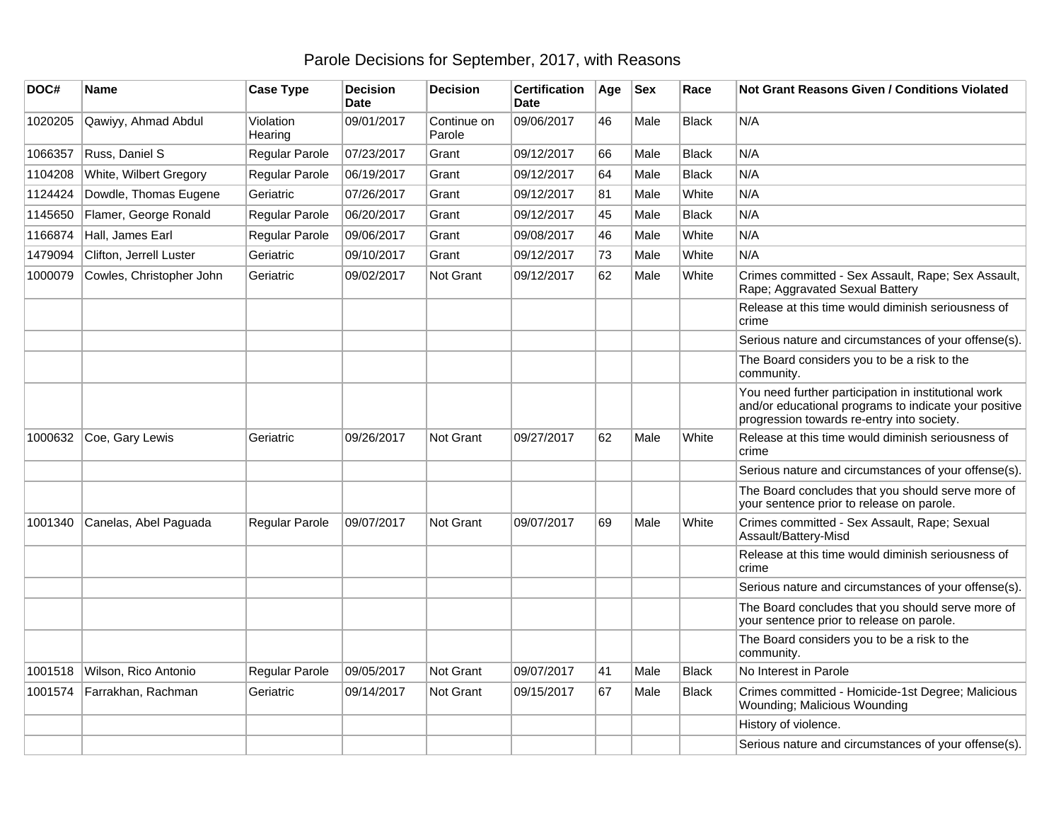# Parole Decisions for September, 2017, with Reasons

| DOC# | Name | Case Type | Decision Date | Decision | Certification Date | Age | Sex | Race | Not Grant Reasons Given / Conditions Violated |
|---|---|---|---|---|---|---|---|---|---|
| 1020205 | Qawiyy, Ahmad Abdul | Violation Hearing | 09/01/2017 | Continue on Parole | 09/06/2017 | 46 | Male | Black | N/A |
| 1066357 | Russ, Daniel S | Regular Parole | 07/23/2017 | Grant | 09/12/2017 | 66 | Male | Black | N/A |
| 1104208 | White, Wilbert Gregory | Regular Parole | 06/19/2017 | Grant | 09/12/2017 | 64 | Male | Black | N/A |
| 1124424 | Dowdle, Thomas Eugene | Geriatric | 07/26/2017 | Grant | 09/12/2017 | 81 | Male | White | N/A |
| 1145650 | Flamer, George Ronald | Regular Parole | 06/20/2017 | Grant | 09/12/2017 | 45 | Male | Black | N/A |
| 1166874 | Hall, James Earl | Regular Parole | 09/06/2017 | Grant | 09/08/2017 | 46 | Male | White | N/A |
| 1479094 | Clifton, Jerrell Luster | Geriatric | 09/10/2017 | Grant | 09/12/2017 | 73 | Male | White | N/A |
| 1000079 | Cowles, Christopher John | Geriatric | 09/02/2017 | Not Grant | 09/12/2017 | 62 | Male | White | Crimes committed - Sex Assault, Rape; Sex Assault, Rape; Aggravated Sexual Battery |
| | | | | | | | | | Release at this time would diminish seriousness of crime |
| | | | | | | | | | Serious nature and circumstances of your offense(s). |
| | | | | | | | | | The Board considers you to be a risk to the community. |
| | | | | | | | | | You need further participation in institutional work and/or educational programs to indicate your positive progression towards re-entry into society. |
| 1000632 | Coe, Gary Lewis | Geriatric | 09/26/2017 | Not Grant | 09/27/2017 | 62 | Male | White | Release at this time would diminish seriousness of crime |
| | | | | | | | | | Serious nature and circumstances of your offense(s). |
| | | | | | | | | | The Board concludes that you should serve more of your sentence prior to release on parole. |
| 1001340 | Canelas, Abel Paguada | Regular Parole | 09/07/2017 | Not Grant | 09/07/2017 | 69 | Male | White | Crimes committed - Sex Assault, Rape; Sexual Assault/Battery-Misd |
| | | | | | | | | | Release at this time would diminish seriousness of crime |
| | | | | | | | | | Serious nature and circumstances of your offense(s). |
| | | | | | | | | | The Board concludes that you should serve more of your sentence prior to release on parole. |
| | | | | | | | | | The Board considers you to be a risk to the community. |
| 1001518 | Wilson, Rico Antonio | Regular Parole | 09/05/2017 | Not Grant | 09/07/2017 | 41 | Male | Black | No Interest in Parole |
| 1001574 | Farrakhan, Rachman | Geriatric | 09/14/2017 | Not Grant | 09/15/2017 | 67 | Male | Black | Crimes committed - Homicide-1st Degree; Malicious Wounding; Malicious Wounding |
| | | | | | | | | | History of violence. |
| | | | | | | | | | Serious nature and circumstances of your offense(s). |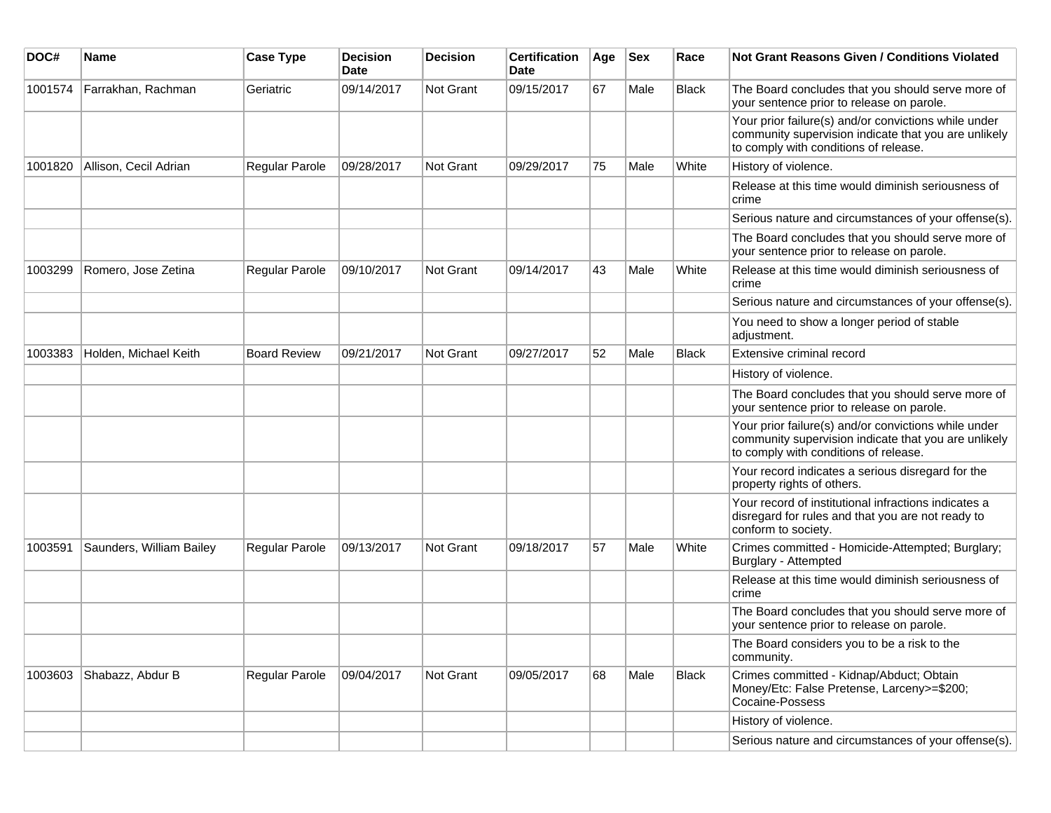| DOC# | Name | Case Type | Decision Date | Decision | Certification Date | Age | Sex | Race | Not Grant Reasons Given / Conditions Violated |
|---|---|---|---|---|---|---|---|---|---|
| 1001574 | Farrakhan, Rachman | Geriatric | 09/14/2017 | Not Grant | 09/15/2017 | 67 | Male | Black | The Board concludes that you should serve more of your sentence prior to release on parole. |
| | | | | | | | | | Your prior failure(s) and/or convictions while under community supervision indicate that you are unlikely to comply with conditions of release. |
| 1001820 | Allison, Cecil Adrian | Regular Parole | 09/28/2017 | Not Grant | 09/29/2017 | 75 | Male | White | History of violence. |
| | | | | | | | | | Release at this time would diminish seriousness of crime |
| | | | | | | | | | Serious nature and circumstances of your offense(s). |
| | | | | | | | | | The Board concludes that you should serve more of your sentence prior to release on parole. |
| 1003299 | Romero, Jose Zetina | Regular Parole | 09/10/2017 | Not Grant | 09/14/2017 | 43 | Male | White | Release at this time would diminish seriousness of crime |
| | | | | | | | | | Serious nature and circumstances of your offense(s). |
| | | | | | | | | | You need to show a longer period of stable adjustment. |
| 1003383 | Holden, Michael Keith | Board Review | 09/21/2017 | Not Grant | 09/27/2017 | 52 | Male | Black | Extensive criminal record |
| | | | | | | | | | History of violence. |
| | | | | | | | | | The Board concludes that you should serve more of your sentence prior to release on parole. |
| | | | | | | | | | Your prior failure(s) and/or convictions while under community supervision indicate that you are unlikely to comply with conditions of release. |
| | | | | | | | | | Your record indicates a serious disregard for the property rights of others. |
| | | | | | | | | | Your record of institutional infractions indicates a disregard for rules and that you are not ready to conform to society. |
| 1003591 | Saunders, William Bailey | Regular Parole | 09/13/2017 | Not Grant | 09/18/2017 | 57 | Male | White | Crimes committed - Homicide-Attempted; Burglary; Burglary - Attempted |
| | | | | | | | | | Release at this time would diminish seriousness of crime |
| | | | | | | | | | The Board concludes that you should serve more of your sentence prior to release on parole. |
| | | | | | | | | | The Board considers you to be a risk to the community. |
| 1003603 | Shabazz, Abdur B | Regular Parole | 09/04/2017 | Not Grant | 09/05/2017 | 68 | Male | Black | Crimes committed - Kidnap/Abduct; Obtain Money/Etc: False Pretense, Larceny>=$200; Cocaine-Possess |
| | | | | | | | | | History of violence. |
| | | | | | | | | | Serious nature and circumstances of your offense(s). |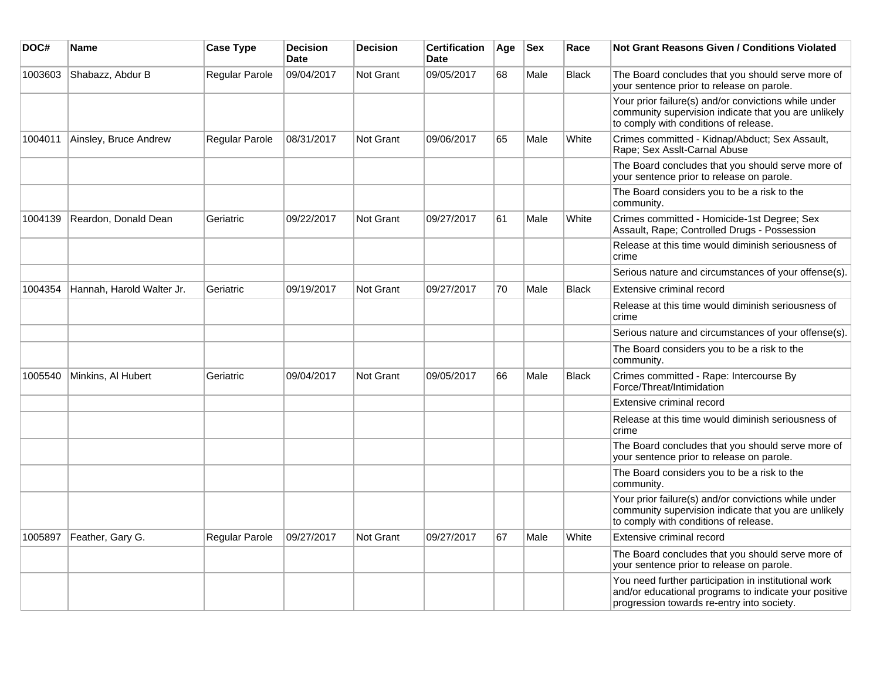| DOC# | Name | Case Type | Decision Date | Decision | Certification Date | Age | Sex | Race | Not Grant Reasons Given / Conditions Violated |
| --- | --- | --- | --- | --- | --- | --- | --- | --- | --- |
| 1003603 | Shabazz, Abdur B | Regular Parole | 09/04/2017 | Not Grant | 09/05/2017 | 68 | Male | Black | The Board concludes that you should serve more of your sentence prior to release on parole. |
| | | | | | | | | | Your prior failure(s) and/or convictions while under community supervision indicate that you are unlikely to comply with conditions of release. |
| 1004011 | Ainsley, Bruce Andrew | Regular Parole | 08/31/2017 | Not Grant | 09/06/2017 | 65 | Male | White | Crimes committed - Kidnap/Abduct; Sex Assault, Rape; Sex Asslt-Carnal Abuse |
| | | | | | | | | | The Board concludes that you should serve more of your sentence prior to release on parole. |
| | | | | | | | | | The Board considers you to be a risk to the community. |
| 1004139 | Reardon, Donald Dean | Geriatric | 09/22/2017 | Not Grant | 09/27/2017 | 61 | Male | White | Crimes committed - Homicide-1st Degree; Sex Assault, Rape; Controlled Drugs - Possession |
| | | | | | | | | | Release at this time would diminish seriousness of crime |
| | | | | | | | | | Serious nature and circumstances of your offense(s). |
| 1004354 | Hannah, Harold Walter Jr. | Geriatric | 09/19/2017 | Not Grant | 09/27/2017 | 70 | Male | Black | Extensive criminal record |
| | | | | | | | | | Release at this time would diminish seriousness of crime |
| | | | | | | | | | Serious nature and circumstances of your offense(s). |
| | | | | | | | | | The Board considers you to be a risk to the community. |
| 1005540 | Minkins, Al Hubert | Geriatric | 09/04/2017 | Not Grant | 09/05/2017 | 66 | Male | Black | Crimes committed - Rape: Intercourse By Force/Threat/Intimidation |
| | | | | | | | | | Extensive criminal record |
| | | | | | | | | | Release at this time would diminish seriousness of crime |
| | | | | | | | | | The Board concludes that you should serve more of your sentence prior to release on parole. |
| | | | | | | | | | The Board considers you to be a risk to the community. |
| | | | | | | | | | Your prior failure(s) and/or convictions while under community supervision indicate that you are unlikely to comply with conditions of release. |
| 1005897 | Feather, Gary G. | Regular Parole | 09/27/2017 | Not Grant | 09/27/2017 | 67 | Male | White | Extensive criminal record |
| | | | | | | | | | The Board concludes that you should serve more of your sentence prior to release on parole. |
| | | | | | | | | | You need further participation in institutional work and/or educational programs to indicate your positive progression towards re-entry into society. |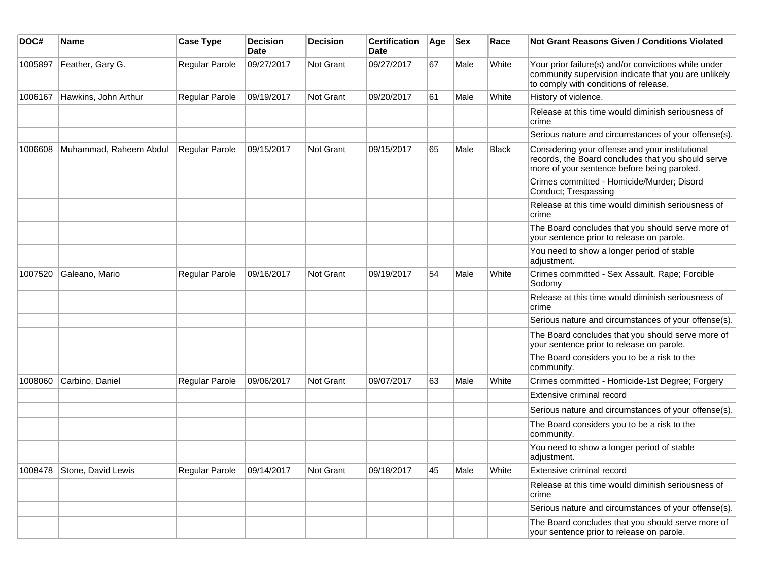| DOC# | Name | Case Type | Decision Date | Decision | Certification Date | Age | Sex | Race | Not Grant Reasons Given / Conditions Violated |
|---|---|---|---|---|---|---|---|---|---|
| 1005897 | Feather, Gary G. | Regular Parole | 09/27/2017 | Not Grant | 09/27/2017 | 67 | Male | White | Your prior failure(s) and/or convictions while under community supervision indicate that you are unlikely to comply with conditions of release. |
| 1006167 | Hawkins, John Arthur | Regular Parole | 09/19/2017 | Not Grant | 09/20/2017 | 61 | Male | White | History of violence. |
| | | | | | | | | | Release at this time would diminish seriousness of crime |
| | | | | | | | | | Serious nature and circumstances of your offense(s). |
| 1006608 | Muhammad, Raheem Abdul | Regular Parole | 09/15/2017 | Not Grant | 09/15/2017 | 65 | Male | Black | Considering your offense and your institutional records, the Board concludes that you should serve more of your sentence before being paroled. |
| | | | | | | | | | Crimes committed - Homicide/Murder; Disord Conduct; Trespassing |
| | | | | | | | | | Release at this time would diminish seriousness of crime |
| | | | | | | | | | The Board concludes that you should serve more of your sentence prior to release on parole. |
| | | | | | | | | | You need to show a longer period of stable adjustment. |
| 1007520 | Galeano, Mario | Regular Parole | 09/16/2017 | Not Grant | 09/19/2017 | 54 | Male | White | Crimes committed - Sex Assault, Rape; Forcible Sodomy |
| | | | | | | | | | Release at this time would diminish seriousness of crime |
| | | | | | | | | | Serious nature and circumstances of your offense(s). |
| | | | | | | | | | The Board concludes that you should serve more of your sentence prior to release on parole. |
| | | | | | | | | | The Board considers you to be a risk to the community. |
| 1008060 | Carbino, Daniel | Regular Parole | 09/06/2017 | Not Grant | 09/07/2017 | 63 | Male | White | Crimes committed - Homicide-1st Degree; Forgery |
| | | | | | | | | | Extensive criminal record |
| | | | | | | | | | Serious nature and circumstances of your offense(s). |
| | | | | | | | | | The Board considers you to be a risk to the community. |
| | | | | | | | | | You need to show a longer period of stable adjustment. |
| 1008478 | Stone, David Lewis | Regular Parole | 09/14/2017 | Not Grant | 09/18/2017 | 45 | Male | White | Extensive criminal record |
| | | | | | | | | | Release at this time would diminish seriousness of crime |
| | | | | | | | | | Serious nature and circumstances of your offense(s). |
| | | | | | | | | | The Board concludes that you should serve more of your sentence prior to release on parole. |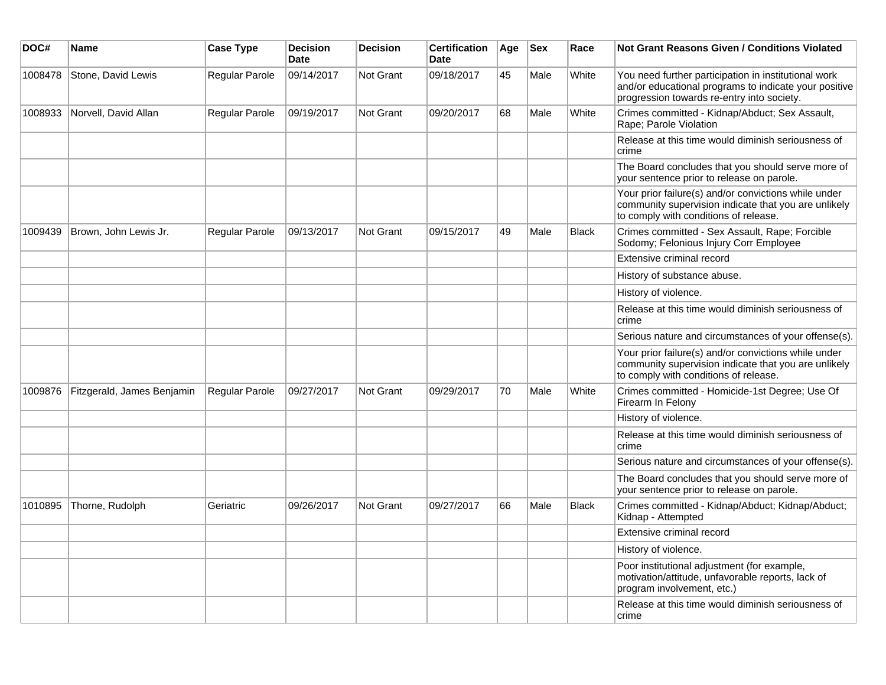| DOC# | Name | Case Type | Decision Date | Decision | Certification Date | Age | Sex | Race | Not Grant Reasons Given / Conditions Violated |
|---|---|---|---|---|---|---|---|---|---|
| 1008478 | Stone, David Lewis | Regular Parole | 09/14/2017 | Not Grant | 09/18/2017 | 45 | Male | White | You need further participation in institutional work and/or educational programs to indicate your positive progression towards re-entry into society. |
| 1008933 | Norvell, David Allan | Regular Parole | 09/19/2017 | Not Grant | 09/20/2017 | 68 | Male | White | Crimes committed - Kidnap/Abduct; Sex Assault, Rape; Parole Violation |
| | | | | | | | | | Release at this time would diminish seriousness of crime |
| | | | | | | | | | The Board concludes that you should serve more of your sentence prior to release on parole. |
| | | | | | | | | | Your prior failure(s) and/or convictions while under community supervision indicate that you are unlikely to comply with conditions of release. |
| 1009439 | Brown, John Lewis Jr. | Regular Parole | 09/13/2017 | Not Grant | 09/15/2017 | 49 | Male | Black | Crimes committed - Sex Assault, Rape; Forcible Sodomy; Felonious Injury Corr Employee |
| | | | | | | | | | Extensive criminal record |
| | | | | | | | | | History of substance abuse. |
| | | | | | | | | | History of violence. |
| | | | | | | | | | Release at this time would diminish seriousness of crime |
| | | | | | | | | | Serious nature and circumstances of your offense(s). |
| | | | | | | | | | Your prior failure(s) and/or convictions while under community supervision indicate that you are unlikely to comply with conditions of release. |
| 1009876 | Fitzgerald, James Benjamin | Regular Parole | 09/27/2017 | Not Grant | 09/29/2017 | 70 | Male | White | Crimes committed - Homicide-1st Degree; Use Of Firearm In Felony |
| | | | | | | | | | History of violence. |
| | | | | | | | | | Release at this time would diminish seriousness of crime |
| | | | | | | | | | Serious nature and circumstances of your offense(s). |
| | | | | | | | | | The Board concludes that you should serve more of your sentence prior to release on parole. |
| 1010895 | Thorne, Rudolph | Geriatric | 09/26/2017 | Not Grant | 09/27/2017 | 66 | Male | Black | Crimes committed - Kidnap/Abduct; Kidnap/Abduct; Kidnap - Attempted |
| | | | | | | | | | Extensive criminal record |
| | | | | | | | | | History of violence. |
| | | | | | | | | | Poor institutional adjustment (for example, motivation/attitude, unfavorable reports, lack of program involvement, etc.) |
| | | | | | | | | | Release at this time would diminish seriousness of crime |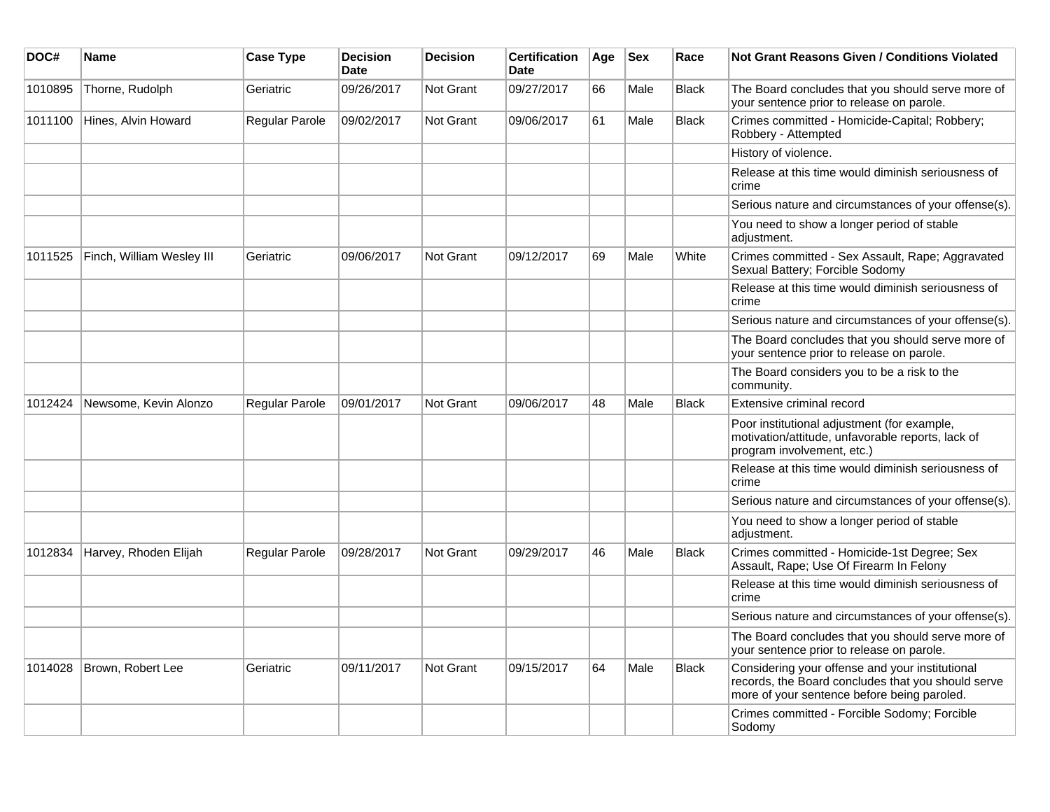| DOC# | Name | Case Type | Decision Date | Decision | Certification Date | Age | Sex | Race | Not Grant Reasons Given / Conditions Violated |
|---|---|---|---|---|---|---|---|---|---|
| 1010895 | Thorne, Rudolph | Geriatric | 09/26/2017 | Not Grant | 09/27/2017 | 66 | Male | Black | The Board concludes that you should serve more of your sentence prior to release on parole. |
| 1011100 | Hines, Alvin Howard | Regular Parole | 09/02/2017 | Not Grant | 09/06/2017 | 61 | Male | Black | Crimes committed - Homicide-Capital; Robbery; Robbery - Attempted |
| | | | | | | | | | History of violence. |
| | | | | | | | | | Release at this time would diminish seriousness of crime |
| | | | | | | | | | Serious nature and circumstances of your offense(s). |
| | | | | | | | | | You need to show a longer period of stable adjustment. |
| 1011525 | Finch, William Wesley III | Geriatric | 09/06/2017 | Not Grant | 09/12/2017 | 69 | Male | White | Crimes committed - Sex Assault, Rape; Aggravated Sexual Battery; Forcible Sodomy |
| | | | | | | | | | Release at this time would diminish seriousness of crime |
| | | | | | | | | | Serious nature and circumstances of your offense(s). |
| | | | | | | | | | The Board concludes that you should serve more of your sentence prior to release on parole. |
| | | | | | | | | | The Board considers you to be a risk to the community. |
| 1012424 | Newsome, Kevin Alonzo | Regular Parole | 09/01/2017 | Not Grant | 09/06/2017 | 48 | Male | Black | Extensive criminal record |
| | | | | | | | | | Poor institutional adjustment (for example, motivation/attitude, unfavorable reports, lack of program involvement, etc.) |
| | | | | | | | | | Release at this time would diminish seriousness of crime |
| | | | | | | | | | Serious nature and circumstances of your offense(s). |
| | | | | | | | | | You need to show a longer period of stable adjustment. |
| 1012834 | Harvey, Rhoden Elijah | Regular Parole | 09/28/2017 | Not Grant | 09/29/2017 | 46 | Male | Black | Crimes committed - Homicide-1st Degree; Sex Assault, Rape; Use Of Firearm In Felony |
| | | | | | | | | | Release at this time would diminish seriousness of crime |
| | | | | | | | | | Serious nature and circumstances of your offense(s). |
| | | | | | | | | | The Board concludes that you should serve more of your sentence prior to release on parole. |
| 1014028 | Brown, Robert Lee | Geriatric | 09/11/2017 | Not Grant | 09/15/2017 | 64 | Male | Black | Considering your offense and your institutional records, the Board concludes that you should serve more of your sentence before being paroled. |
| | | | | | | | | | Crimes committed - Forcible Sodomy; Forcible Sodomy |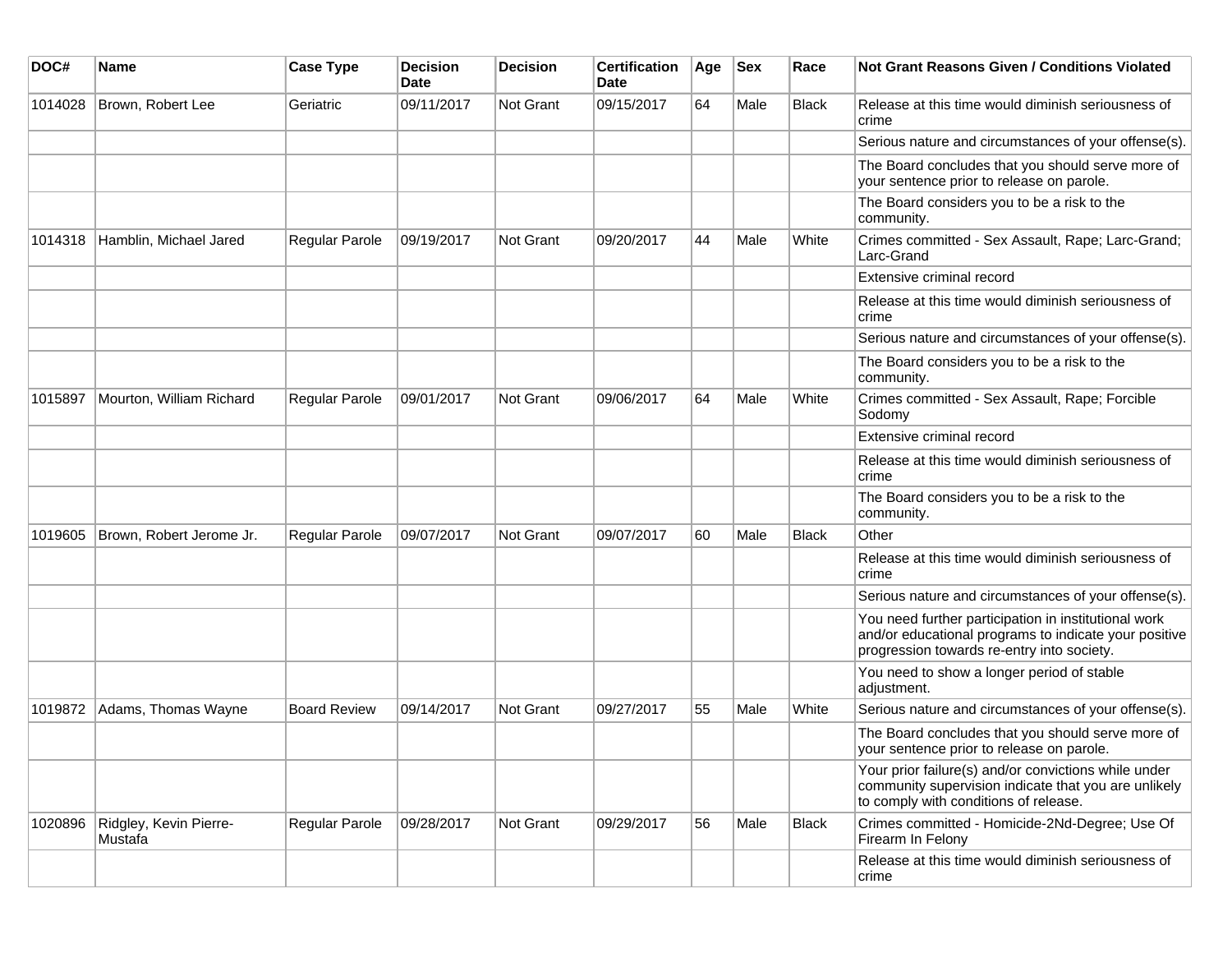| DOC# | Name | Case Type | Decision Date | Decision | Certification Date | Age | Sex | Race | Not Grant Reasons Given / Conditions Violated |
|---|---|---|---|---|---|---|---|---|---|
| 1014028 | Brown, Robert Lee | Geriatric | 09/11/2017 | Not Grant | 09/15/2017 | 64 | Male | Black | Release at this time would diminish seriousness of crime |
| | | | | | | | | | Serious nature and circumstances of your offense(s). |
| | | | | | | | | | The Board concludes that you should serve more of your sentence prior to release on parole. |
| | | | | | | | | | The Board considers you to be a risk to the community. |
| 1014318 | Hamblin, Michael Jared | Regular Parole | 09/19/2017 | Not Grant | 09/20/2017 | 44 | Male | White | Crimes committed - Sex Assault, Rape; Larc-Grand; Larc-Grand |
| | | | | | | | | | Extensive criminal record |
| | | | | | | | | | Release at this time would diminish seriousness of crime |
| | | | | | | | | | Serious nature and circumstances of your offense(s). |
| | | | | | | | | | The Board considers you to be a risk to the community. |
| 1015897 | Mourton, William Richard | Regular Parole | 09/01/2017 | Not Grant | 09/06/2017 | 64 | Male | White | Crimes committed - Sex Assault, Rape; Forcible Sodomy |
| | | | | | | | | | Extensive criminal record |
| | | | | | | | | | Release at this time would diminish seriousness of crime |
| | | | | | | | | | The Board considers you to be a risk to the community. |
| 1019605 | Brown, Robert Jerome Jr. | Regular Parole | 09/07/2017 | Not Grant | 09/07/2017 | 60 | Male | Black | Other |
| | | | | | | | | | Release at this time would diminish seriousness of crime |
| | | | | | | | | | Serious nature and circumstances of your offense(s). |
| | | | | | | | | | You need further participation in institutional work and/or educational programs to indicate your positive progression towards re-entry into society. |
| | | | | | | | | | You need to show a longer period of stable adjustment. |
| 1019872 | Adams, Thomas Wayne | Board Review | 09/14/2017 | Not Grant | 09/27/2017 | 55 | Male | White | Serious nature and circumstances of your offense(s). |
| | | | | | | | | | The Board concludes that you should serve more of your sentence prior to release on parole. |
| | | | | | | | | | Your prior failure(s) and/or convictions while under community supervision indicate that you are unlikely to comply with conditions of release. |
| 1020896 | Ridgley, Kevin Pierre-Mustafa | Regular Parole | 09/28/2017 | Not Grant | 09/29/2017 | 56 | Male | Black | Crimes committed - Homicide-2Nd-Degree; Use Of Firearm In Felony |
| | | | | | | | | | Release at this time would diminish seriousness of crime |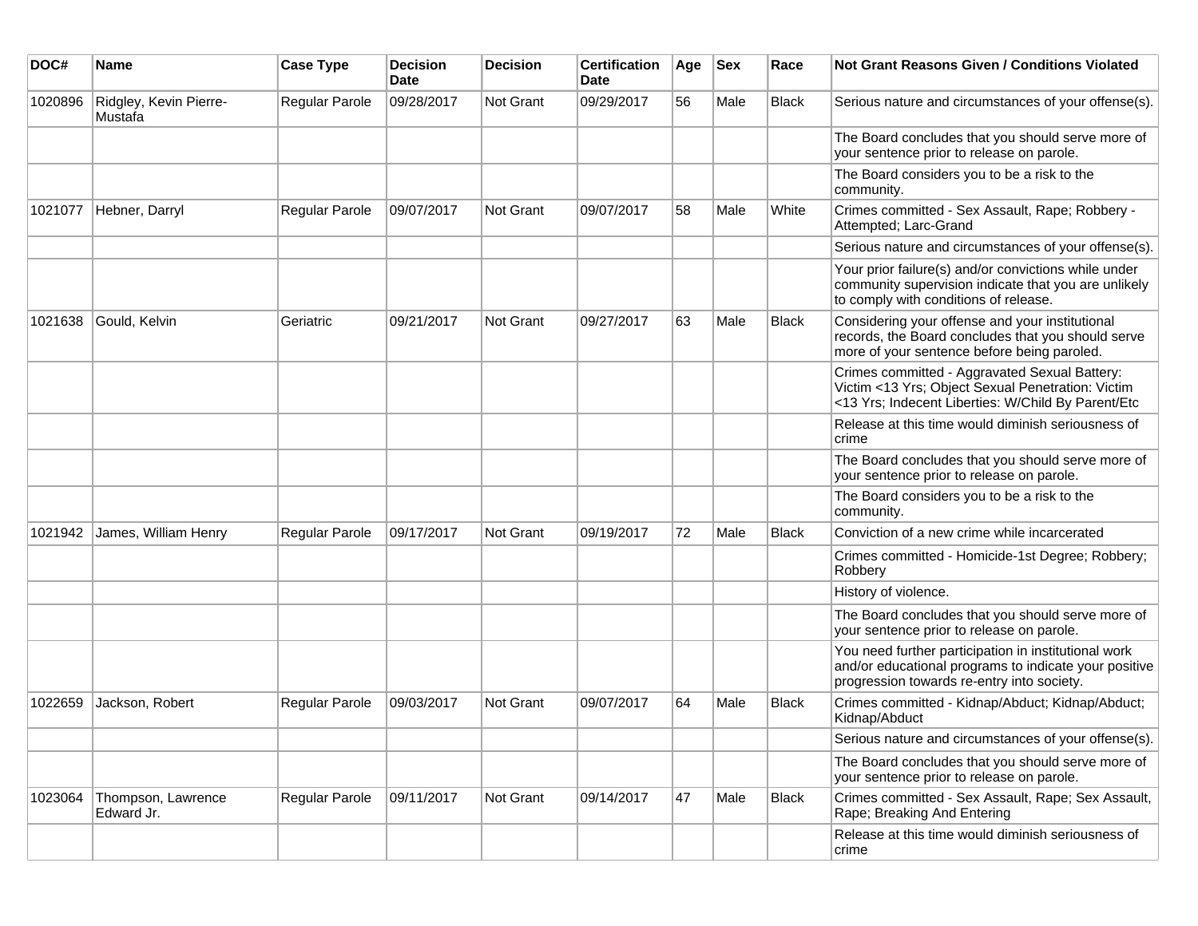| DOC# | Name | Case Type | Decision Date | Decision | Certification Date | Age | Sex | Race | Not Grant Reasons Given / Conditions Violated |
|---|---|---|---|---|---|---|---|---|---|
| 1020896 | Ridgley, Kevin Pierre-Mustafa | Regular Parole | 09/28/2017 | Not Grant | 09/29/2017 | 56 | Male | Black | Serious nature and circumstances of your offense(s). |
| | | | | | | | | | The Board concludes that you should serve more of your sentence prior to release on parole. |
| | | | | | | | | | The Board considers you to be a risk to the community. |
| 1021077 | Hebner, Darryl | Regular Parole | 09/07/2017 | Not Grant | 09/07/2017 | 58 | Male | White | Crimes committed - Sex Assault, Rape; Robbery - Attempted; Larc-Grand |
| | | | | | | | | | Serious nature and circumstances of your offense(s). |
| | | | | | | | | | Your prior failure(s) and/or convictions while under community supervision indicate that you are unlikely to comply with conditions of release. |
| 1021638 | Gould, Kelvin | Geriatric | 09/21/2017 | Not Grant | 09/27/2017 | 63 | Male | Black | Considering your offense and your institutional records, the Board concludes that you should serve more of your sentence before being paroled. |
| | | | | | | | | | Crimes committed - Aggravated Sexual Battery: Victim <13 Yrs; Object Sexual Penetration: Victim <13 Yrs; Indecent Liberties: W/Child By Parent/Etc |
| | | | | | | | | | Release at this time would diminish seriousness of crime |
| | | | | | | | | | The Board concludes that you should serve more of your sentence prior to release on parole. |
| | | | | | | | | | The Board considers you to be a risk to the community. |
| 1021942 | James, William Henry | Regular Parole | 09/17/2017 | Not Grant | 09/19/2017 | 72 | Male | Black | Conviction of a new crime while incarcerated |
| | | | | | | | | | Crimes committed - Homicide-1st Degree; Robbery; Robbery |
| | | | | | | | | | History of violence. |
| | | | | | | | | | The Board concludes that you should serve more of your sentence prior to release on parole. |
| | | | | | | | | | You need further participation in institutional work and/or educational programs to indicate your positive progression towards re-entry into society. |
| 1022659 | Jackson, Robert | Regular Parole | 09/03/2017 | Not Grant | 09/07/2017 | 64 | Male | Black | Crimes committed - Kidnap/Abduct; Kidnap/Abduct; Kidnap/Abduct |
| | | | | | | | | | Serious nature and circumstances of your offense(s). |
| | | | | | | | | | The Board concludes that you should serve more of your sentence prior to release on parole. |
| 1023064 | Thompson, Lawrence Edward Jr. | Regular Parole | 09/11/2017 | Not Grant | 09/14/2017 | 47 | Male | Black | Crimes committed - Sex Assault, Rape; Sex Assault, Rape; Breaking And Entering |
| | | | | | | | | | Release at this time would diminish seriousness of crime |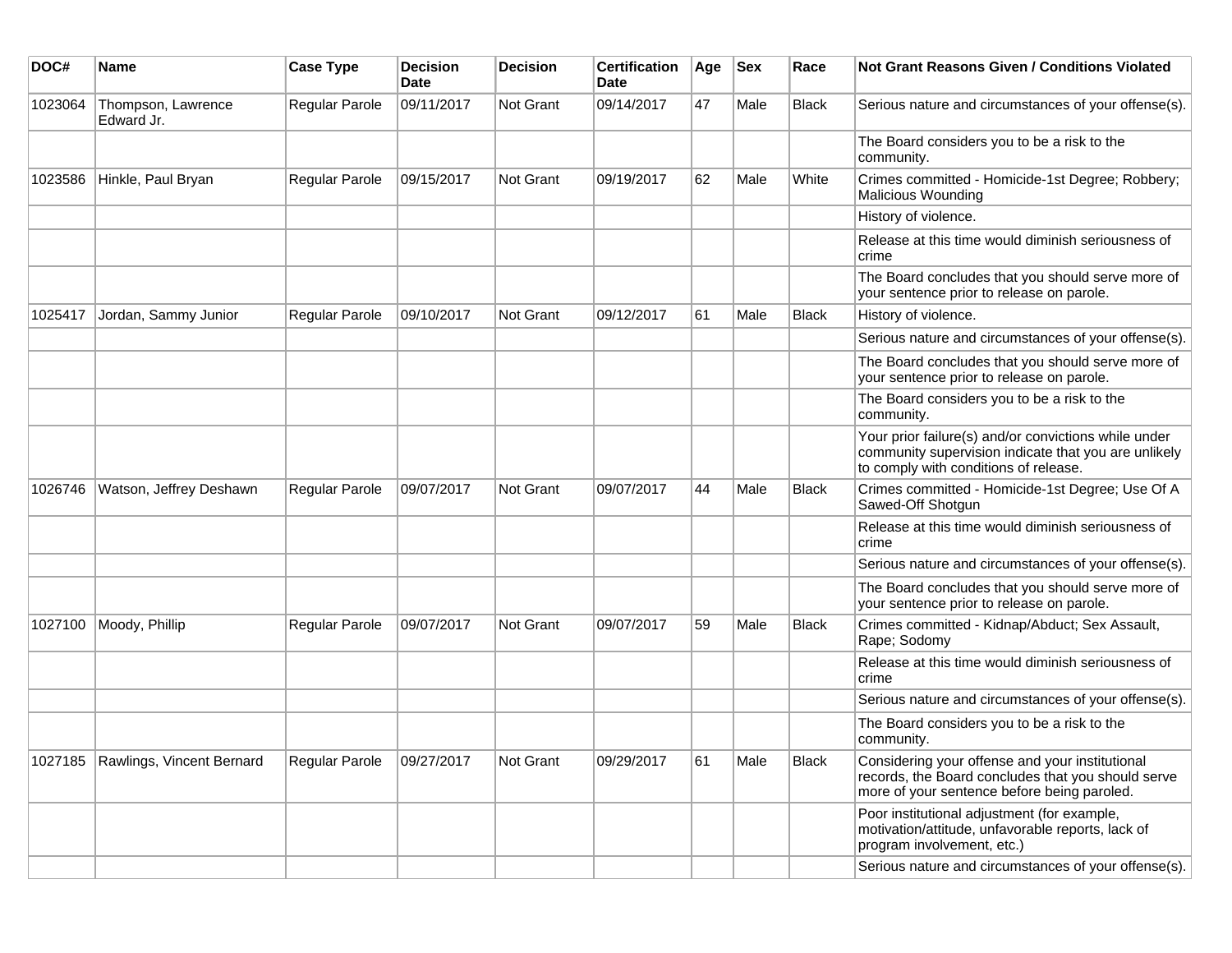| DOC# | Name | Case Type | Decision Date | Decision | Certification Date | Age | Sex | Race | Not Grant Reasons Given / Conditions Violated |
|---|---|---|---|---|---|---|---|---|---|
| 1023064 | Thompson, Lawrence Edward Jr. | Regular Parole | 09/11/2017 | Not Grant | 09/14/2017 | 47 | Male | Black | Serious nature and circumstances of your offense(s). |
| | | | | | | | | | The Board considers you to be a risk to the community. |
| 1023586 | Hinkle, Paul Bryan | Regular Parole | 09/15/2017 | Not Grant | 09/19/2017 | 62 | Male | White | Crimes committed - Homicide-1st Degree; Robbery; Malicious Wounding |
| | | | | | | | | | History of violence. |
| | | | | | | | | | Release at this time would diminish seriousness of crime |
| | | | | | | | | | The Board concludes that you should serve more of your sentence prior to release on parole. |
| 1025417 | Jordan, Sammy Junior | Regular Parole | 09/10/2017 | Not Grant | 09/12/2017 | 61 | Male | Black | History of violence. |
| | | | | | | | | | Serious nature and circumstances of your offense(s). |
| | | | | | | | | | The Board concludes that you should serve more of your sentence prior to release on parole. |
| | | | | | | | | | The Board considers you to be a risk to the community. |
| | | | | | | | | | Your prior failure(s) and/or convictions while under community supervision indicate that you are unlikely to comply with conditions of release. |
| 1026746 | Watson, Jeffrey Deshawn | Regular Parole | 09/07/2017 | Not Grant | 09/07/2017 | 44 | Male | Black | Crimes committed - Homicide-1st Degree; Use Of A Sawed-Off Shotgun |
| | | | | | | | | | Release at this time would diminish seriousness of crime |
| | | | | | | | | | Serious nature and circumstances of your offense(s). |
| | | | | | | | | | The Board concludes that you should serve more of your sentence prior to release on parole. |
| 1027100 | Moody, Phillip | Regular Parole | 09/07/2017 | Not Grant | 09/07/2017 | 59 | Male | Black | Crimes committed - Kidnap/Abduct; Sex Assault, Rape; Sodomy |
| | | | | | | | | | Release at this time would diminish seriousness of crime |
| | | | | | | | | | Serious nature and circumstances of your offense(s). |
| | | | | | | | | | The Board considers you to be a risk to the community. |
| 1027185 | Rawlings, Vincent Bernard | Regular Parole | 09/27/2017 | Not Grant | 09/29/2017 | 61 | Male | Black | Considering your offense and your institutional records, the Board concludes that you should serve more of your sentence before being paroled. |
| | | | | | | | | | Poor institutional adjustment (for example, motivation/attitude, unfavorable reports, lack of program involvement, etc.) |
| | | | | | | | | | Serious nature and circumstances of your offense(s). |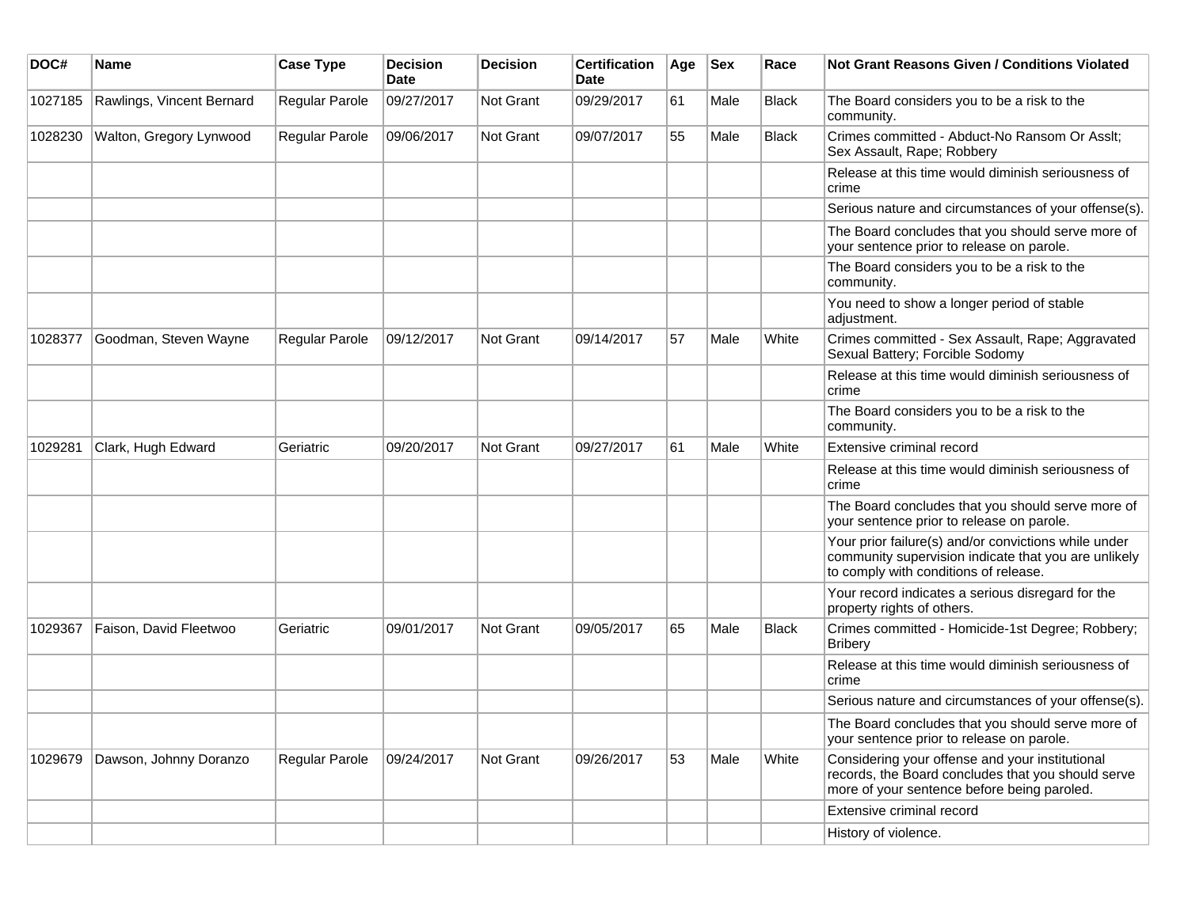| DOC# | Name | Case Type | Decision Date | Decision | Certification Date | Age | Sex | Race | Not Grant Reasons Given / Conditions Violated |
| --- | --- | --- | --- | --- | --- | --- | --- | --- | --- |
| 1027185 | Rawlings, Vincent Bernard | Regular Parole | 09/27/2017 | Not Grant | 09/29/2017 | 61 | Male | Black | The Board considers you to be a risk to the community. |
| 1028230 | Walton, Gregory Lynwood | Regular Parole | 09/06/2017 | Not Grant | 09/07/2017 | 55 | Male | Black | Crimes committed - Abduct-No Ransom Or Asslt; Sex Assault, Rape; Robbery |
| | | | | | | | | | Release at this time would diminish seriousness of crime |
| | | | | | | | | | Serious nature and circumstances of your offense(s). |
| | | | | | | | | | The Board concludes that you should serve more of your sentence prior to release on parole. |
| | | | | | | | | | The Board considers you to be a risk to the community. |
| | | | | | | | | | You need to show a longer period of stable adjustment. |
| 1028377 | Goodman, Steven Wayne | Regular Parole | 09/12/2017 | Not Grant | 09/14/2017 | 57 | Male | White | Crimes committed - Sex Assault, Rape; Aggravated Sexual Battery; Forcible Sodomy |
| | | | | | | | | | Release at this time would diminish seriousness of crime |
| | | | | | | | | | The Board considers you to be a risk to the community. |
| 1029281 | Clark, Hugh Edward | Geriatric | 09/20/2017 | Not Grant | 09/27/2017 | 61 | Male | White | Extensive criminal record |
| | | | | | | | | | Release at this time would diminish seriousness of crime |
| | | | | | | | | | The Board concludes that you should serve more of your sentence prior to release on parole. |
| | | | | | | | | | Your prior failure(s) and/or convictions while under community supervision indicate that you are unlikely to comply with conditions of release. |
| | | | | | | | | | Your record indicates a serious disregard for the property rights of others. |
| 1029367 | Faison, David Fleetwoo | Geriatric | 09/01/2017 | Not Grant | 09/05/2017 | 65 | Male | Black | Crimes committed - Homicide-1st Degree; Robbery; Bribery |
| | | | | | | | | | Release at this time would diminish seriousness of crime |
| | | | | | | | | | Serious nature and circumstances of your offense(s). |
| | | | | | | | | | The Board concludes that you should serve more of your sentence prior to release on parole. |
| 1029679 | Dawson, Johnny Doranzo | Regular Parole | 09/24/2017 | Not Grant | 09/26/2017 | 53 | Male | White | Considering your offense and your institutional records, the Board concludes that you should serve more of your sentence before being paroled. |
| | | | | | | | | | Extensive criminal record |
| | | | | | | | | | History of violence. |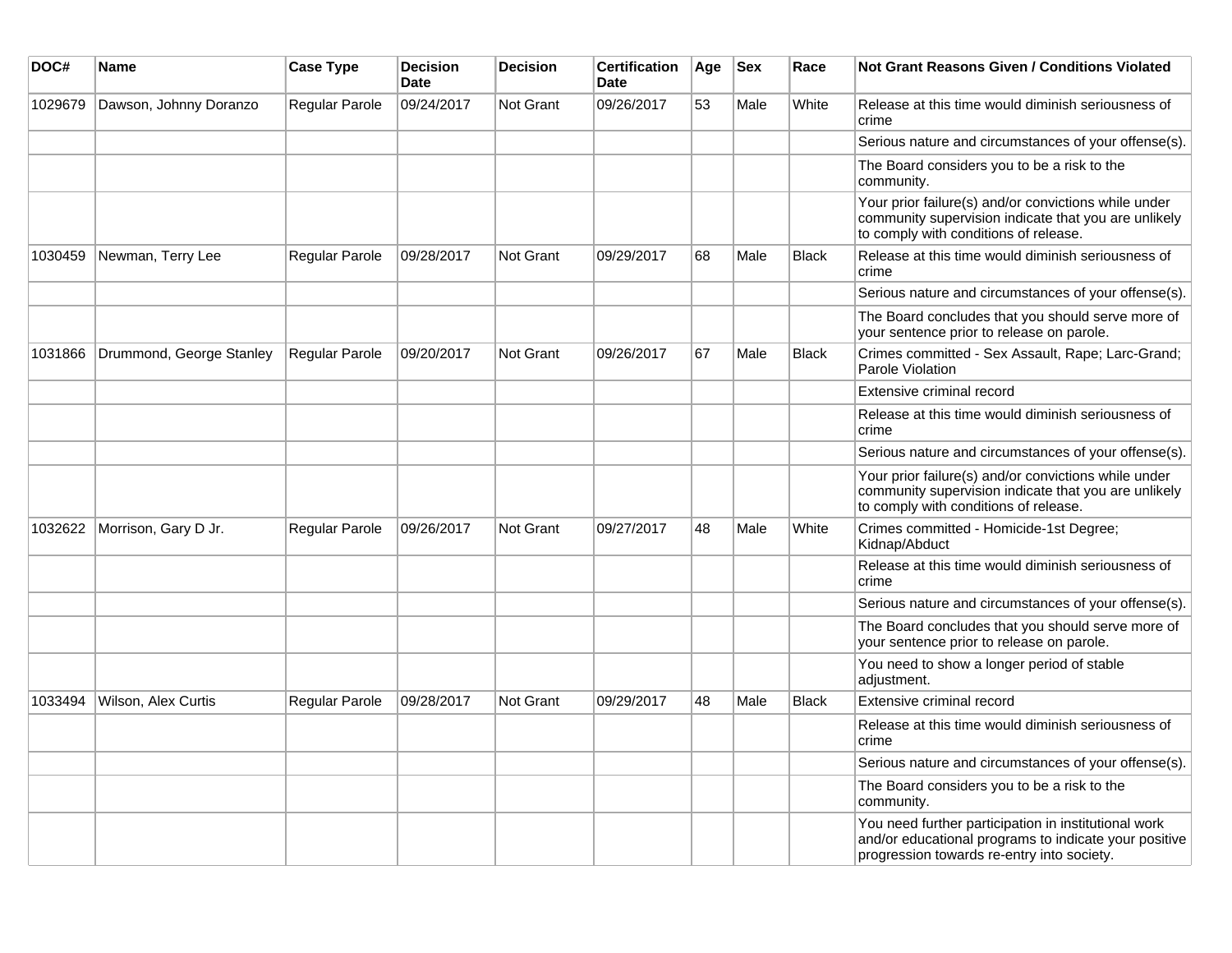| DOC# | Name | Case Type | Decision Date | Decision | Certification Date | Age | Sex | Race | Not Grant Reasons Given / Conditions Violated |
|---|---|---|---|---|---|---|---|---|---|
| 1029679 | Dawson, Johnny Doranzo | Regular Parole | 09/24/2017 | Not Grant | 09/26/2017 | 53 | Male | White | Release at this time would diminish seriousness of crime |
| | | | | | | | | | Serious nature and circumstances of your offense(s). |
| | | | | | | | | | The Board considers you to be a risk to the community. |
| | | | | | | | | | Your prior failure(s) and/or convictions while under community supervision indicate that you are unlikely to comply with conditions of release. |
| 1030459 | Newman, Terry Lee | Regular Parole | 09/28/2017 | Not Grant | 09/29/2017 | 68 | Male | Black | Release at this time would diminish seriousness of crime |
| | | | | | | | | | Serious nature and circumstances of your offense(s). |
| | | | | | | | | | The Board concludes that you should serve more of your sentence prior to release on parole. |
| 1031866 | Drummond, George Stanley | Regular Parole | 09/20/2017 | Not Grant | 09/26/2017 | 67 | Male | Black | Crimes committed - Sex Assault, Rape; Larc-Grand; Parole Violation |
| | | | | | | | | | Extensive criminal record |
| | | | | | | | | | Release at this time would diminish seriousness of crime |
| | | | | | | | | | Serious nature and circumstances of your offense(s). |
| | | | | | | | | | Your prior failure(s) and/or convictions while under community supervision indicate that you are unlikely to comply with conditions of release. |
| 1032622 | Morrison, Gary D Jr. | Regular Parole | 09/26/2017 | Not Grant | 09/27/2017 | 48 | Male | White | Crimes committed - Homicide-1st Degree; Kidnap/Abduct |
| | | | | | | | | | Release at this time would diminish seriousness of crime |
| | | | | | | | | | Serious nature and circumstances of your offense(s). |
| | | | | | | | | | The Board concludes that you should serve more of your sentence prior to release on parole. |
| | | | | | | | | | You need to show a longer period of stable adjustment. |
| 1033494 | Wilson, Alex Curtis | Regular Parole | 09/28/2017 | Not Grant | 09/29/2017 | 48 | Male | Black | Extensive criminal record |
| | | | | | | | | | Release at this time would diminish seriousness of crime |
| | | | | | | | | | Serious nature and circumstances of your offense(s). |
| | | | | | | | | | The Board considers you to be a risk to the community. |
| | | | | | | | | | You need further participation in institutional work and/or educational programs to indicate your positive progression towards re-entry into society. |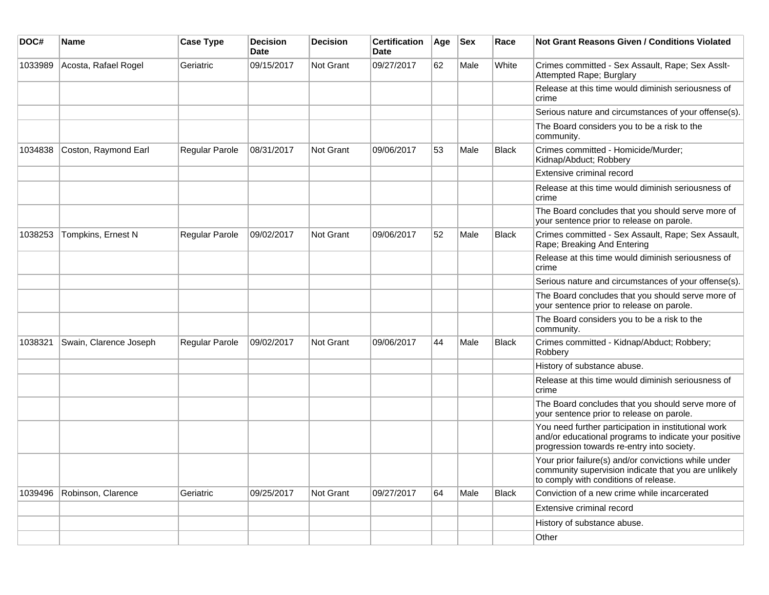| DOC# | Name | Case Type | Decision Date | Decision | Certification Date | Age | Sex | Race | Not Grant Reasons Given / Conditions Violated |
|---|---|---|---|---|---|---|---|---|---|
| 1033989 | Acosta, Rafael Rogel | Geriatric | 09/15/2017 | Not Grant | 09/27/2017 | 62 | Male | White | Crimes committed - Sex Assault, Rape; Sex Asslt-Attempted Rape; Burglary |
| | | | | | | | | | Release at this time would diminish seriousness of crime |
| | | | | | | | | | Serious nature and circumstances of your offense(s). |
| | | | | | | | | | The Board considers you to be a risk to the community. |
| 1034838 | Coston, Raymond Earl | Regular Parole | 08/31/2017 | Not Grant | 09/06/2017 | 53 | Male | Black | Crimes committed - Homicide/Murder; Kidnap/Abduct; Robbery |
| | | | | | | | | | Extensive criminal record |
| | | | | | | | | | Release at this time would diminish seriousness of crime |
| | | | | | | | | | The Board concludes that you should serve more of your sentence prior to release on parole. |
| 1038253 | Tompkins, Ernest N | Regular Parole | 09/02/2017 | Not Grant | 09/06/2017 | 52 | Male | Black | Crimes committed - Sex Assault, Rape; Sex Assault, Rape; Breaking And Entering |
| | | | | | | | | | Release at this time would diminish seriousness of crime |
| | | | | | | | | | Serious nature and circumstances of your offense(s). |
| | | | | | | | | | The Board concludes that you should serve more of your sentence prior to release on parole. |
| | | | | | | | | | The Board considers you to be a risk to the community. |
| 1038321 | Swain, Clarence Joseph | Regular Parole | 09/02/2017 | Not Grant | 09/06/2017 | 44 | Male | Black | Crimes committed - Kidnap/Abduct; Robbery; Robbery |
| | | | | | | | | | History of substance abuse. |
| | | | | | | | | | Release at this time would diminish seriousness of crime |
| | | | | | | | | | The Board concludes that you should serve more of your sentence prior to release on parole. |
| | | | | | | | | | You need further participation in institutional work and/or educational programs to indicate your positive progression towards re-entry into society. |
| | | | | | | | | | Your prior failure(s) and/or convictions while under community supervision indicate that you are unlikely to comply with conditions of release. |
| 1039496 | Robinson, Clarence | Geriatric | 09/25/2017 | Not Grant | 09/27/2017 | 64 | Male | Black | Conviction of a new crime while incarcerated |
| | | | | | | | | | Extensive criminal record |
| | | | | | | | | | History of substance abuse. |
| | | | | | | | | | Other |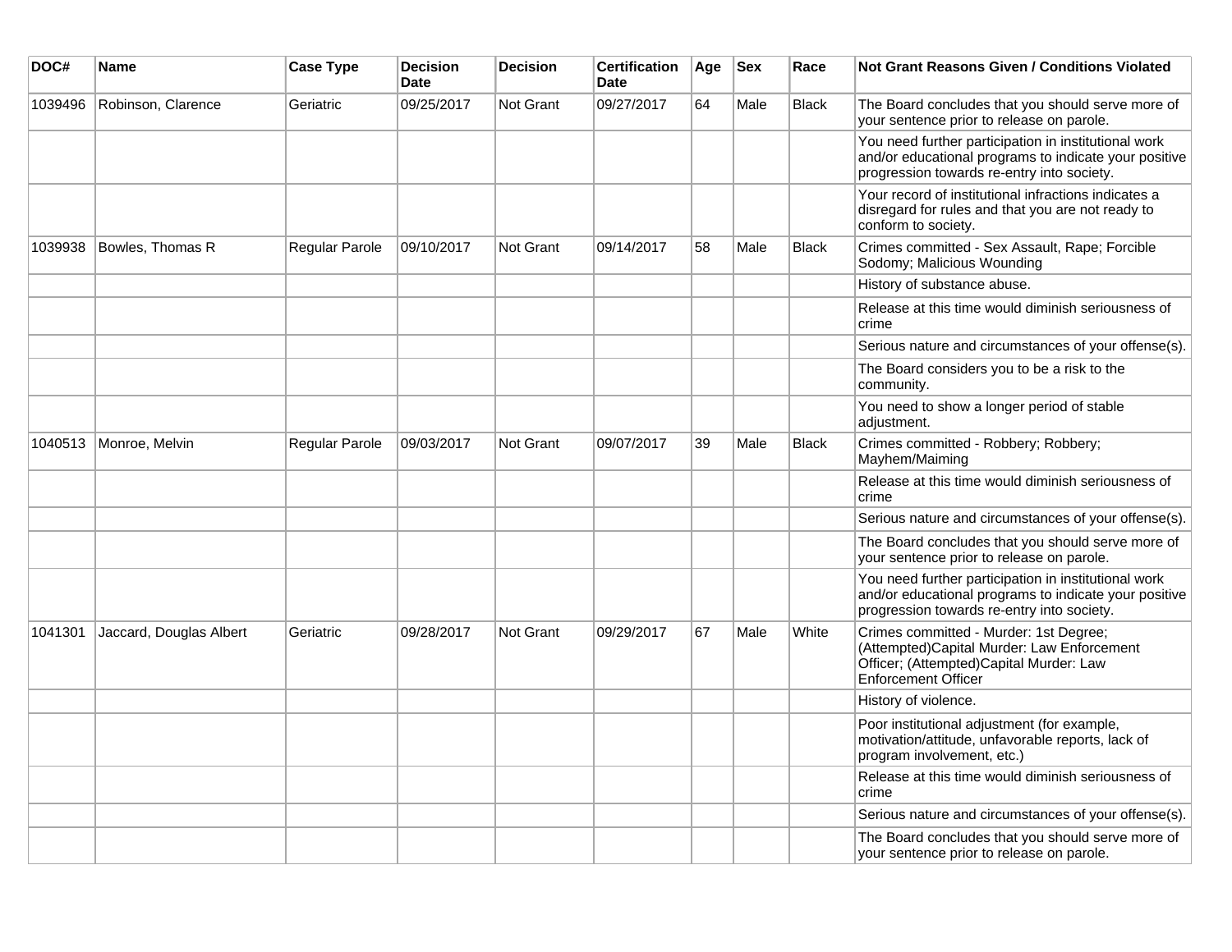| DOC# | Name | Case Type | Decision Date | Decision | Certification Date | Age | Sex | Race | Not Grant Reasons Given / Conditions Violated |
|---|---|---|---|---|---|---|---|---|---|
| 1039496 | Robinson, Clarence | Geriatric | 09/25/2017 | Not Grant | 09/27/2017 | 64 | Male | Black | The Board concludes that you should serve more of your sentence prior to release on parole. |
| | | | | | | | | | You need further participation in institutional work and/or educational programs to indicate your positive progression towards re-entry into society. |
| | | | | | | | | | Your record of institutional infractions indicates a disregard for rules and that you are not ready to conform to society. |
| 1039938 | Bowles, Thomas R | Regular Parole | 09/10/2017 | Not Grant | 09/14/2017 | 58 | Male | Black | Crimes committed - Sex Assault, Rape; Forcible Sodomy; Malicious Wounding |
| | | | | | | | | | History of substance abuse. |
| | | | | | | | | | Release at this time would diminish seriousness of crime |
| | | | | | | | | | Serious nature and circumstances of your offense(s). |
| | | | | | | | | | The Board considers you to be a risk to the community. |
| | | | | | | | | | You need to show a longer period of stable adjustment. |
| 1040513 | Monroe, Melvin | Regular Parole | 09/03/2017 | Not Grant | 09/07/2017 | 39 | Male | Black | Crimes committed - Robbery; Robbery; Mayhem/Maiming |
| | | | | | | | | | Release at this time would diminish seriousness of crime |
| | | | | | | | | | Serious nature and circumstances of your offense(s). |
| | | | | | | | | | The Board concludes that you should serve more of your sentence prior to release on parole. |
| | | | | | | | | | You need further participation in institutional work and/or educational programs to indicate your positive progression towards re-entry into society. |
| 1041301 | Jaccard, Douglas Albert | Geriatric | 09/28/2017 | Not Grant | 09/29/2017 | 67 | Male | White | Crimes committed - Murder: 1st Degree; (Attempted)Capital Murder: Law Enforcement Officer; (Attempted)Capital Murder: Law Enforcement Officer |
| | | | | | | | | | History of violence. |
| | | | | | | | | | Poor institutional adjustment (for example, motivation/attitude, unfavorable reports, lack of program involvement, etc.) |
| | | | | | | | | | Release at this time would diminish seriousness of crime |
| | | | | | | | | | Serious nature and circumstances of your offense(s). |
| | | | | | | | | | The Board concludes that you should serve more of your sentence prior to release on parole. |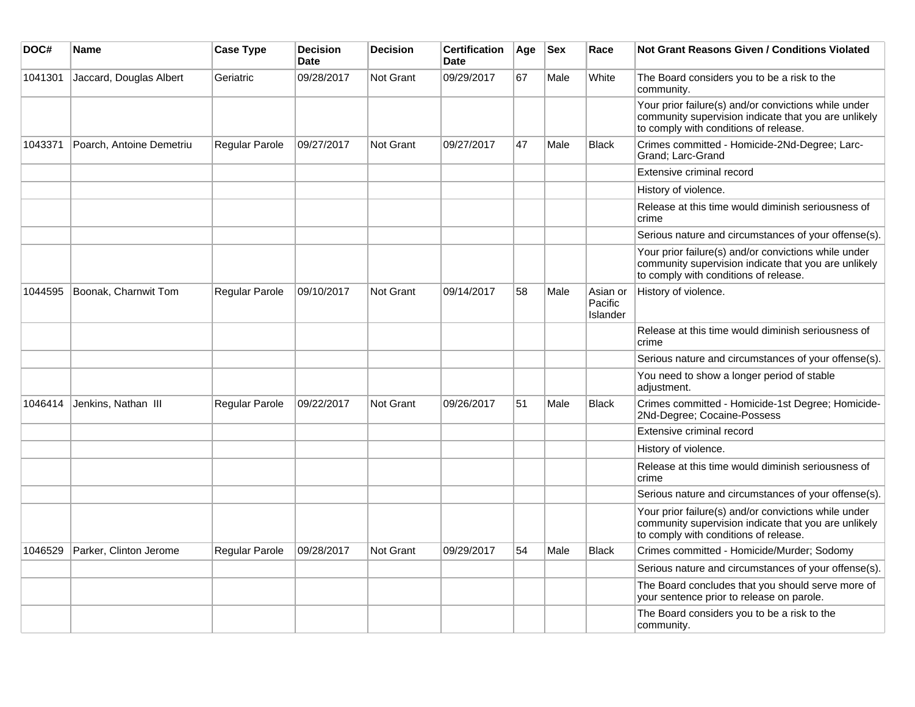| DOC# | Name | Case Type | Decision Date | Decision | Certification Date | Age | Sex | Race | Not Grant Reasons Given / Conditions Violated |
|---|---|---|---|---|---|---|---|---|---|
| 1041301 | Jaccard, Douglas Albert | Geriatric | 09/28/2017 | Not Grant | 09/29/2017 | 67 | Male | White | The Board considers you to be a risk to the community. |
| | | | | | | | | | Your prior failure(s) and/or convictions while under community supervision indicate that you are unlikely to comply with conditions of release. |
| 1043371 | Poarch, Antoine Demetriu | Regular Parole | 09/27/2017 | Not Grant | 09/27/2017 | 47 | Male | Black | Crimes committed - Homicide-2Nd-Degree; Larc-Grand; Larc-Grand |
| | | | | | | | | | Extensive criminal record |
| | | | | | | | | | History of violence. |
| | | | | | | | | | Release at this time would diminish seriousness of crime |
| | | | | | | | | | Serious nature and circumstances of your offense(s). |
| | | | | | | | | | Your prior failure(s) and/or convictions while under community supervision indicate that you are unlikely to comply with conditions of release. |
| 1044595 | Boonak, Charnwit Tom | Regular Parole | 09/10/2017 | Not Grant | 09/14/2017 | 58 | Male | Asian or Pacific Islander | History of violence. |
| | | | | | | | | | Release at this time would diminish seriousness of crime |
| | | | | | | | | | Serious nature and circumstances of your offense(s). |
| | | | | | | | | | You need to show a longer period of stable adjustment. |
| 1046414 | Jenkins, Nathan III | Regular Parole | 09/22/2017 | Not Grant | 09/26/2017 | 51 | Male | Black | Crimes committed - Homicide-1st Degree; Homicide-2Nd-Degree; Cocaine-Possess |
| | | | | | | | | | Extensive criminal record |
| | | | | | | | | | History of violence. |
| | | | | | | | | | Release at this time would diminish seriousness of crime |
| | | | | | | | | | Serious nature and circumstances of your offense(s). |
| | | | | | | | | | Your prior failure(s) and/or convictions while under community supervision indicate that you are unlikely to comply with conditions of release. |
| 1046529 | Parker, Clinton Jerome | Regular Parole | 09/28/2017 | Not Grant | 09/29/2017 | 54 | Male | Black | Crimes committed - Homicide/Murder; Sodomy |
| | | | | | | | | | Serious nature and circumstances of your offense(s). |
| | | | | | | | | | The Board concludes that you should serve more of your sentence prior to release on parole. |
| | | | | | | | | | The Board considers you to be a risk to the community. |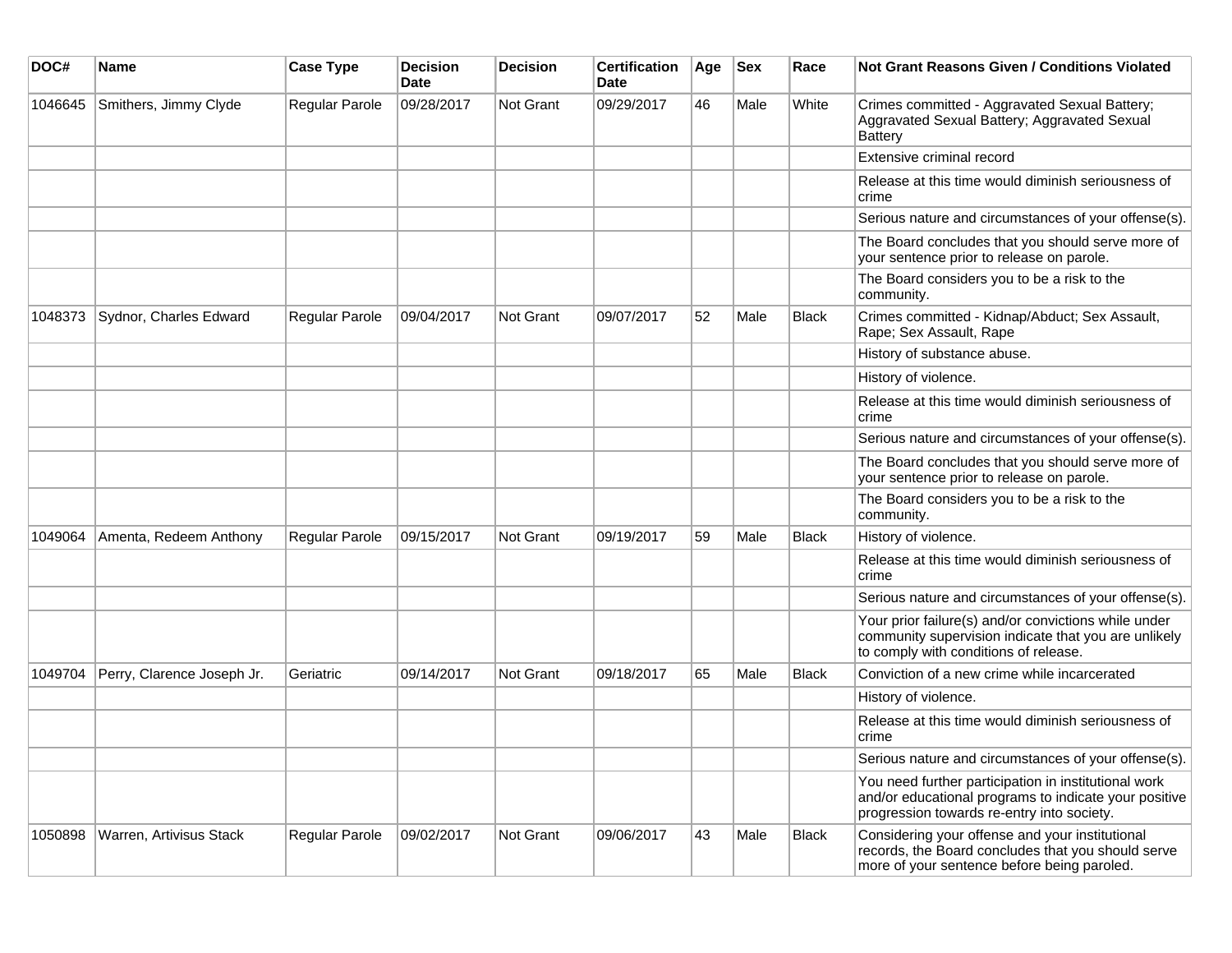| DOC# | Name | Case Type | Decision Date | Decision | Certification Date | Age | Sex | Race | Not Grant Reasons Given / Conditions Violated |
|---|---|---|---|---|---|---|---|---|---|
| 1046645 | Smithers, Jimmy Clyde | Regular Parole | 09/28/2017 | Not Grant | 09/29/2017 | 46 | Male | White | Crimes committed - Aggravated Sexual Battery; Aggravated Sexual Battery; Aggravated Sexual Battery |
| | | | | | | | | | Extensive criminal record |
| | | | | | | | | | Release at this time would diminish seriousness of crime |
| | | | | | | | | | Serious nature and circumstances of your offense(s). |
| | | | | | | | | | The Board concludes that you should serve more of your sentence prior to release on parole. |
| | | | | | | | | | The Board considers you to be a risk to the community. |
| 1048373 | Sydnor, Charles Edward | Regular Parole | 09/04/2017 | Not Grant | 09/07/2017 | 52 | Male | Black | Crimes committed - Kidnap/Abduct; Sex Assault, Rape; Sex Assault, Rape |
| | | | | | | | | | History of substance abuse. |
| | | | | | | | | | History of violence. |
| | | | | | | | | | Release at this time would diminish seriousness of crime |
| | | | | | | | | | Serious nature and circumstances of your offense(s). |
| | | | | | | | | | The Board concludes that you should serve more of your sentence prior to release on parole. |
| | | | | | | | | | The Board considers you to be a risk to the community. |
| 1049064 | Amenta, Redeem Anthony | Regular Parole | 09/15/2017 | Not Grant | 09/19/2017 | 59 | Male | Black | History of violence. |
| | | | | | | | | | Release at this time would diminish seriousness of crime |
| | | | | | | | | | Serious nature and circumstances of your offense(s). |
| | | | | | | | | | Your prior failure(s) and/or convictions while under community supervision indicate that you are unlikely to comply with conditions of release. |
| 1049704 | Perry, Clarence Joseph Jr. | Geriatric | 09/14/2017 | Not Grant | 09/18/2017 | 65 | Male | Black | Conviction of a new crime while incarcerated |
| | | | | | | | | | History of violence. |
| | | | | | | | | | Release at this time would diminish seriousness of crime |
| | | | | | | | | | Serious nature and circumstances of your offense(s). |
| | | | | | | | | | You need further participation in institutional work and/or educational programs to indicate your positive progression towards re-entry into society. |
| 1050898 | Warren, Artivisus Stack | Regular Parole | 09/02/2017 | Not Grant | 09/06/2017 | 43 | Male | Black | Considering your offense and your institutional records, the Board concludes that you should serve more of your sentence before being paroled. |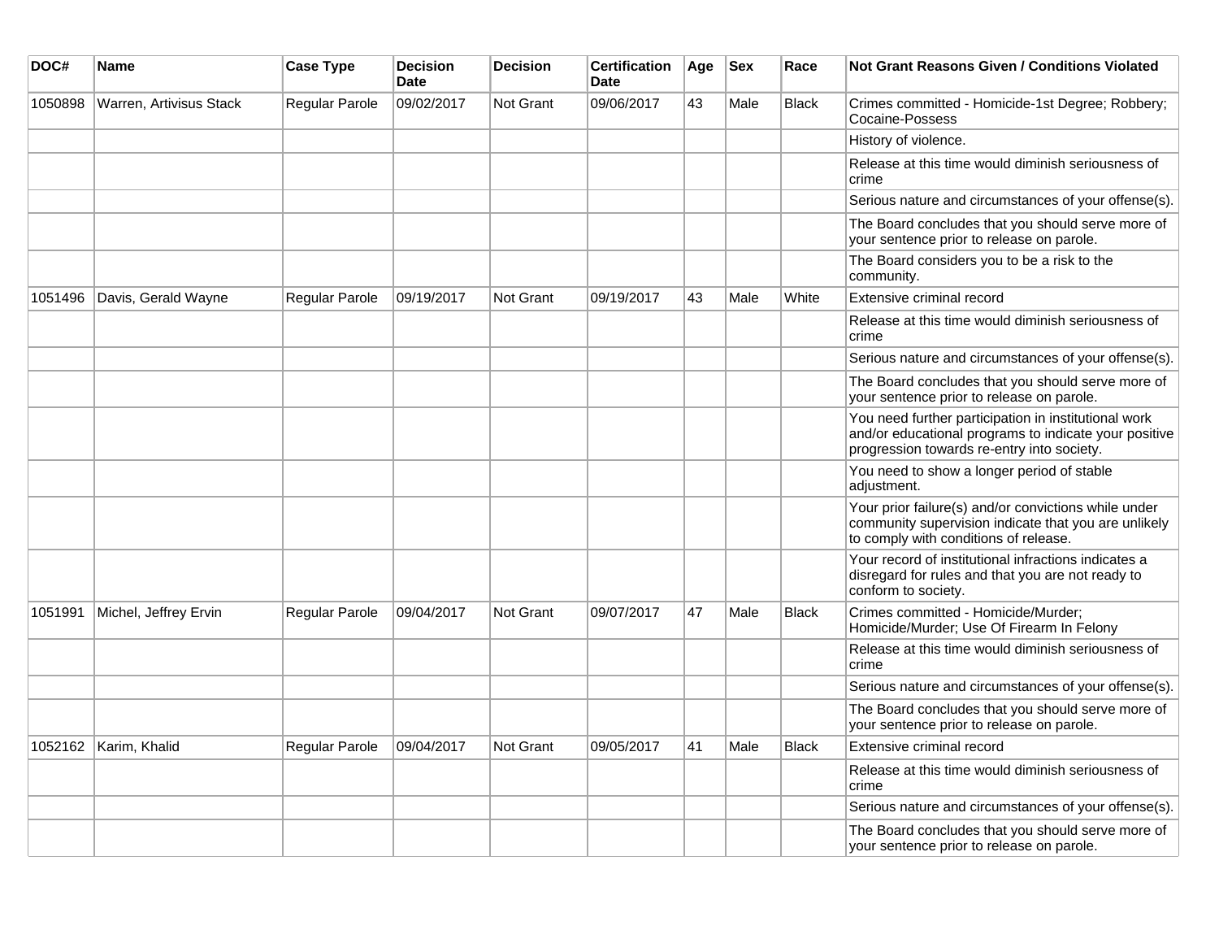| DOC# | Name | Case Type | Decision Date | Decision | Certification Date | Age | Sex | Race | Not Grant Reasons Given / Conditions Violated |
|---|---|---|---|---|---|---|---|---|---|
| 1050898 | Warren, Artivisus Stack | Regular Parole | 09/02/2017 | Not Grant | 09/06/2017 | 43 | Male | Black | Crimes committed - Homicide-1st Degree; Robbery; Cocaine-Possess |
| | | | | | | | | | History of violence. |
| | | | | | | | | | Release at this time would diminish seriousness of crime |
| | | | | | | | | | Serious nature and circumstances of your offense(s). |
| | | | | | | | | | The Board concludes that you should serve more of your sentence prior to release on parole. |
| | | | | | | | | | The Board considers you to be a risk to the community. |
| 1051496 | Davis, Gerald Wayne | Regular Parole | 09/19/2017 | Not Grant | 09/19/2017 | 43 | Male | White | Extensive criminal record |
| | | | | | | | | | Release at this time would diminish seriousness of crime |
| | | | | | | | | | Serious nature and circumstances of your offense(s). |
| | | | | | | | | | The Board concludes that you should serve more of your sentence prior to release on parole. |
| | | | | | | | | | You need further participation in institutional work and/or educational programs to indicate your positive progression towards re-entry into society. |
| | | | | | | | | | You need to show a longer period of stable adjustment. |
| | | | | | | | | | Your prior failure(s) and/or convictions while under community supervision indicate that you are unlikely to comply with conditions of release. |
| | | | | | | | | | Your record of institutional infractions indicates a disregard for rules and that you are not ready to conform to society. |
| 1051991 | Michel, Jeffrey Ervin | Regular Parole | 09/04/2017 | Not Grant | 09/07/2017 | 47 | Male | Black | Crimes committed - Homicide/Murder; Homicide/Murder; Use Of Firearm In Felony |
| | | | | | | | | | Release at this time would diminish seriousness of crime |
| | | | | | | | | | Serious nature and circumstances of your offense(s). |
| | | | | | | | | | The Board concludes that you should serve more of your sentence prior to release on parole. |
| 1052162 | Karim, Khalid | Regular Parole | 09/04/2017 | Not Grant | 09/05/2017 | 41 | Male | Black | Extensive criminal record |
| | | | | | | | | | Release at this time would diminish seriousness of crime |
| | | | | | | | | | Serious nature and circumstances of your offense(s). |
| | | | | | | | | | The Board concludes that you should serve more of your sentence prior to release on parole. |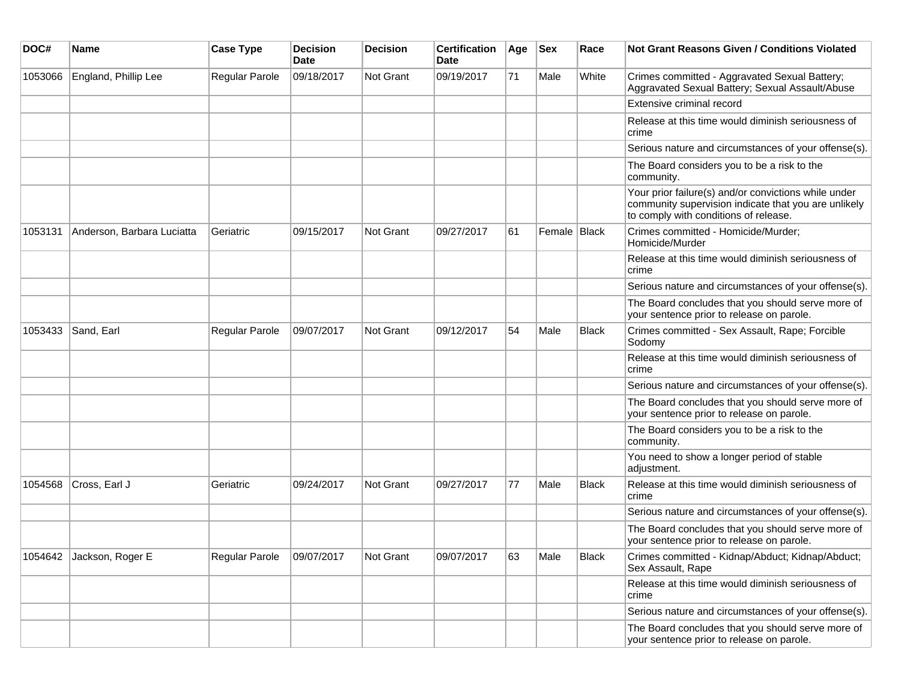| DOC# | Name | Case Type | Decision Date | Decision | Certification Date | Age | Sex | Race | Not Grant Reasons Given / Conditions Violated |
|---|---|---|---|---|---|---|---|---|---|
| 1053066 | England, Phillip Lee | Regular Parole | 09/18/2017 | Not Grant | 09/19/2017 | 71 | Male | White | Crimes committed - Aggravated Sexual Battery; Aggravated Sexual Battery; Sexual Assault/Abuse |
| | | | | | | | | | Extensive criminal record |
| | | | | | | | | | Release at this time would diminish seriousness of crime |
| | | | | | | | | | Serious nature and circumstances of your offense(s). |
| | | | | | | | | | The Board considers you to be a risk to the community. |
| | | | | | | | | | Your prior failure(s) and/or convictions while under community supervision indicate that you are unlikely to comply with conditions of release. |
| 1053131 | Anderson, Barbara Luciatta | Geriatric | 09/15/2017 | Not Grant | 09/27/2017 | 61 | Female | Black | Crimes committed - Homicide/Murder; Homicide/Murder |
| | | | | | | | | | Release at this time would diminish seriousness of crime |
| | | | | | | | | | Serious nature and circumstances of your offense(s). |
| | | | | | | | | | The Board concludes that you should serve more of your sentence prior to release on parole. |
| 1053433 | Sand, Earl | Regular Parole | 09/07/2017 | Not Grant | 09/12/2017 | 54 | Male | Black | Crimes committed - Sex Assault, Rape; Forcible Sodomy |
| | | | | | | | | | Release at this time would diminish seriousness of crime |
| | | | | | | | | | Serious nature and circumstances of your offense(s). |
| | | | | | | | | | The Board concludes that you should serve more of your sentence prior to release on parole. |
| | | | | | | | | | The Board considers you to be a risk to the community. |
| | | | | | | | | | You need to show a longer period of stable adjustment. |
| 1054568 | Cross, Earl J | Geriatric | 09/24/2017 | Not Grant | 09/27/2017 | 77 | Male | Black | Release at this time would diminish seriousness of crime |
| | | | | | | | | | Serious nature and circumstances of your offense(s). |
| | | | | | | | | | The Board concludes that you should serve more of your sentence prior to release on parole. |
| 1054642 | Jackson, Roger E | Regular Parole | 09/07/2017 | Not Grant | 09/07/2017 | 63 | Male | Black | Crimes committed - Kidnap/Abduct; Kidnap/Abduct; Sex Assault, Rape |
| | | | | | | | | | Release at this time would diminish seriousness of crime |
| | | | | | | | | | Serious nature and circumstances of your offense(s). |
| | | | | | | | | | The Board concludes that you should serve more of your sentence prior to release on parole. |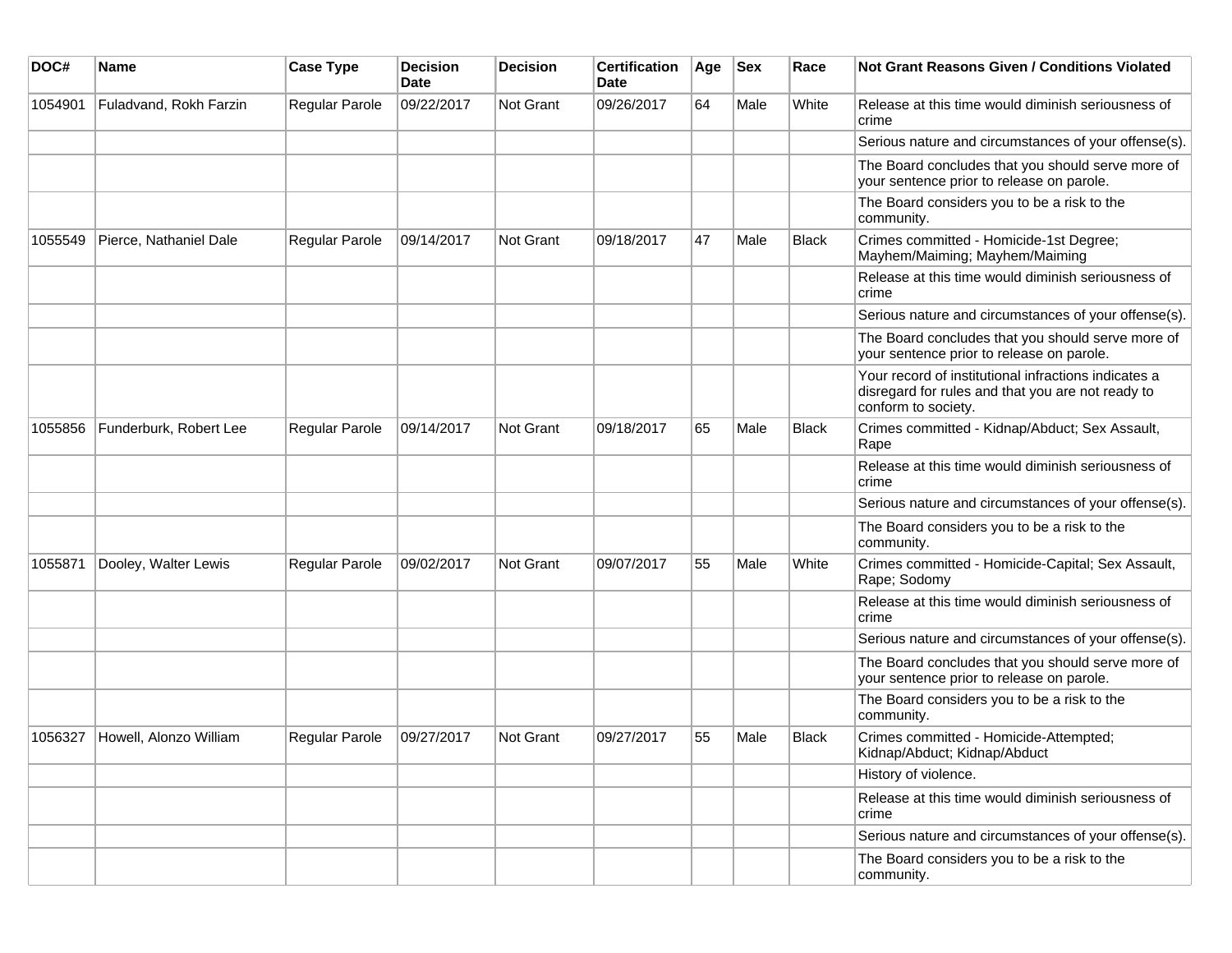| DOC# | Name | Case Type | Decision Date | Decision | Certification Date | Age | Sex | Race | Not Grant Reasons Given / Conditions Violated |
|---|---|---|---|---|---|---|---|---|---|
| 1054901 | Fuladvand, Rokh Farzin | Regular Parole | 09/22/2017 | Not Grant | 09/26/2017 | 64 | Male | White | Release at this time would diminish seriousness of crime |
| | | | | | | | | | Serious nature and circumstances of your offense(s). |
| | | | | | | | | | The Board concludes that you should serve more of your sentence prior to release on parole. |
| | | | | | | | | | The Board considers you to be a risk to the community. |
| 1055549 | Pierce, Nathaniel Dale | Regular Parole | 09/14/2017 | Not Grant | 09/18/2017 | 47 | Male | Black | Crimes committed - Homicide-1st Degree; Mayhem/Maiming; Mayhem/Maiming |
| | | | | | | | | | Release at this time would diminish seriousness of crime |
| | | | | | | | | | Serious nature and circumstances of your offense(s). |
| | | | | | | | | | The Board concludes that you should serve more of your sentence prior to release on parole. |
| | | | | | | | | | Your record of institutional infractions indicates a disregard for rules and that you are not ready to conform to society. |
| 1055856 | Funderburk, Robert Lee | Regular Parole | 09/14/2017 | Not Grant | 09/18/2017 | 65 | Male | Black | Crimes committed - Kidnap/Abduct; Sex Assault, Rape |
| | | | | | | | | | Release at this time would diminish seriousness of crime |
| | | | | | | | | | Serious nature and circumstances of your offense(s). |
| | | | | | | | | | The Board considers you to be a risk to the community. |
| 1055871 | Dooley, Walter Lewis | Regular Parole | 09/02/2017 | Not Grant | 09/07/2017 | 55 | Male | White | Crimes committed - Homicide-Capital; Sex Assault, Rape; Sodomy |
| | | | | | | | | | Release at this time would diminish seriousness of crime |
| | | | | | | | | | Serious nature and circumstances of your offense(s). |
| | | | | | | | | | The Board concludes that you should serve more of your sentence prior to release on parole. |
| | | | | | | | | | The Board considers you to be a risk to the community. |
| 1056327 | Howell, Alonzo William | Regular Parole | 09/27/2017 | Not Grant | 09/27/2017 | 55 | Male | Black | Crimes committed - Homicide-Attempted; Kidnap/Abduct; Kidnap/Abduct |
| | | | | | | | | | History of violence. |
| | | | | | | | | | Release at this time would diminish seriousness of crime |
| | | | | | | | | | Serious nature and circumstances of your offense(s). |
| | | | | | | | | | The Board considers you to be a risk to the community. |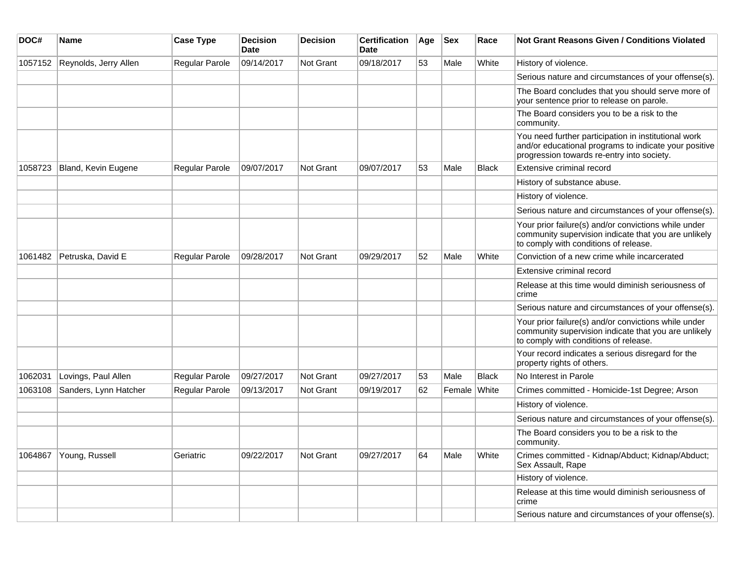| DOC# | Name | Case Type | Decision Date | Decision | Certification Date | Age | Sex | Race | Not Grant Reasons Given / Conditions Violated |
|---|---|---|---|---|---|---|---|---|---|
| 1057152 | Reynolds, Jerry Allen | Regular Parole | 09/14/2017 | Not Grant | 09/18/2017 | 53 | Male | White | History of violence. |
| | | | | | | | | | Serious nature and circumstances of your offense(s). |
| | | | | | | | | | The Board concludes that you should serve more of your sentence prior to release on parole. |
| | | | | | | | | | The Board considers you to be a risk to the community. |
| | | | | | | | | | You need further participation in institutional work and/or educational programs to indicate your positive progression towards re-entry into society. |
| 1058723 | Bland, Kevin Eugene | Regular Parole | 09/07/2017 | Not Grant | 09/07/2017 | 53 | Male | Black | Extensive criminal record |
| | | | | | | | | | History of substance abuse. |
| | | | | | | | | | History of violence. |
| | | | | | | | | | Serious nature and circumstances of your offense(s). |
| | | | | | | | | | Your prior failure(s) and/or convictions while under community supervision indicate that you are unlikely to comply with conditions of release. |
| 1061482 | Petruska, David E | Regular Parole | 09/28/2017 | Not Grant | 09/29/2017 | 52 | Male | White | Conviction of a new crime while incarcerated |
| | | | | | | | | | Extensive criminal record |
| | | | | | | | | | Release at this time would diminish seriousness of crime |
| | | | | | | | | | Serious nature and circumstances of your offense(s). |
| | | | | | | | | | Your prior failure(s) and/or convictions while under community supervision indicate that you are unlikely to comply with conditions of release. |
| | | | | | | | | | Your record indicates a serious disregard for the property rights of others. |
| 1062031 | Lovings, Paul Allen | Regular Parole | 09/27/2017 | Not Grant | 09/27/2017 | 53 | Male | Black | No Interest in Parole |
| 1063108 | Sanders, Lynn Hatcher | Regular Parole | 09/13/2017 | Not Grant | 09/19/2017 | 62 | Female | White | Crimes committed - Homicide-1st Degree; Arson |
| | | | | | | | | | History of violence. |
| | | | | | | | | | Serious nature and circumstances of your offense(s). |
| | | | | | | | | | The Board considers you to be a risk to the community. |
| 1064867 | Young, Russell | Geriatric | 09/22/2017 | Not Grant | 09/27/2017 | 64 | Male | White | Crimes committed - Kidnap/Abduct; Kidnap/Abduct; Sex Assault, Rape |
| | | | | | | | | | History of violence. |
| | | | | | | | | | Release at this time would diminish seriousness of crime |
| | | | | | | | | | Serious nature and circumstances of your offense(s). |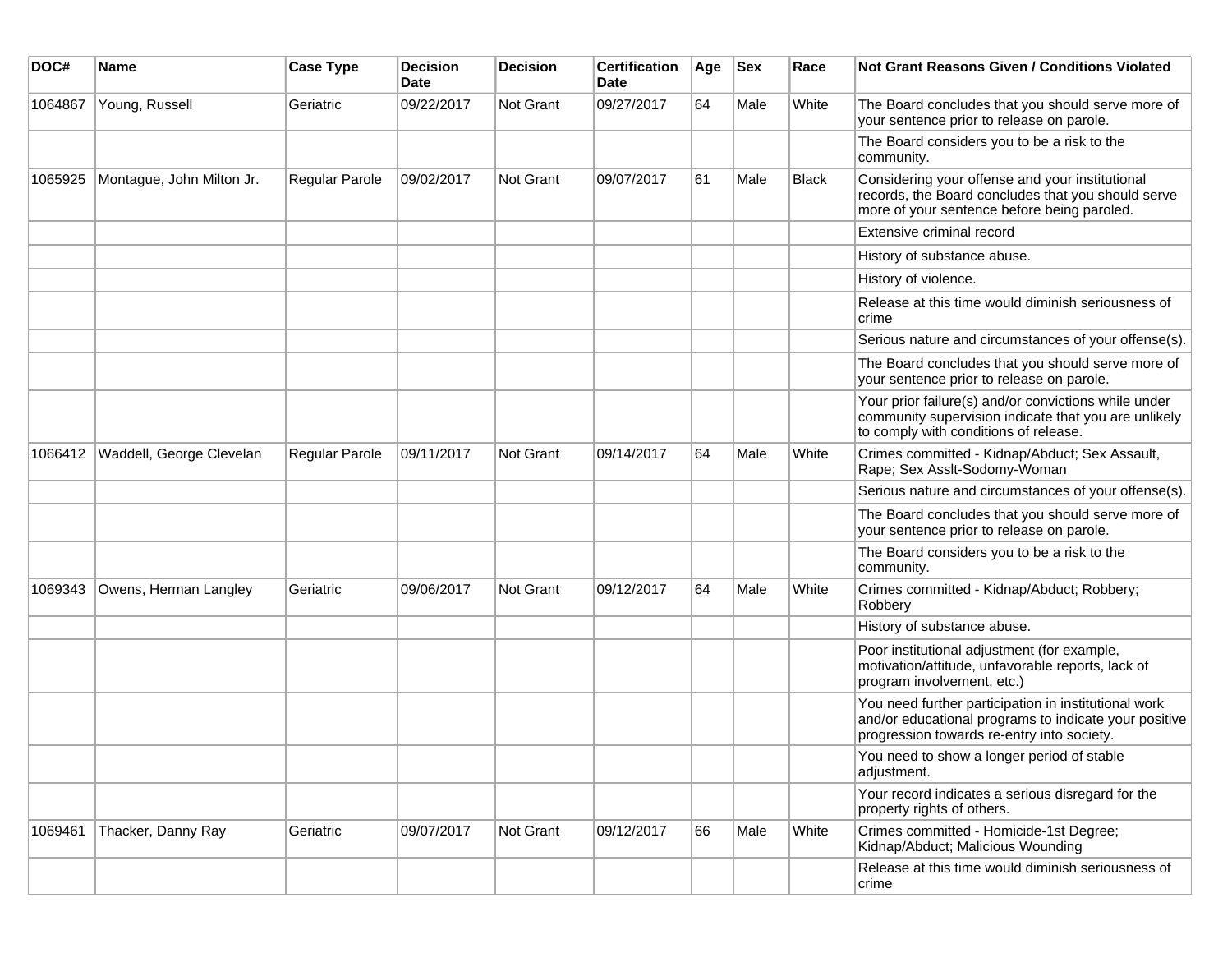| DOC# | Name | Case Type | Decision Date | Decision | Certification Date | Age | Sex | Race | Not Grant Reasons Given / Conditions Violated |
|---|---|---|---|---|---|---|---|---|---|
| 1064867 | Young, Russell | Geriatric | 09/22/2017 | Not Grant | 09/27/2017 | 64 | Male | White | The Board concludes that you should serve more of your sentence prior to release on parole. |
| | | | | | | | | | The Board considers you to be a risk to the community. |
| 1065925 | Montague, John Milton Jr. | Regular Parole | 09/02/2017 | Not Grant | 09/07/2017 | 61 | Male | Black | Considering your offense and your institutional records, the Board concludes that you should serve more of your sentence before being paroled. |
| | | | | | | | | | Extensive criminal record |
| | | | | | | | | | History of substance abuse. |
| | | | | | | | | | History of violence. |
| | | | | | | | | | Release at this time would diminish seriousness of crime |
| | | | | | | | | | Serious nature and circumstances of your offense(s). |
| | | | | | | | | | The Board concludes that you should serve more of your sentence prior to release on parole. |
| | | | | | | | | | Your prior failure(s) and/or convictions while under community supervision indicate that you are unlikely to comply with conditions of release. |
| 1066412 | Waddell, George Clevelan | Regular Parole | 09/11/2017 | Not Grant | 09/14/2017 | 64 | Male | White | Crimes committed - Kidnap/Abduct; Sex Assault, Rape; Sex Asslt-Sodomy-Woman |
| | | | | | | | | | Serious nature and circumstances of your offense(s). |
| | | | | | | | | | The Board concludes that you should serve more of your sentence prior to release on parole. |
| | | | | | | | | | The Board considers you to be a risk to the community. |
| 1069343 | Owens, Herman Langley | Geriatric | 09/06/2017 | Not Grant | 09/12/2017 | 64 | Male | White | Crimes committed - Kidnap/Abduct; Robbery; Robbery |
| | | | | | | | | | History of substance abuse. |
| | | | | | | | | | Poor institutional adjustment (for example, motivation/attitude, unfavorable reports, lack of program involvement, etc.) |
| | | | | | | | | | You need further participation in institutional work and/or educational programs to indicate your positive progression towards re-entry into society. |
| | | | | | | | | | You need to show a longer period of stable adjustment. |
| | | | | | | | | | Your record indicates a serious disregard for the property rights of others. |
| 1069461 | Thacker, Danny Ray | Geriatric | 09/07/2017 | Not Grant | 09/12/2017 | 66 | Male | White | Crimes committed - Homicide-1st Degree; Kidnap/Abduct; Malicious Wounding |
| | | | | | | | | | Release at this time would diminish seriousness of crime |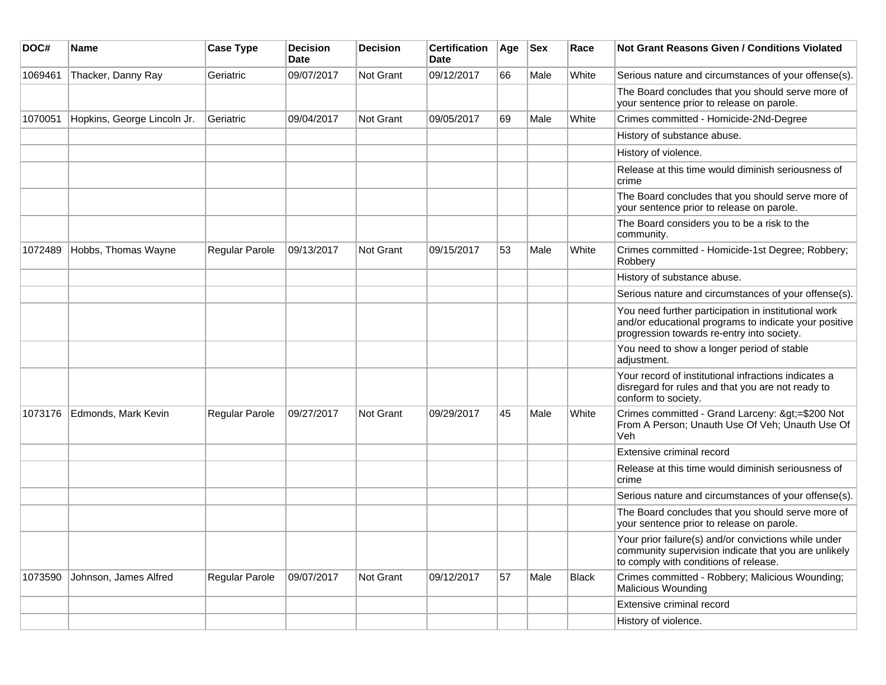| DOC# | Name | Case Type | Decision Date | Decision | Certification Date | Age | Sex | Race | Not Grant Reasons Given / Conditions Violated |
|---|---|---|---|---|---|---|---|---|---|
| 1069461 | Thacker, Danny Ray | Geriatric | 09/07/2017 | Not Grant | 09/12/2017 | 66 | Male | White | Serious nature and circumstances of your offense(s). |
| | | | | | | | | | The Board concludes that you should serve more of your sentence prior to release on parole. |
| 1070051 | Hopkins, George Lincoln Jr. | Geriatric | 09/04/2017 | Not Grant | 09/05/2017 | 69 | Male | White | Crimes committed - Homicide-2Nd-Degree |
| | | | | | | | | | History of substance abuse. |
| | | | | | | | | | History of violence. |
| | | | | | | | | | Release at this time would diminish seriousness of crime |
| | | | | | | | | | The Board concludes that you should serve more of your sentence prior to release on parole. |
| | | | | | | | | | The Board considers you to be a risk to the community. |
| 1072489 | Hobbs, Thomas Wayne | Regular Parole | 09/13/2017 | Not Grant | 09/15/2017 | 53 | Male | White | Crimes committed - Homicide-1st Degree; Robbery; Robbery |
| | | | | | | | | | History of substance abuse. |
| | | | | | | | | | Serious nature and circumstances of your offense(s). |
| | | | | | | | | | You need further participation in institutional work and/or educational programs to indicate your positive progression towards re-entry into society. |
| | | | | | | | | | You need to show a longer period of stable adjustment. |
| | | | | | | | | | Your record of institutional infractions indicates a disregard for rules and that you are not ready to conform to society. |
| 1073176 | Edmonds, Mark Kevin | Regular Parole | 09/27/2017 | Not Grant | 09/29/2017 | 45 | Male | White | Crimes committed - Grand Larceny: &gt;=$200 Not From A Person; Unauth Use Of Veh; Unauth Use Of Veh |
| | | | | | | | | | Extensive criminal record |
| | | | | | | | | | Release at this time would diminish seriousness of crime |
| | | | | | | | | | Serious nature and circumstances of your offense(s). |
| | | | | | | | | | The Board concludes that you should serve more of your sentence prior to release on parole. |
| | | | | | | | | | Your prior failure(s) and/or convictions while under community supervision indicate that you are unlikely to comply with conditions of release. |
| 1073590 | Johnson, James Alfred | Regular Parole | 09/07/2017 | Not Grant | 09/12/2017 | 57 | Male | Black | Crimes committed - Robbery; Malicious Wounding; Malicious Wounding |
| | | | | | | | | | Extensive criminal record |
| | | | | | | | | | History of violence. |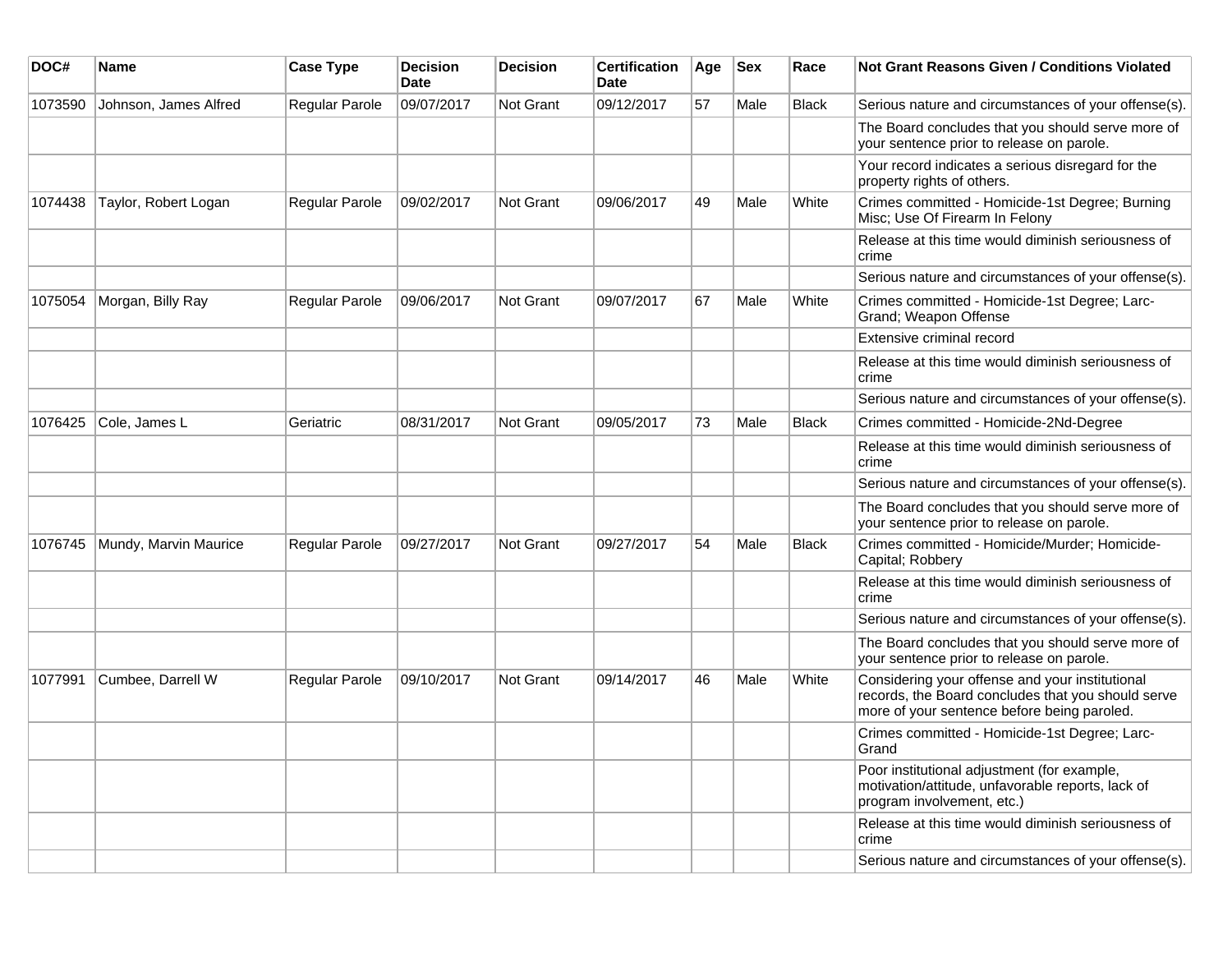| DOC# | Name | Case Type | Decision Date | Decision | Certification Date | Age | Sex | Race | Not Grant Reasons Given / Conditions Violated |
| --- | --- | --- | --- | --- | --- | --- | --- | --- | --- |
| 1073590 | Johnson, James Alfred | Regular Parole | 09/07/2017 | Not Grant | 09/12/2017 | 57 | Male | Black | Serious nature and circumstances of your offense(s). |
| | | | | | | | | | The Board concludes that you should serve more of your sentence prior to release on parole. |
| | | | | | | | | | Your record indicates a serious disregard for the property rights of others. |
| 1074438 | Taylor, Robert Logan | Regular Parole | 09/02/2017 | Not Grant | 09/06/2017 | 49 | Male | White | Crimes committed - Homicide-1st Degree; Burning Misc; Use Of Firearm In Felony |
| | | | | | | | | | Release at this time would diminish seriousness of crime |
| | | | | | | | | | Serious nature and circumstances of your offense(s). |
| 1075054 | Morgan, Billy Ray | Regular Parole | 09/06/2017 | Not Grant | 09/07/2017 | 67 | Male | White | Crimes committed - Homicide-1st Degree; Larc-Grand; Weapon Offense |
| | | | | | | | | | Extensive criminal record |
| | | | | | | | | | Release at this time would diminish seriousness of crime |
| | | | | | | | | | Serious nature and circumstances of your offense(s). |
| 1076425 | Cole, James L | Geriatric | 08/31/2017 | Not Grant | 09/05/2017 | 73 | Male | Black | Crimes committed - Homicide-2Nd-Degree |
| | | | | | | | | | Release at this time would diminish seriousness of crime |
| | | | | | | | | | Serious nature and circumstances of your offense(s). |
| | | | | | | | | | The Board concludes that you should serve more of your sentence prior to release on parole. |
| 1076745 | Mundy, Marvin Maurice | Regular Parole | 09/27/2017 | Not Grant | 09/27/2017 | 54 | Male | Black | Crimes committed - Homicide/Murder; Homicide-Capital; Robbery |
| | | | | | | | | | Release at this time would diminish seriousness of crime |
| | | | | | | | | | Serious nature and circumstances of your offense(s). |
| | | | | | | | | | The Board concludes that you should serve more of your sentence prior to release on parole. |
| 1077991 | Cumbee, Darrell W | Regular Parole | 09/10/2017 | Not Grant | 09/14/2017 | 46 | Male | White | Considering your offense and your institutional records, the Board concludes that you should serve more of your sentence before being paroled. |
| | | | | | | | | | Crimes committed - Homicide-1st Degree; Larc-Grand |
| | | | | | | | | | Poor institutional adjustment (for example, motivation/attitude, unfavorable reports, lack of program involvement, etc.) |
| | | | | | | | | | Release at this time would diminish seriousness of crime |
| | | | | | | | | | Serious nature and circumstances of your offense(s). |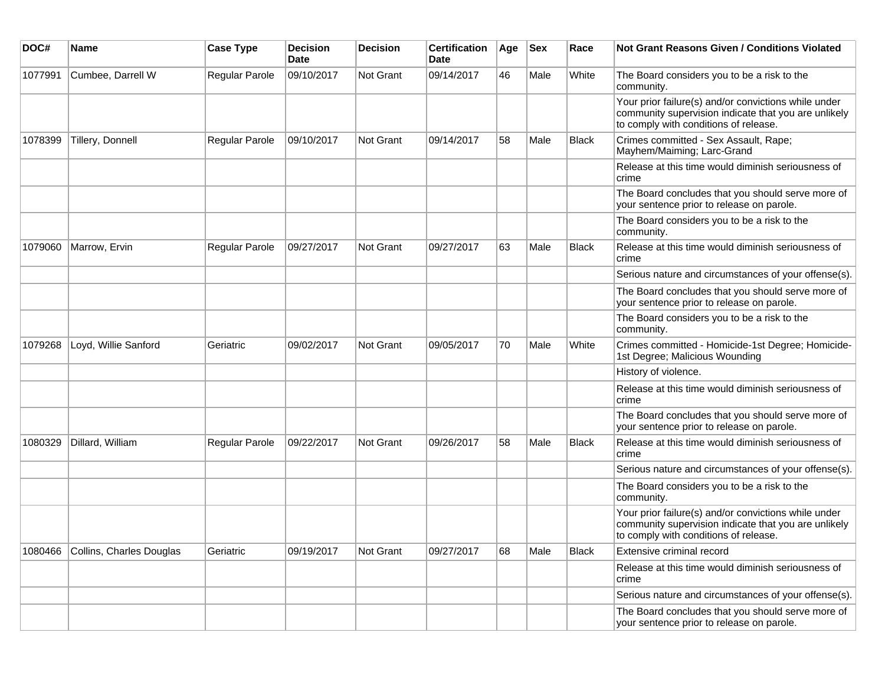| DOC# | Name | Case Type | Decision Date | Decision | Certification Date | Age | Sex | Race | Not Grant Reasons Given / Conditions Violated |
|---|---|---|---|---|---|---|---|---|---|
| 1077991 | Cumbee, Darrell W | Regular Parole | 09/10/2017 | Not Grant | 09/14/2017 | 46 | Male | White | The Board considers you to be a risk to the community. |
| | | | | | | | | | Your prior failure(s) and/or convictions while under community supervision indicate that you are unlikely to comply with conditions of release. |
| 1078399 | Tillery, Donnell | Regular Parole | 09/10/2017 | Not Grant | 09/14/2017 | 58 | Male | Black | Crimes committed - Sex Assault, Rape; Mayhem/Maiming; Larc-Grand |
| | | | | | | | | | Release at this time would diminish seriousness of crime |
| | | | | | | | | | The Board concludes that you should serve more of your sentence prior to release on parole. |
| | | | | | | | | | The Board considers you to be a risk to the community. |
| 1079060 | Marrow, Ervin | Regular Parole | 09/27/2017 | Not Grant | 09/27/2017 | 63 | Male | Black | Release at this time would diminish seriousness of crime |
| | | | | | | | | | Serious nature and circumstances of your offense(s). |
| | | | | | | | | | The Board concludes that you should serve more of your sentence prior to release on parole. |
| | | | | | | | | | The Board considers you to be a risk to the community. |
| 1079268 | Loyd, Willie Sanford | Geriatric | 09/02/2017 | Not Grant | 09/05/2017 | 70 | Male | White | Crimes committed - Homicide-1st Degree; Homicide-1st Degree; Malicious Wounding |
| | | | | | | | | | History of violence. |
| | | | | | | | | | Release at this time would diminish seriousness of crime |
| | | | | | | | | | The Board concludes that you should serve more of your sentence prior to release on parole. |
| 1080329 | Dillard, William | Regular Parole | 09/22/2017 | Not Grant | 09/26/2017 | 58 | Male | Black | Release at this time would diminish seriousness of crime |
| | | | | | | | | | Serious nature and circumstances of your offense(s). |
| | | | | | | | | | The Board considers you to be a risk to the community. |
| | | | | | | | | | Your prior failure(s) and/or convictions while under community supervision indicate that you are unlikely to comply with conditions of release. |
| 1080466 | Collins, Charles Douglas | Geriatric | 09/19/2017 | Not Grant | 09/27/2017 | 68 | Male | Black | Extensive criminal record |
| | | | | | | | | | Release at this time would diminish seriousness of crime |
| | | | | | | | | | Serious nature and circumstances of your offense(s). |
| | | | | | | | | | The Board concludes that you should serve more of your sentence prior to release on parole. |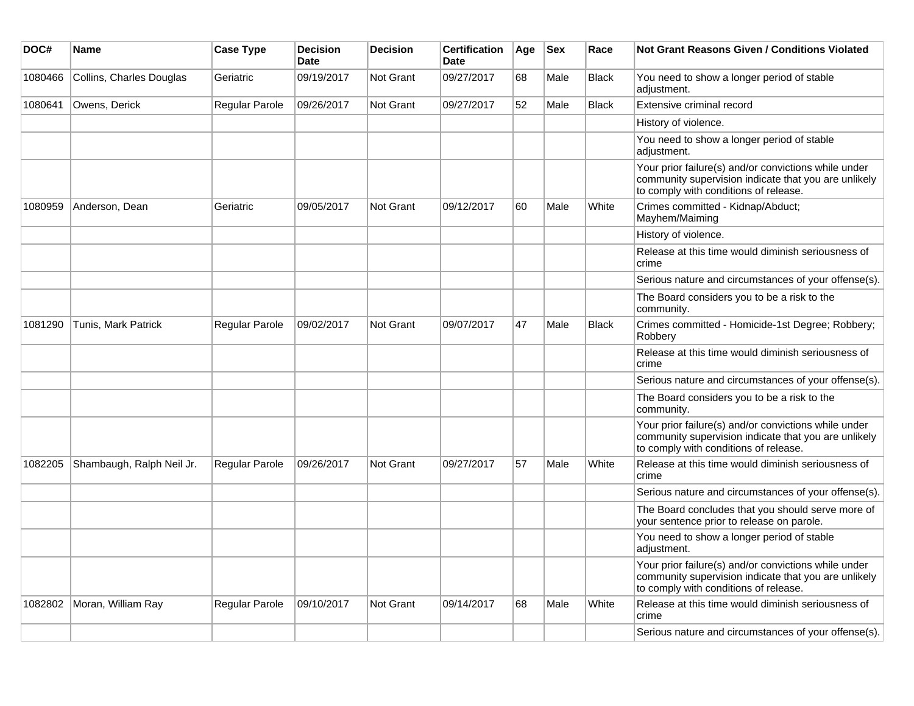| DOC# | Name | Case Type | Decision Date | Decision | Certification Date | Age | Sex | Race | Not Grant Reasons Given / Conditions Violated |
|---|---|---|---|---|---|---|---|---|---|
| 1080466 | Collins, Charles Douglas | Geriatric | 09/19/2017 | Not Grant | 09/27/2017 | 68 | Male | Black | You need to show a longer period of stable adjustment. |
| 1080641 | Owens, Derick | Regular Parole | 09/26/2017 | Not Grant | 09/27/2017 | 52 | Male | Black | Extensive criminal record |
| | | | | | | | | | History of violence. |
| | | | | | | | | | You need to show a longer period of stable adjustment. |
| | | | | | | | | | Your prior failure(s) and/or convictions while under community supervision indicate that you are unlikely to comply with conditions of release. |
| 1080959 | Anderson, Dean | Geriatric | 09/05/2017 | Not Grant | 09/12/2017 | 60 | Male | White | Crimes committed - Kidnap/Abduct; Mayhem/Maiming |
| | | | | | | | | | History of violence. |
| | | | | | | | | | Release at this time would diminish seriousness of crime |
| | | | | | | | | | Serious nature and circumstances of your offense(s). |
| | | | | | | | | | The Board considers you to be a risk to the community. |
| 1081290 | Tunis, Mark Patrick | Regular Parole | 09/02/2017 | Not Grant | 09/07/2017 | 47 | Male | Black | Crimes committed - Homicide-1st Degree; Robbery; Robbery |
| | | | | | | | | | Release at this time would diminish seriousness of crime |
| | | | | | | | | | Serious nature and circumstances of your offense(s). |
| | | | | | | | | | The Board considers you to be a risk to the community. |
| | | | | | | | | | Your prior failure(s) and/or convictions while under community supervision indicate that you are unlikely to comply with conditions of release. |
| 1082205 | Shambaugh, Ralph Neil Jr. | Regular Parole | 09/26/2017 | Not Grant | 09/27/2017 | 57 | Male | White | Release at this time would diminish seriousness of crime |
| | | | | | | | | | Serious nature and circumstances of your offense(s). |
| | | | | | | | | | The Board concludes that you should serve more of your sentence prior to release on parole. |
| | | | | | | | | | You need to show a longer period of stable adjustment. |
| | | | | | | | | | Your prior failure(s) and/or convictions while under community supervision indicate that you are unlikely to comply with conditions of release. |
| 1082802 | Moran, William Ray | Regular Parole | 09/10/2017 | Not Grant | 09/14/2017 | 68 | Male | White | Release at this time would diminish seriousness of crime |
| | | | | | | | | | Serious nature and circumstances of your offense(s). |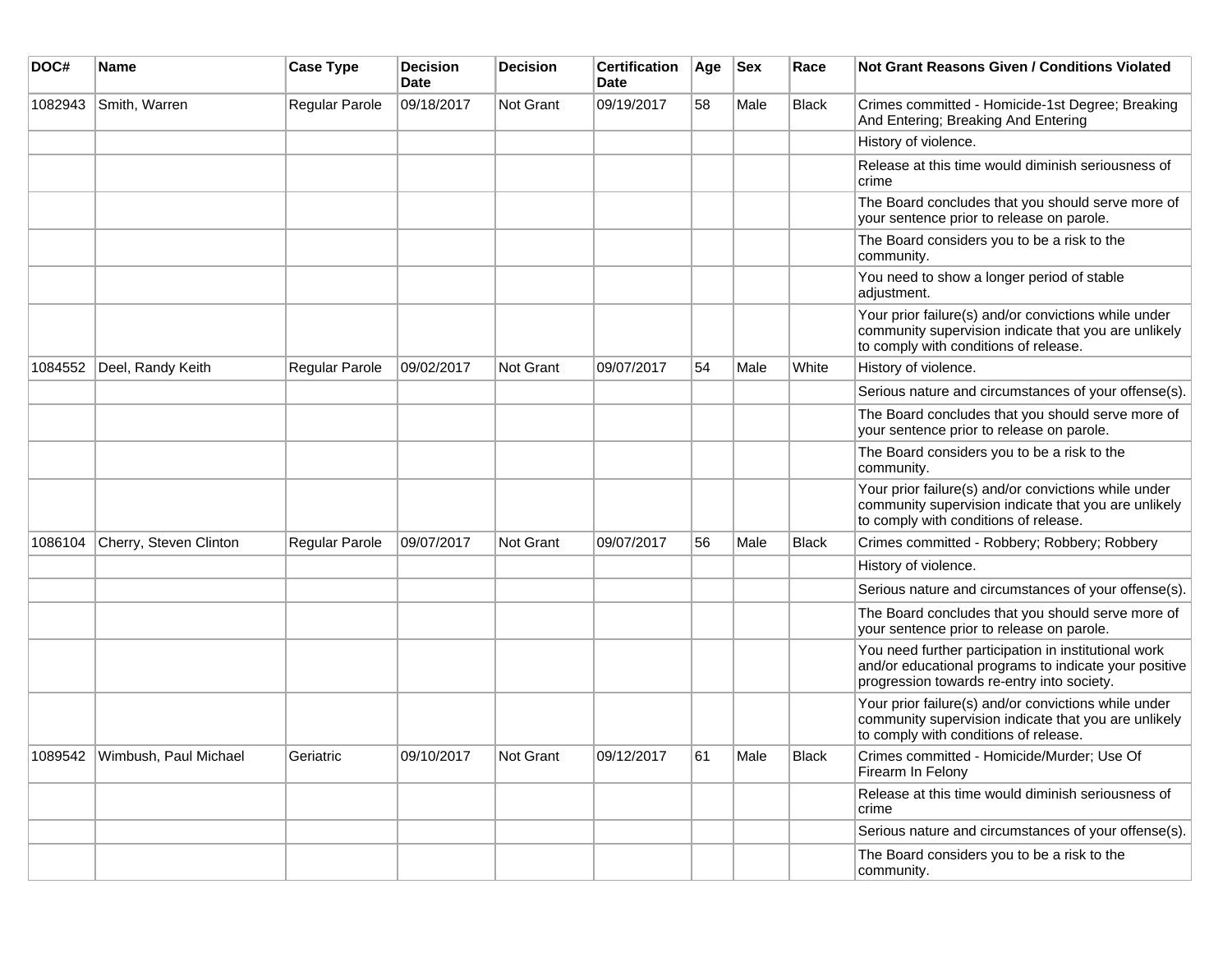| DOC# | Name | Case Type | Decision Date | Decision | Certification Date | Age | Sex | Race | Not Grant Reasons Given / Conditions Violated |
|---|---|---|---|---|---|---|---|---|---|
| 1082943 | Smith, Warren | Regular Parole | 09/18/2017 | Not Grant | 09/19/2017 | 58 | Male | Black | Crimes committed - Homicide-1st Degree; Breaking And Entering; Breaking And Entering |
| | | | | | | | | | History of violence. |
| | | | | | | | | | Release at this time would diminish seriousness of crime |
| | | | | | | | | | The Board concludes that you should serve more of your sentence prior to release on parole. |
| | | | | | | | | | The Board considers you to be a risk to the community. |
| | | | | | | | | | You need to show a longer period of stable adjustment. |
| | | | | | | | | | Your prior failure(s) and/or convictions while under community supervision indicate that you are unlikely to comply with conditions of release. |
| 1084552 | Deel, Randy Keith | Regular Parole | 09/02/2017 | Not Grant | 09/07/2017 | 54 | Male | White | History of violence. |
| | | | | | | | | | Serious nature and circumstances of your offense(s). |
| | | | | | | | | | The Board concludes that you should serve more of your sentence prior to release on parole. |
| | | | | | | | | | The Board considers you to be a risk to the community. |
| | | | | | | | | | Your prior failure(s) and/or convictions while under community supervision indicate that you are unlikely to comply with conditions of release. |
| 1086104 | Cherry, Steven Clinton | Regular Parole | 09/07/2017 | Not Grant | 09/07/2017 | 56 | Male | Black | Crimes committed - Robbery; Robbery; Robbery |
| | | | | | | | | | History of violence. |
| | | | | | | | | | Serious nature and circumstances of your offense(s). |
| | | | | | | | | | The Board concludes that you should serve more of your sentence prior to release on parole. |
| | | | | | | | | | You need further participation in institutional work and/or educational programs to indicate your positive progression towards re-entry into society. |
| | | | | | | | | | Your prior failure(s) and/or convictions while under community supervision indicate that you are unlikely to comply with conditions of release. |
| 1089542 | Wimbush, Paul Michael | Geriatric | 09/10/2017 | Not Grant | 09/12/2017 | 61 | Male | Black | Crimes committed - Homicide/Murder; Use Of Firearm In Felony |
| | | | | | | | | | Release at this time would diminish seriousness of crime |
| | | | | | | | | | Serious nature and circumstances of your offense(s). |
| | | | | | | | | | The Board considers you to be a risk to the community. |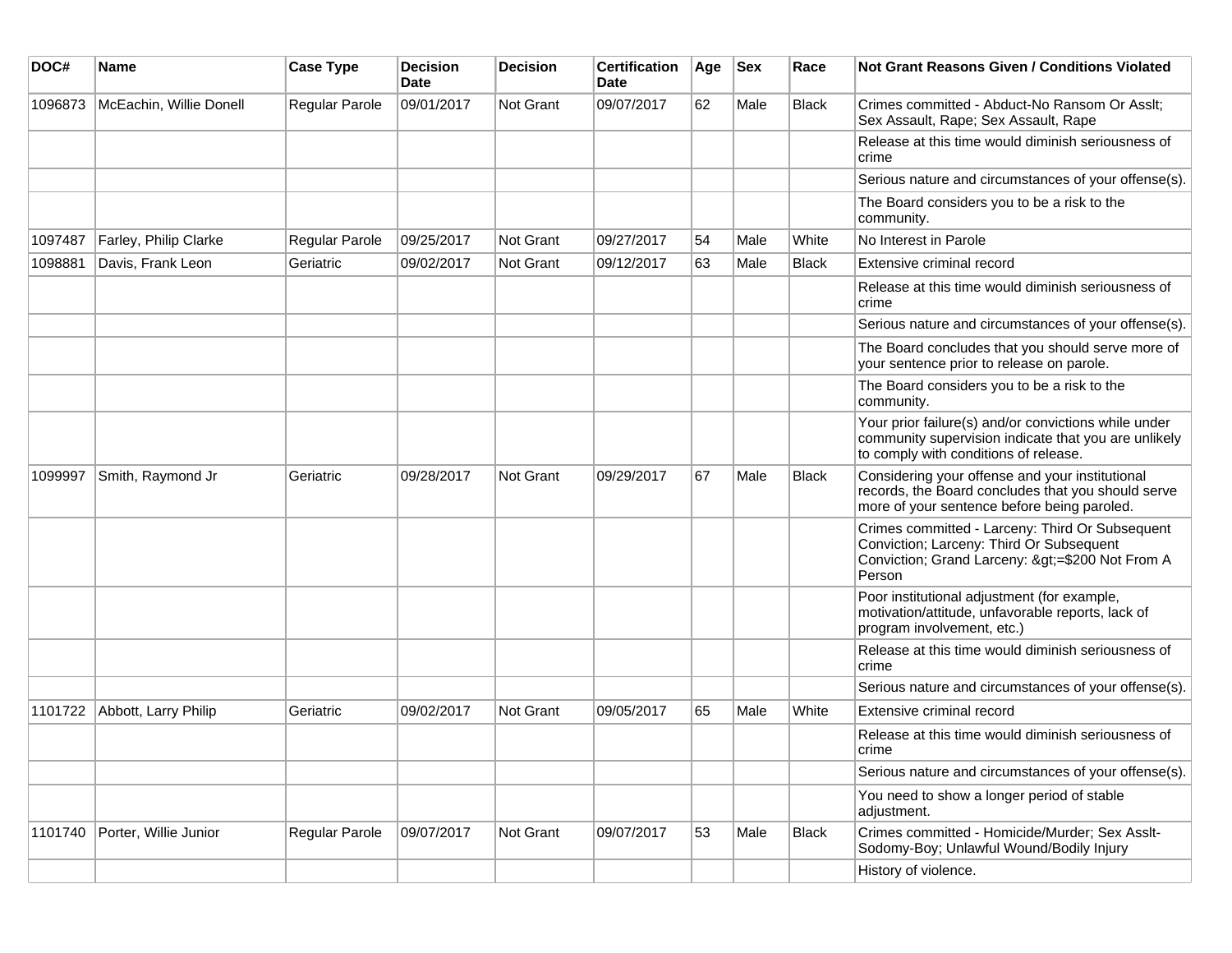| DOC# | Name | Case Type | Decision Date | Decision | Certification Date | Age | Sex | Race | Not Grant Reasons Given / Conditions Violated |
|---|---|---|---|---|---|---|---|---|---|
| 1096873 | McEachin, Willie Donell | Regular Parole | 09/01/2017 | Not Grant | 09/07/2017 | 62 | Male | Black | Crimes committed - Abduct-No Ransom Or Asslt; Sex Assault, Rape; Sex Assault, Rape |
| | | | | | | | | | Release at this time would diminish seriousness of crime |
| | | | | | | | | | Serious nature and circumstances of your offense(s). |
| | | | | | | | | | The Board considers you to be a risk to the community. |
| 1097487 | Farley, Philip Clarke | Regular Parole | 09/25/2017 | Not Grant | 09/27/2017 | 54 | Male | White | No Interest in Parole |
| 1098881 | Davis, Frank Leon | Geriatric | 09/02/2017 | Not Grant | 09/12/2017 | 63 | Male | Black | Extensive criminal record |
| | | | | | | | | | Release at this time would diminish seriousness of crime |
| | | | | | | | | | Serious nature and circumstances of your offense(s). |
| | | | | | | | | | The Board concludes that you should serve more of your sentence prior to release on parole. |
| | | | | | | | | | The Board considers you to be a risk to the community. |
| | | | | | | | | | Your prior failure(s) and/or convictions while under community supervision indicate that you are unlikely to comply with conditions of release. |
| 1099997 | Smith, Raymond Jr | Geriatric | 09/28/2017 | Not Grant | 09/29/2017 | 67 | Male | Black | Considering your offense and your institutional records, the Board concludes that you should serve more of your sentence before being paroled. |
| | | | | | | | | | Crimes committed - Larceny: Third Or Subsequent Conviction; Larceny: Third Or Subsequent Conviction; Grand Larceny: &gt;=$200 Not From A Person |
| | | | | | | | | | Poor institutional adjustment (for example, motivation/attitude, unfavorable reports, lack of program involvement, etc.) |
| | | | | | | | | | Release at this time would diminish seriousness of crime |
| | | | | | | | | | Serious nature and circumstances of your offense(s). |
| 1101722 | Abbott, Larry Philip | Geriatric | 09/02/2017 | Not Grant | 09/05/2017 | 65 | Male | White | Extensive criminal record |
| | | | | | | | | | Release at this time would diminish seriousness of crime |
| | | | | | | | | | Serious nature and circumstances of your offense(s). |
| | | | | | | | | | You need to show a longer period of stable adjustment. |
| 1101740 | Porter, Willie Junior | Regular Parole | 09/07/2017 | Not Grant | 09/07/2017 | 53 | Male | Black | Crimes committed - Homicide/Murder; Sex Asslt-Sodomy-Boy; Unlawful Wound/Bodily Injury |
| | | | | | | | | | History of violence. |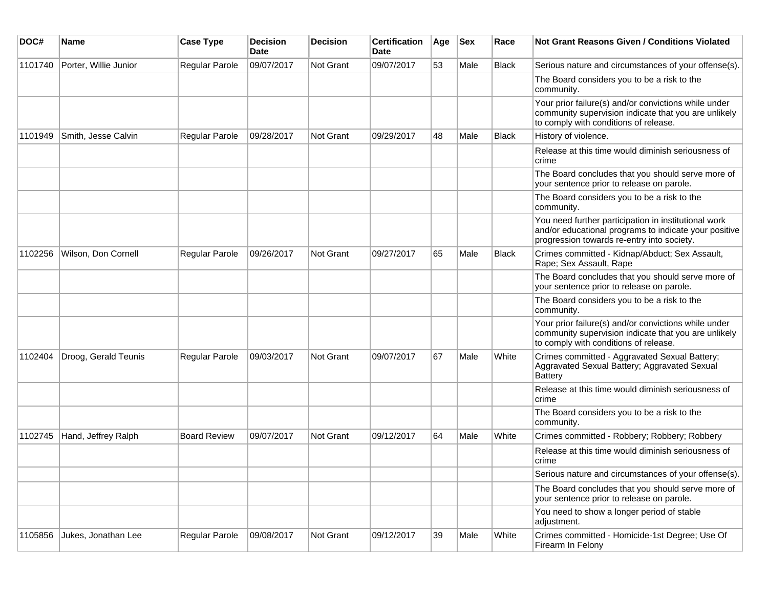| DOC# | Name | Case Type | Decision Date | Decision | Certification Date | Age | Sex | Race | Not Grant Reasons Given / Conditions Violated |
|---|---|---|---|---|---|---|---|---|---|
| 1101740 | Porter, Willie Junior | Regular Parole | 09/07/2017 | Not Grant | 09/07/2017 | 53 | Male | Black | Serious nature and circumstances of your offense(s). |
| | | | | | | | | | The Board considers you to be a risk to the community. |
| | | | | | | | | | Your prior failure(s) and/or convictions while under community supervision indicate that you are unlikely to comply with conditions of release. |
| 1101949 | Smith, Jesse Calvin | Regular Parole | 09/28/2017 | Not Grant | 09/29/2017 | 48 | Male | Black | History of violence. |
| | | | | | | | | | Release at this time would diminish seriousness of crime |
| | | | | | | | | | The Board concludes that you should serve more of your sentence prior to release on parole. |
| | | | | | | | | | The Board considers you to be a risk to the community. |
| | | | | | | | | | You need further participation in institutional work and/or educational programs to indicate your positive progression towards re-entry into society. |
| 1102256 | Wilson, Don Cornell | Regular Parole | 09/26/2017 | Not Grant | 09/27/2017 | 65 | Male | Black | Crimes committed - Kidnap/Abduct; Sex Assault, Rape; Sex Assault, Rape |
| | | | | | | | | | The Board concludes that you should serve more of your sentence prior to release on parole. |
| | | | | | | | | | The Board considers you to be a risk to the community. |
| | | | | | | | | | Your prior failure(s) and/or convictions while under community supervision indicate that you are unlikely to comply with conditions of release. |
| 1102404 | Droog, Gerald Teunis | Regular Parole | 09/03/2017 | Not Grant | 09/07/2017 | 67 | Male | White | Crimes committed - Aggravated Sexual Battery; Aggravated Sexual Battery; Aggravated Sexual Battery |
| | | | | | | | | | Release at this time would diminish seriousness of crime |
| | | | | | | | | | The Board considers you to be a risk to the community. |
| 1102745 | Hand, Jeffrey Ralph | Board Review | 09/07/2017 | Not Grant | 09/12/2017 | 64 | Male | White | Crimes committed - Robbery; Robbery; Robbery |
| | | | | | | | | | Release at this time would diminish seriousness of crime |
| | | | | | | | | | Serious nature and circumstances of your offense(s). |
| | | | | | | | | | The Board concludes that you should serve more of your sentence prior to release on parole. |
| | | | | | | | | | You need to show a longer period of stable adjustment. |
| 1105856 | Jukes, Jonathan Lee | Regular Parole | 09/08/2017 | Not Grant | 09/12/2017 | 39 | Male | White | Crimes committed - Homicide-1st Degree; Use Of Firearm In Felony |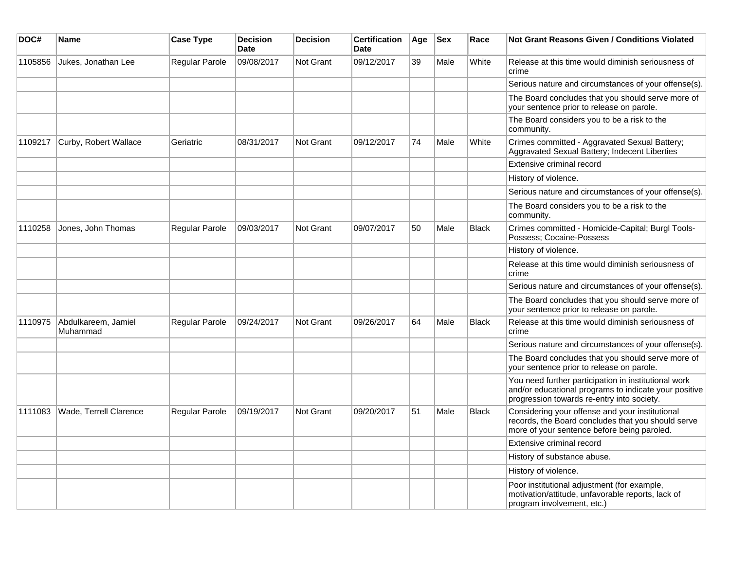| DOC# | Name | Case Type | Decision Date | Decision | Certification Date | Age | Sex | Race | Not Grant Reasons Given / Conditions Violated |
|---|---|---|---|---|---|---|---|---|---|
| 1105856 | Jukes, Jonathan Lee | Regular Parole | 09/08/2017 | Not Grant | 09/12/2017 | 39 | Male | White | Release at this time would diminish seriousness of crime |
| | | | | | | | | | Serious nature and circumstances of your offense(s). |
| | | | | | | | | | The Board concludes that you should serve more of your sentence prior to release on parole. |
| | | | | | | | | | The Board considers you to be a risk to the community. |
| 1109217 | Curby, Robert Wallace | Geriatric | 08/31/2017 | Not Grant | 09/12/2017 | 74 | Male | White | Crimes committed - Aggravated Sexual Battery; Aggravated Sexual Battery; Indecent Liberties |
| | | | | | | | | | Extensive criminal record |
| | | | | | | | | | History of violence. |
| | | | | | | | | | Serious nature and circumstances of your offense(s). |
| | | | | | | | | | The Board considers you to be a risk to the community. |
| 1110258 | Jones, John Thomas | Regular Parole | 09/03/2017 | Not Grant | 09/07/2017 | 50 | Male | Black | Crimes committed - Homicide-Capital; Burgl Tools-Possess; Cocaine-Possess |
| | | | | | | | | | History of violence. |
| | | | | | | | | | Release at this time would diminish seriousness of crime |
| | | | | | | | | | Serious nature and circumstances of your offense(s). |
| | | | | | | | | | The Board concludes that you should serve more of your sentence prior to release on parole. |
| 1110975 | Abdulkareem, Jamiel Muhammad | Regular Parole | 09/24/2017 | Not Grant | 09/26/2017 | 64 | Male | Black | Release at this time would diminish seriousness of crime |
| | | | | | | | | | Serious nature and circumstances of your offense(s). |
| | | | | | | | | | The Board concludes that you should serve more of your sentence prior to release on parole. |
| | | | | | | | | | You need further participation in institutional work and/or educational programs to indicate your positive progression towards re-entry into society. |
| 1111083 | Wade, Terrell Clarence | Regular Parole | 09/19/2017 | Not Grant | 09/20/2017 | 51 | Male | Black | Considering your offense and your institutional records, the Board concludes that you should serve more of your sentence before being paroled. |
| | | | | | | | | | Extensive criminal record |
| | | | | | | | | | History of substance abuse. |
| | | | | | | | | | History of violence. |
| | | | | | | | | | Poor institutional adjustment (for example, motivation/attitude, unfavorable reports, lack of program involvement, etc.) |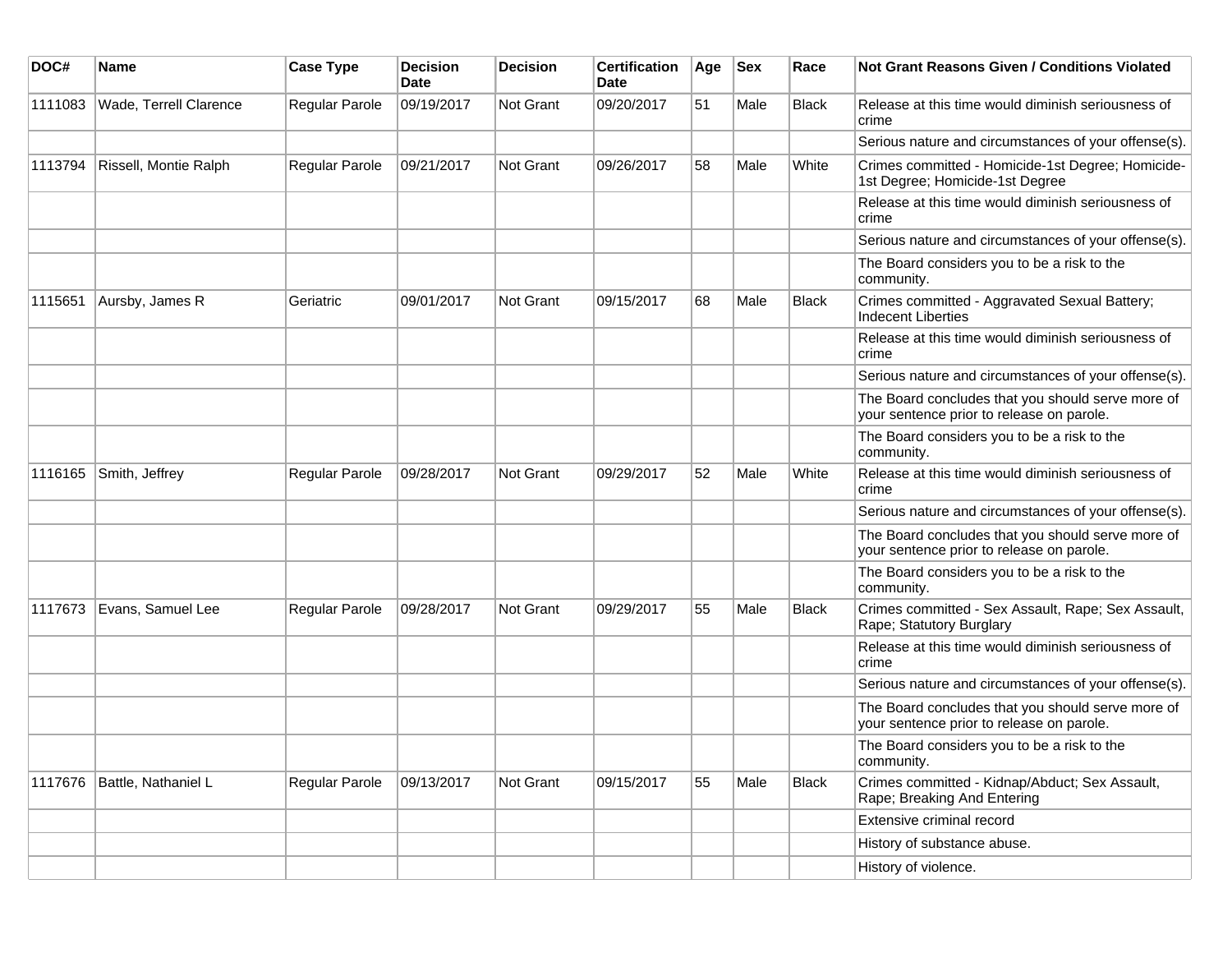| DOC# | Name | Case Type | Decision Date | Decision | Certification Date | Age | Sex | Race | Not Grant Reasons Given / Conditions Violated |
|---|---|---|---|---|---|---|---|---|---|
| 1111083 | Wade, Terrell Clarence | Regular Parole | 09/19/2017 | Not Grant | 09/20/2017 | 51 | Male | Black | Release at this time would diminish seriousness of crime |
| | | | | | | | | | Serious nature and circumstances of your offense(s). |
| 1113794 | Rissell, Montie Ralph | Regular Parole | 09/21/2017 | Not Grant | 09/26/2017 | 58 | Male | White | Crimes committed - Homicide-1st Degree; Homicide-1st Degree; Homicide-1st Degree |
| | | | | | | | | | Release at this time would diminish seriousness of crime |
| | | | | | | | | | Serious nature and circumstances of your offense(s). |
| | | | | | | | | | The Board considers you to be a risk to the community. |
| 1115651 | Aursby, James R | Geriatric | 09/01/2017 | Not Grant | 09/15/2017 | 68 | Male | Black | Crimes committed - Aggravated Sexual Battery; Indecent Liberties |
| | | | | | | | | | Release at this time would diminish seriousness of crime |
| | | | | | | | | | Serious nature and circumstances of your offense(s). |
| | | | | | | | | | The Board concludes that you should serve more of your sentence prior to release on parole. |
| | | | | | | | | | The Board considers you to be a risk to the community. |
| 1116165 | Smith, Jeffrey | Regular Parole | 09/28/2017 | Not Grant | 09/29/2017 | 52 | Male | White | Release at this time would diminish seriousness of crime |
| | | | | | | | | | Serious nature and circumstances of your offense(s). |
| | | | | | | | | | The Board concludes that you should serve more of your sentence prior to release on parole. |
| | | | | | | | | | The Board considers you to be a risk to the community. |
| 1117673 | Evans, Samuel Lee | Regular Parole | 09/28/2017 | Not Grant | 09/29/2017 | 55 | Male | Black | Crimes committed - Sex Assault, Rape; Sex Assault, Rape; Statutory Burglary |
| | | | | | | | | | Release at this time would diminish seriousness of crime |
| | | | | | | | | | Serious nature and circumstances of your offense(s). |
| | | | | | | | | | The Board concludes that you should serve more of your sentence prior to release on parole. |
| | | | | | | | | | The Board considers you to be a risk to the community. |
| 1117676 | Battle, Nathaniel L | Regular Parole | 09/13/2017 | Not Grant | 09/15/2017 | 55 | Male | Black | Crimes committed - Kidnap/Abduct; Sex Assault, Rape; Breaking And Entering |
| | | | | | | | | | Extensive criminal record |
| | | | | | | | | | History of substance abuse. |
| | | | | | | | | | History of violence. |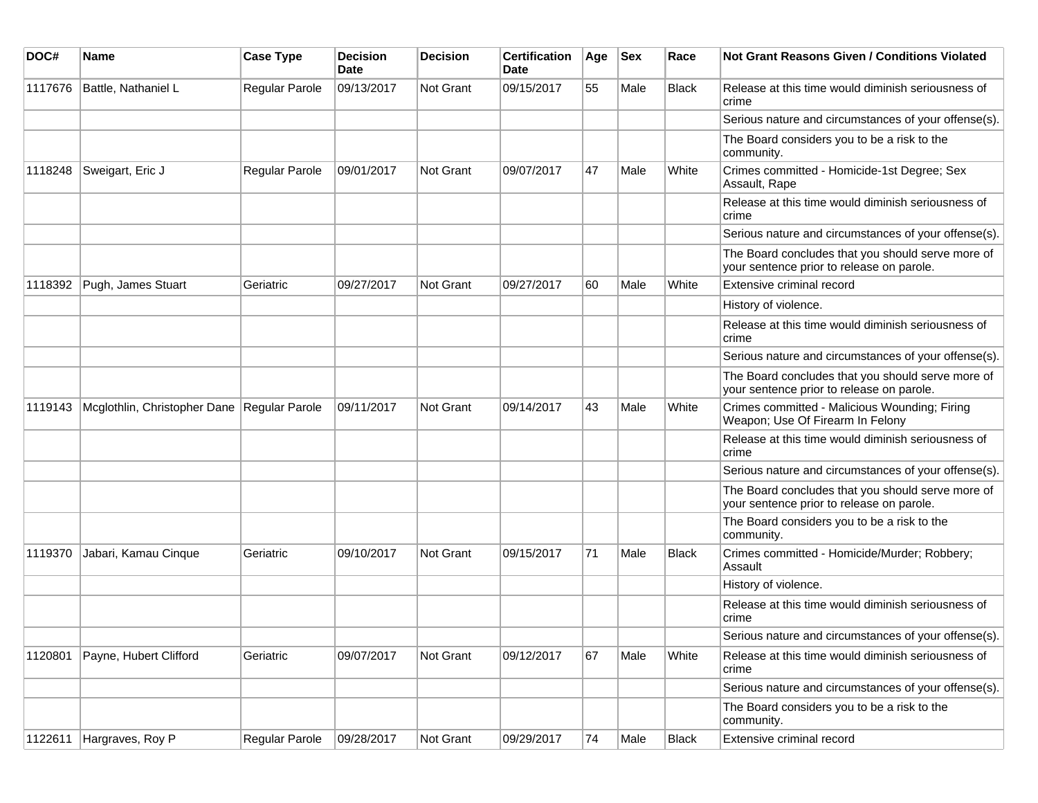| DOC# | Name | Case Type | Decision Date | Decision | Certification Date | Age | Sex | Race | Not Grant Reasons Given / Conditions Violated |
|---|---|---|---|---|---|---|---|---|---|
| 1117676 | Battle, Nathaniel L | Regular Parole | 09/13/2017 | Not Grant | 09/15/2017 | 55 | Male | Black | Release at this time would diminish seriousness of crime |
| | | | | | | | | | Serious nature and circumstances of your offense(s). |
| | | | | | | | | | The Board considers you to be a risk to the community. |
| 1118248 | Sweigart, Eric J | Regular Parole | 09/01/2017 | Not Grant | 09/07/2017 | 47 | Male | White | Crimes committed - Homicide-1st Degree; Sex Assault, Rape |
| | | | | | | | | | Release at this time would diminish seriousness of crime |
| | | | | | | | | | Serious nature and circumstances of your offense(s). |
| | | | | | | | | | The Board concludes that you should serve more of your sentence prior to release on parole. |
| 1118392 | Pugh, James Stuart | Geriatric | 09/27/2017 | Not Grant | 09/27/2017 | 60 | Male | White | Extensive criminal record |
| | | | | | | | | | History of violence. |
| | | | | | | | | | Release at this time would diminish seriousness of crime |
| | | | | | | | | | Serious nature and circumstances of your offense(s). |
| | | | | | | | | | The Board concludes that you should serve more of your sentence prior to release on parole. |
| 1119143 | Mcglothlin, Christopher Dane | Regular Parole | 09/11/2017 | Not Grant | 09/14/2017 | 43 | Male | White | Crimes committed - Malicious Wounding; Firing Weapon; Use Of Firearm In Felony |
| | | | | | | | | | Release at this time would diminish seriousness of crime |
| | | | | | | | | | Serious nature and circumstances of your offense(s). |
| | | | | | | | | | The Board concludes that you should serve more of your sentence prior to release on parole. |
| | | | | | | | | | The Board considers you to be a risk to the community. |
| 1119370 | Jabari, Kamau Cinque | Geriatric | 09/10/2017 | Not Grant | 09/15/2017 | 71 | Male | Black | Crimes committed - Homicide/Murder; Robbery; Assault |
| | | | | | | | | | History of violence. |
| | | | | | | | | | Release at this time would diminish seriousness of crime |
| | | | | | | | | | Serious nature and circumstances of your offense(s). |
| 1120801 | Payne, Hubert Clifford | Geriatric | 09/07/2017 | Not Grant | 09/12/2017 | 67 | Male | White | Release at this time would diminish seriousness of crime |
| | | | | | | | | | Serious nature and circumstances of your offense(s). |
| | | | | | | | | | The Board considers you to be a risk to the community. |
| 1122611 | Hargraves, Roy P | Regular Parole | 09/28/2017 | Not Grant | 09/29/2017 | 74 | Male | Black | Extensive criminal record |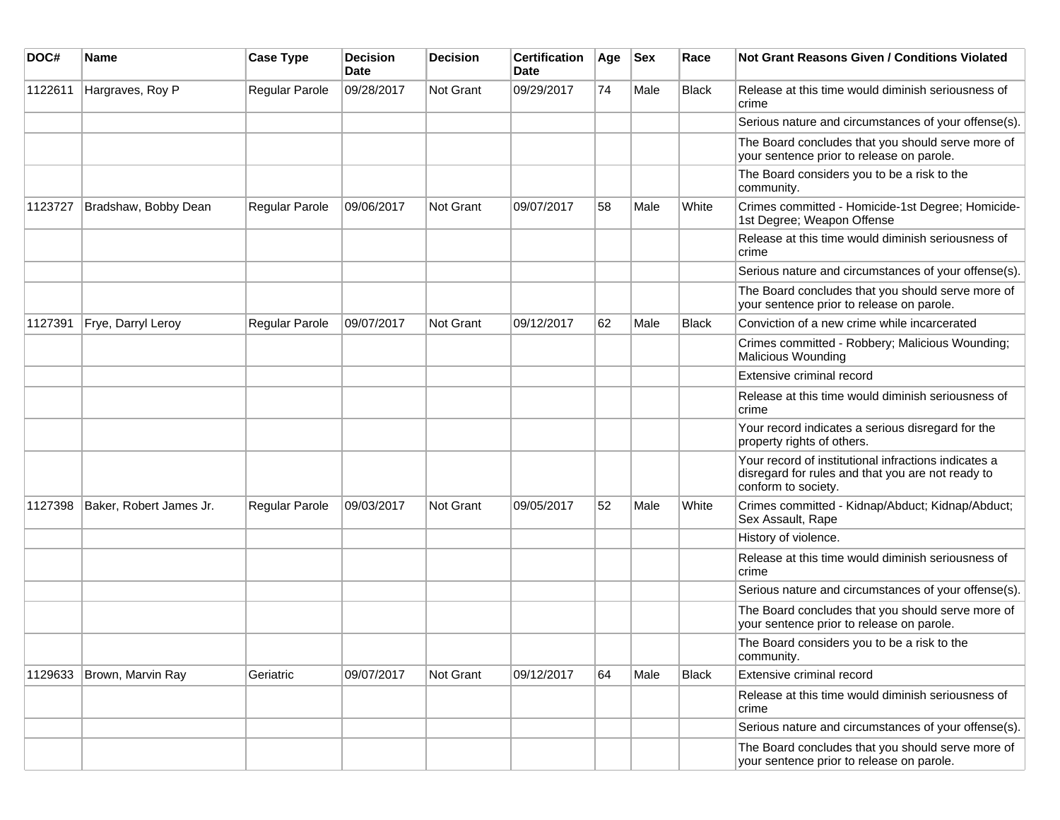| DOC# | Name | Case Type | Decision Date | Decision | Certification Date | Age | Sex | Race | Not Grant Reasons Given / Conditions Violated |
|---|---|---|---|---|---|---|---|---|---|
| 1122611 | Hargraves, Roy P | Regular Parole | 09/28/2017 | Not Grant | 09/29/2017 | 74 | Male | Black | Release at this time would diminish seriousness of crime |
| | | | | | | | | | Serious nature and circumstances of your offense(s). |
| | | | | | | | | | The Board concludes that you should serve more of your sentence prior to release on parole. |
| | | | | | | | | | The Board considers you to be a risk to the community. |
| 1123727 | Bradshaw, Bobby Dean | Regular Parole | 09/06/2017 | Not Grant | 09/07/2017 | 58 | Male | White | Crimes committed - Homicide-1st Degree; Homicide-1st Degree; Weapon Offense |
| | | | | | | | | | Release at this time would diminish seriousness of crime |
| | | | | | | | | | Serious nature and circumstances of your offense(s). |
| | | | | | | | | | The Board concludes that you should serve more of your sentence prior to release on parole. |
| 1127391 | Frye, Darryl Leroy | Regular Parole | 09/07/2017 | Not Grant | 09/12/2017 | 62 | Male | Black | Conviction of a new crime while incarcerated |
| | | | | | | | | | Crimes committed - Robbery; Malicious Wounding; Malicious Wounding |
| | | | | | | | | | Extensive criminal record |
| | | | | | | | | | Release at this time would diminish seriousness of crime |
| | | | | | | | | | Your record indicates a serious disregard for the property rights of others. |
| | | | | | | | | | Your record of institutional infractions indicates a disregard for rules and that you are not ready to conform to society. |
| 1127398 | Baker, Robert James Jr. | Regular Parole | 09/03/2017 | Not Grant | 09/05/2017 | 52 | Male | White | Crimes committed - Kidnap/Abduct; Kidnap/Abduct; Sex Assault, Rape |
| | | | | | | | | | History of violence. |
| | | | | | | | | | Release at this time would diminish seriousness of crime |
| | | | | | | | | | Serious nature and circumstances of your offense(s). |
| | | | | | | | | | The Board concludes that you should serve more of your sentence prior to release on parole. |
| | | | | | | | | | The Board considers you to be a risk to the community. |
| 1129633 | Brown, Marvin Ray | Geriatric | 09/07/2017 | Not Grant | 09/12/2017 | 64 | Male | Black | Extensive criminal record |
| | | | | | | | | | Release at this time would diminish seriousness of crime |
| | | | | | | | | | Serious nature and circumstances of your offense(s). |
| | | | | | | | | | The Board concludes that you should serve more of your sentence prior to release on parole. |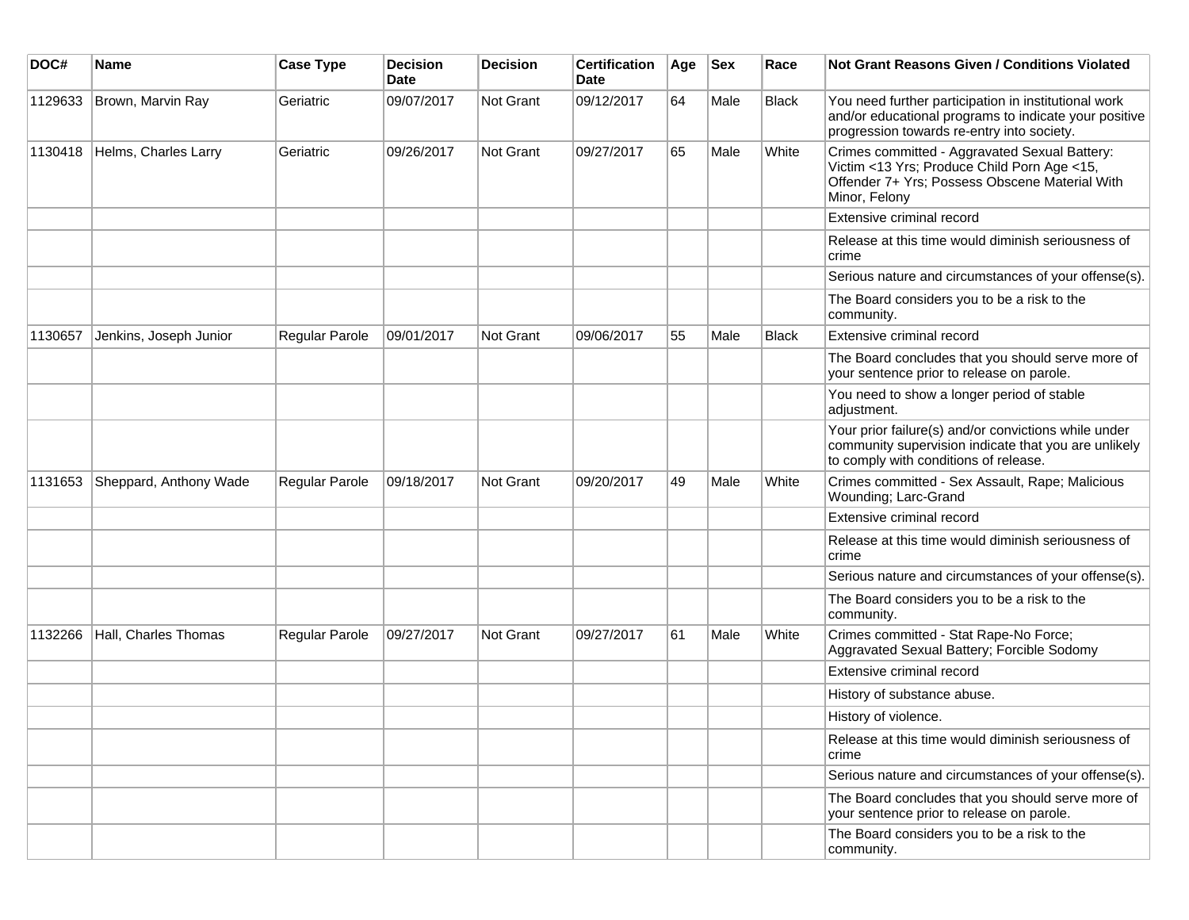| DOC# | Name | Case Type | Decision Date | Decision | Certification Date | Age | Sex | Race | Not Grant Reasons Given / Conditions Violated |
|---|---|---|---|---|---|---|---|---|---|
| 1129633 | Brown, Marvin Ray | Geriatric | 09/07/2017 | Not Grant | 09/12/2017 | 64 | Male | Black | You need further participation in institutional work and/or educational programs to indicate your positive progression towards re-entry into society. |
| 1130418 | Helms, Charles Larry | Geriatric | 09/26/2017 | Not Grant | 09/27/2017 | 65 | Male | White | Crimes committed - Aggravated Sexual Battery: Victim <13 Yrs; Produce Child Porn Age <15, Offender 7+ Yrs; Possess Obscene Material With Minor, Felony |
| | | | | | | | | | Extensive criminal record |
| | | | | | | | | | Release at this time would diminish seriousness of crime |
| | | | | | | | | | Serious nature and circumstances of your offense(s). |
| | | | | | | | | | The Board considers you to be a risk to the community. |
| 1130657 | Jenkins, Joseph Junior | Regular Parole | 09/01/2017 | Not Grant | 09/06/2017 | 55 | Male | Black | Extensive criminal record |
| | | | | | | | | | The Board concludes that you should serve more of your sentence prior to release on parole. |
| | | | | | | | | | You need to show a longer period of stable adjustment. |
| | | | | | | | | | Your prior failure(s) and/or convictions while under community supervision indicate that you are unlikely to comply with conditions of release. |
| 1131653 | Sheppard, Anthony Wade | Regular Parole | 09/18/2017 | Not Grant | 09/20/2017 | 49 | Male | White | Crimes committed - Sex Assault, Rape; Malicious Wounding; Larc-Grand |
| | | | | | | | | | Extensive criminal record |
| | | | | | | | | | Release at this time would diminish seriousness of crime |
| | | | | | | | | | Serious nature and circumstances of your offense(s). |
| | | | | | | | | | The Board considers you to be a risk to the community. |
| 1132266 | Hall, Charles Thomas | Regular Parole | 09/27/2017 | Not Grant | 09/27/2017 | 61 | Male | White | Crimes committed - Stat Rape-No Force; Aggravated Sexual Battery; Forcible Sodomy |
| | | | | | | | | | Extensive criminal record |
| | | | | | | | | | History of substance abuse. |
| | | | | | | | | | History of violence. |
| | | | | | | | | | Release at this time would diminish seriousness of crime |
| | | | | | | | | | Serious nature and circumstances of your offense(s). |
| | | | | | | | | | The Board concludes that you should serve more of your sentence prior to release on parole. |
| | | | | | | | | | The Board considers you to be a risk to the community. |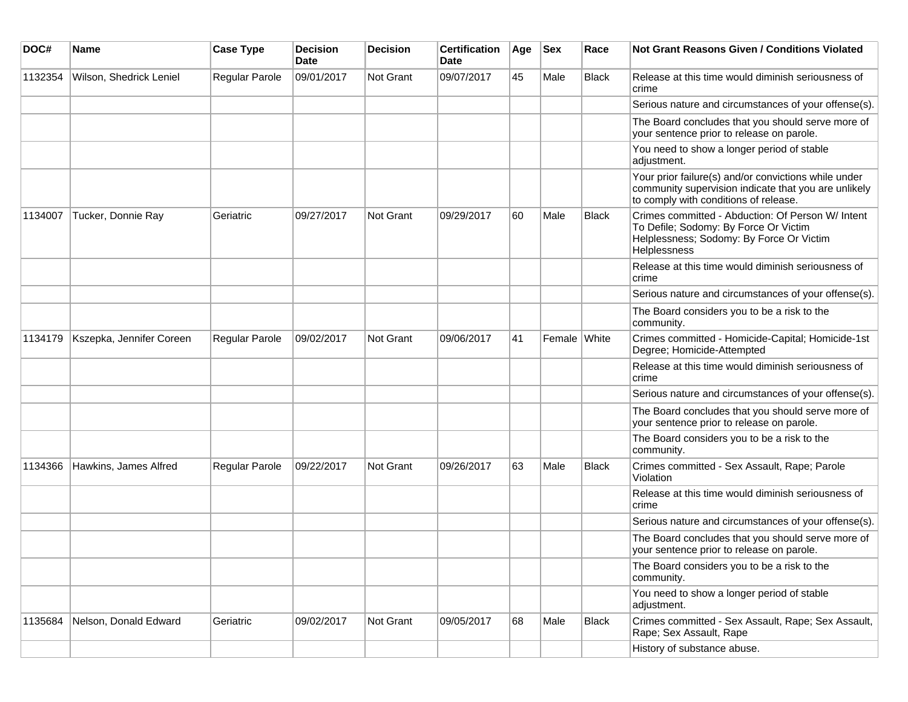| DOC# | Name | Case Type | Decision Date | Decision | Certification Date | Age | Sex | Race | Not Grant Reasons Given / Conditions Violated |
|---|---|---|---|---|---|---|---|---|---|
| 1132354 | Wilson, Shedrick Leniel | Regular Parole | 09/01/2017 | Not Grant | 09/07/2017 | 45 | Male | Black | Release at this time would diminish seriousness of crime |
| | | | | | | | | | Serious nature and circumstances of your offense(s). |
| | | | | | | | | | The Board concludes that you should serve more of your sentence prior to release on parole. |
| | | | | | | | | | You need to show a longer period of stable adjustment. |
| | | | | | | | | | Your prior failure(s) and/or convictions while under community supervision indicate that you are unlikely to comply with conditions of release. |
| 1134007 | Tucker, Donnie Ray | Geriatric | 09/27/2017 | Not Grant | 09/29/2017 | 60 | Male | Black | Crimes committed - Abduction: Of Person W/ Intent To Defile; Sodomy: By Force Or Victim Helplessness; Sodomy: By Force Or Victim Helplessness |
| | | | | | | | | | Release at this time would diminish seriousness of crime |
| | | | | | | | | | Serious nature and circumstances of your offense(s). |
| | | | | | | | | | The Board considers you to be a risk to the community. |
| 1134179 | Kszepka, Jennifer Coreen | Regular Parole | 09/02/2017 | Not Grant | 09/06/2017 | 41 | Female | White | Crimes committed - Homicide-Capital; Homicide-1st Degree; Homicide-Attempted |
| | | | | | | | | | Release at this time would diminish seriousness of crime |
| | | | | | | | | | Serious nature and circumstances of your offense(s). |
| | | | | | | | | | The Board concludes that you should serve more of your sentence prior to release on parole. |
| | | | | | | | | | The Board considers you to be a risk to the community. |
| 1134366 | Hawkins, James Alfred | Regular Parole | 09/22/2017 | Not Grant | 09/26/2017 | 63 | Male | Black | Crimes committed - Sex Assault, Rape; Parole Violation |
| | | | | | | | | | Release at this time would diminish seriousness of crime |
| | | | | | | | | | Serious nature and circumstances of your offense(s). |
| | | | | | | | | | The Board concludes that you should serve more of your sentence prior to release on parole. |
| | | | | | | | | | The Board considers you to be a risk to the community. |
| | | | | | | | | | You need to show a longer period of stable adjustment. |
| 1135684 | Nelson, Donald Edward | Geriatric | 09/02/2017 | Not Grant | 09/05/2017 | 68 | Male | Black | Crimes committed - Sex Assault, Rape; Sex Assault, Rape; Sex Assault, Rape |
| | | | | | | | | | History of substance abuse. |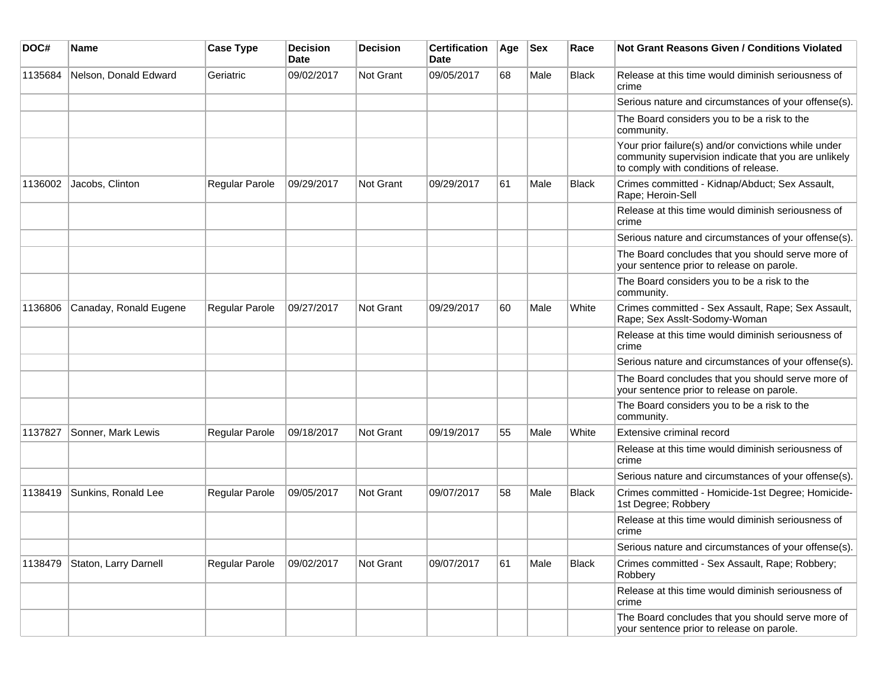| DOC# | Name | Case Type | Decision Date | Decision | Certification Date | Age | Sex | Race | Not Grant Reasons Given / Conditions Violated |
|---|---|---|---|---|---|---|---|---|---|
| 1135684 | Nelson, Donald Edward | Geriatric | 09/02/2017 | Not Grant | 09/05/2017 | 68 | Male | Black | Release at this time would diminish seriousness of crime |
| | | | | | | | | | Serious nature and circumstances of your offense(s). |
| | | | | | | | | | The Board considers you to be a risk to the community. |
| | | | | | | | | | Your prior failure(s) and/or convictions while under community supervision indicate that you are unlikely to comply with conditions of release. |
| 1136002 | Jacobs, Clinton | Regular Parole | 09/29/2017 | Not Grant | 09/29/2017 | 61 | Male | Black | Crimes committed - Kidnap/Abduct; Sex Assault, Rape; Heroin-Sell |
| | | | | | | | | | Release at this time would diminish seriousness of crime |
| | | | | | | | | | Serious nature and circumstances of your offense(s). |
| | | | | | | | | | The Board concludes that you should serve more of your sentence prior to release on parole. |
| | | | | | | | | | The Board considers you to be a risk to the community. |
| 1136806 | Canaday, Ronald Eugene | Regular Parole | 09/27/2017 | Not Grant | 09/29/2017 | 60 | Male | White | Crimes committed - Sex Assault, Rape; Sex Assault, Rape; Sex Asslt-Sodomy-Woman |
| | | | | | | | | | Release at this time would diminish seriousness of crime |
| | | | | | | | | | Serious nature and circumstances of your offense(s). |
| | | | | | | | | | The Board concludes that you should serve more of your sentence prior to release on parole. |
| | | | | | | | | | The Board considers you to be a risk to the community. |
| 1137827 | Sonner, Mark Lewis | Regular Parole | 09/18/2017 | Not Grant | 09/19/2017 | 55 | Male | White | Extensive criminal record |
| | | | | | | | | | Release at this time would diminish seriousness of crime |
| | | | | | | | | | Serious nature and circumstances of your offense(s). |
| 1138419 | Sunkins, Ronald Lee | Regular Parole | 09/05/2017 | Not Grant | 09/07/2017 | 58 | Male | Black | Crimes committed - Homicide-1st Degree; Homicide-1st Degree; Robbery |
| | | | | | | | | | Release at this time would diminish seriousness of crime |
| | | | | | | | | | Serious nature and circumstances of your offense(s). |
| 1138479 | Staton, Larry Darnell | Regular Parole | 09/02/2017 | Not Grant | 09/07/2017 | 61 | Male | Black | Crimes committed - Sex Assault, Rape; Robbery; Robbery |
| | | | | | | | | | Release at this time would diminish seriousness of crime |
| | | | | | | | | | The Board concludes that you should serve more of your sentence prior to release on parole. |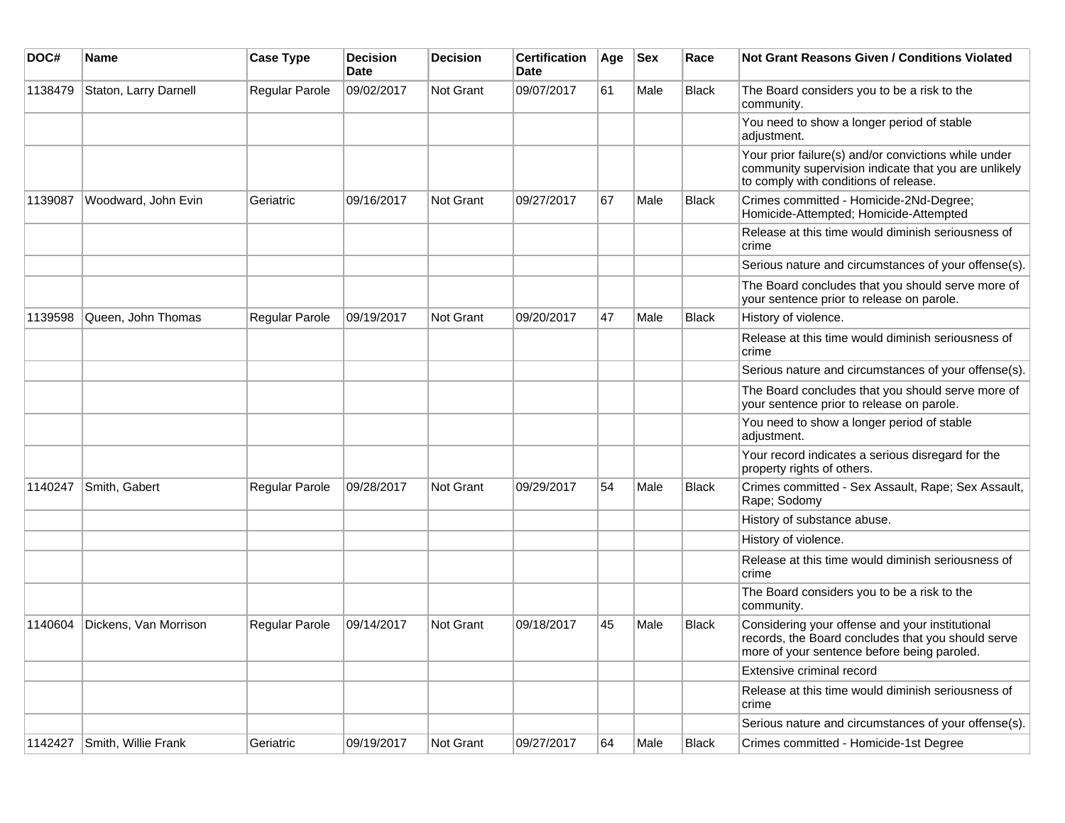| DOC# | Name | Case Type | Decision Date | Decision | Certification Date | Age | Sex | Race | Not Grant Reasons Given / Conditions Violated |
|---|---|---|---|---|---|---|---|---|---|
| 1138479 | Staton, Larry Darnell | Regular Parole | 09/02/2017 | Not Grant | 09/07/2017 | 61 | Male | Black | The Board considers you to be a risk to the community. |
| | | | | | | | | | You need to show a longer period of stable adjustment. |
| | | | | | | | | | Your prior failure(s) and/or convictions while under community supervision indicate that you are unlikely to comply with conditions of release. |
| 1139087 | Woodward, John Evin | Geriatric | 09/16/2017 | Not Grant | 09/27/2017 | 67 | Male | Black | Crimes committed - Homicide-2Nd-Degree; Homicide-Attempted; Homicide-Attempted |
| | | | | | | | | | Release at this time would diminish seriousness of crime |
| | | | | | | | | | Serious nature and circumstances of your offense(s). |
| | | | | | | | | | The Board concludes that you should serve more of your sentence prior to release on parole. |
| 1139598 | Queen, John Thomas | Regular Parole | 09/19/2017 | Not Grant | 09/20/2017 | 47 | Male | Black | History of violence. |
| | | | | | | | | | Release at this time would diminish seriousness of crime |
| | | | | | | | | | Serious nature and circumstances of your offense(s). |
| | | | | | | | | | The Board concludes that you should serve more of your sentence prior to release on parole. |
| | | | | | | | | | You need to show a longer period of stable adjustment. |
| | | | | | | | | | Your record indicates a serious disregard for the property rights of others. |
| 1140247 | Smith, Gabert | Regular Parole | 09/28/2017 | Not Grant | 09/29/2017 | 54 | Male | Black | Crimes committed - Sex Assault, Rape; Sex Assault, Rape; Sodomy |
| | | | | | | | | | History of substance abuse. |
| | | | | | | | | | History of violence. |
| | | | | | | | | | Release at this time would diminish seriousness of crime |
| | | | | | | | | | The Board considers you to be a risk to the community. |
| 1140604 | Dickens, Van Morrison | Regular Parole | 09/14/2017 | Not Grant | 09/18/2017 | 45 | Male | Black | Considering your offense and your institutional records, the Board concludes that you should serve more of your sentence before being paroled. |
| | | | | | | | | | Extensive criminal record |
| | | | | | | | | | Release at this time would diminish seriousness of crime |
| | | | | | | | | | Serious nature and circumstances of your offense(s). |
| 1142427 | Smith, Willie Frank | Geriatric | 09/19/2017 | Not Grant | 09/27/2017 | 64 | Male | Black | Crimes committed - Homicide-1st Degree |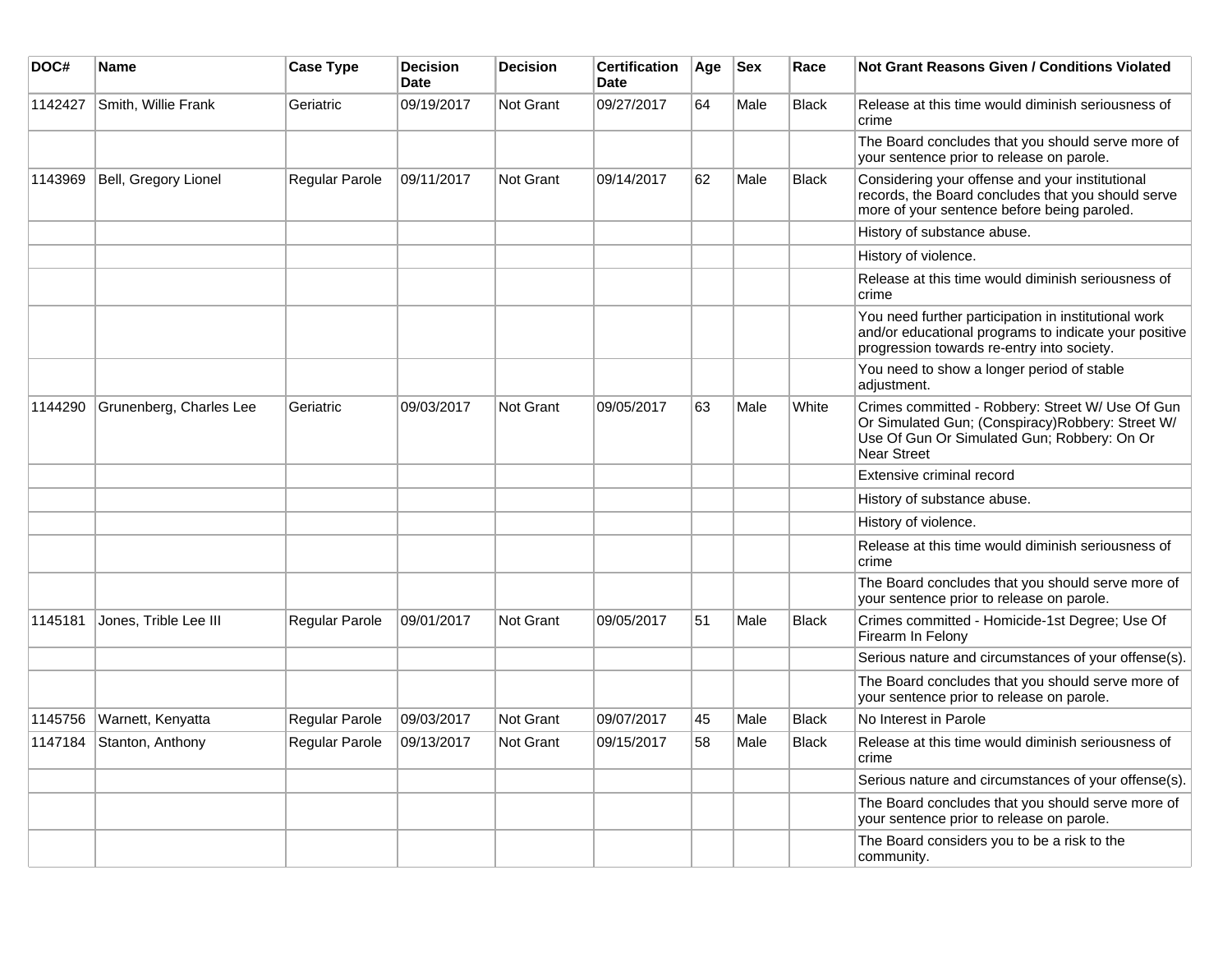| DOC# | Name | Case Type | Decision Date | Decision | Certification Date | Age | Sex | Race | Not Grant Reasons Given / Conditions Violated |
|---|---|---|---|---|---|---|---|---|---|
| 1142427 | Smith, Willie Frank | Geriatric | 09/19/2017 | Not Grant | 09/27/2017 | 64 | Male | Black | Release at this time would diminish seriousness of crime |
| | | | | | | | | | The Board concludes that you should serve more of your sentence prior to release on parole. |
| 1143969 | Bell, Gregory Lionel | Regular Parole | 09/11/2017 | Not Grant | 09/14/2017 | 62 | Male | Black | Considering your offense and your institutional records, the Board concludes that you should serve more of your sentence before being paroled. |
| | | | | | | | | | History of substance abuse. |
| | | | | | | | | | History of violence. |
| | | | | | | | | | Release at this time would diminish seriousness of crime |
| | | | | | | | | | You need further participation in institutional work and/or educational programs to indicate your positive progression towards re-entry into society. |
| | | | | | | | | | You need to show a longer period of stable adjustment. |
| 1144290 | Grunenberg, Charles Lee | Geriatric | 09/03/2017 | Not Grant | 09/05/2017 | 63 | Male | White | Crimes committed - Robbery: Street W/ Use Of Gun Or Simulated Gun; (Conspiracy)Robbery: Street W/ Use Of Gun Or Simulated Gun; Robbery: On Or Near Street |
| | | | | | | | | | Extensive criminal record |
| | | | | | | | | | History of substance abuse. |
| | | | | | | | | | History of violence. |
| | | | | | | | | | Release at this time would diminish seriousness of crime |
| | | | | | | | | | The Board concludes that you should serve more of your sentence prior to release on parole. |
| 1145181 | Jones, Trible Lee III | Regular Parole | 09/01/2017 | Not Grant | 09/05/2017 | 51 | Male | Black | Crimes committed - Homicide-1st Degree; Use Of Firearm In Felony |
| | | | | | | | | | Serious nature and circumstances of your offense(s). |
| | | | | | | | | | The Board concludes that you should serve more of your sentence prior to release on parole. |
| 1145756 | Warnett, Kenyatta | Regular Parole | 09/03/2017 | Not Grant | 09/07/2017 | 45 | Male | Black | No Interest in Parole |
| 1147184 | Stanton, Anthony | Regular Parole | 09/13/2017 | Not Grant | 09/15/2017 | 58 | Male | Black | Release at this time would diminish seriousness of crime |
| | | | | | | | | | Serious nature and circumstances of your offense(s). |
| | | | | | | | | | The Board concludes that you should serve more of your sentence prior to release on parole. |
| | | | | | | | | | The Board considers you to be a risk to the community. |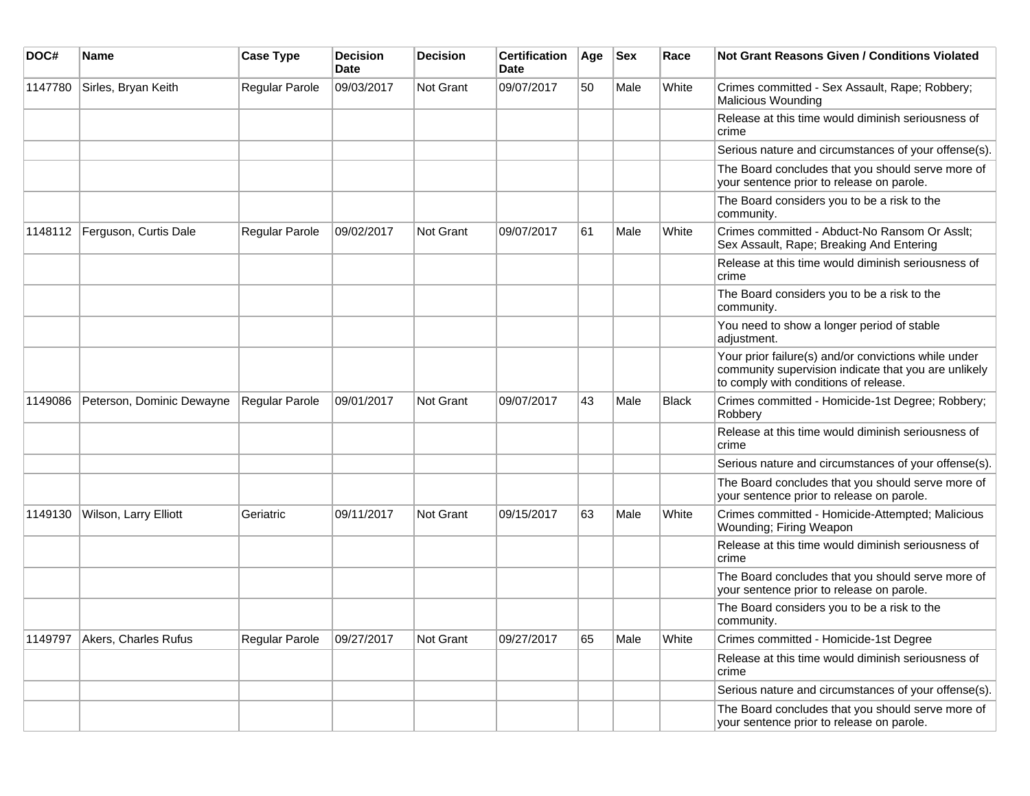| DOC# | Name | Case Type | Decision Date | Decision | Certification Date | Age | Sex | Race | Not Grant Reasons Given / Conditions Violated |
|---|---|---|---|---|---|---|---|---|---|
| 1147780 | Sirles, Bryan Keith | Regular Parole | 09/03/2017 | Not Grant | 09/07/2017 | 50 | Male | White | Crimes committed - Sex Assault, Rape; Robbery; Malicious Wounding |
| | | | | | | | | | Release at this time would diminish seriousness of crime |
| | | | | | | | | | Serious nature and circumstances of your offense(s). |
| | | | | | | | | | The Board concludes that you should serve more of your sentence prior to release on parole. |
| | | | | | | | | | The Board considers you to be a risk to the community. |
| 1148112 | Ferguson, Curtis Dale | Regular Parole | 09/02/2017 | Not Grant | 09/07/2017 | 61 | Male | White | Crimes committed - Abduct-No Ransom Or Asslt; Sex Assault, Rape; Breaking And Entering |
| | | | | | | | | | Release at this time would diminish seriousness of crime |
| | | | | | | | | | The Board considers you to be a risk to the community. |
| | | | | | | | | | You need to show a longer period of stable adjustment. |
| | | | | | | | | | Your prior failure(s) and/or convictions while under community supervision indicate that you are unlikely to comply with conditions of release. |
| 1149086 | Peterson, Dominic Dewayne | Regular Parole | 09/01/2017 | Not Grant | 09/07/2017 | 43 | Male | Black | Crimes committed - Homicide-1st Degree; Robbery; Robbery |
| | | | | | | | | | Release at this time would diminish seriousness of crime |
| | | | | | | | | | Serious nature and circumstances of your offense(s). |
| | | | | | | | | | The Board concludes that you should serve more of your sentence prior to release on parole. |
| 1149130 | Wilson, Larry Elliott | Geriatric | 09/11/2017 | Not Grant | 09/15/2017 | 63 | Male | White | Crimes committed - Homicide-Attempted; Malicious Wounding; Firing Weapon |
| | | | | | | | | | Release at this time would diminish seriousness of crime |
| | | | | | | | | | The Board concludes that you should serve more of your sentence prior to release on parole. |
| | | | | | | | | | The Board considers you to be a risk to the community. |
| 1149797 | Akers, Charles Rufus | Regular Parole | 09/27/2017 | Not Grant | 09/27/2017 | 65 | Male | White | Crimes committed - Homicide-1st Degree |
| | | | | | | | | | Release at this time would diminish seriousness of crime |
| | | | | | | | | | Serious nature and circumstances of your offense(s). |
| | | | | | | | | | The Board concludes that you should serve more of your sentence prior to release on parole. |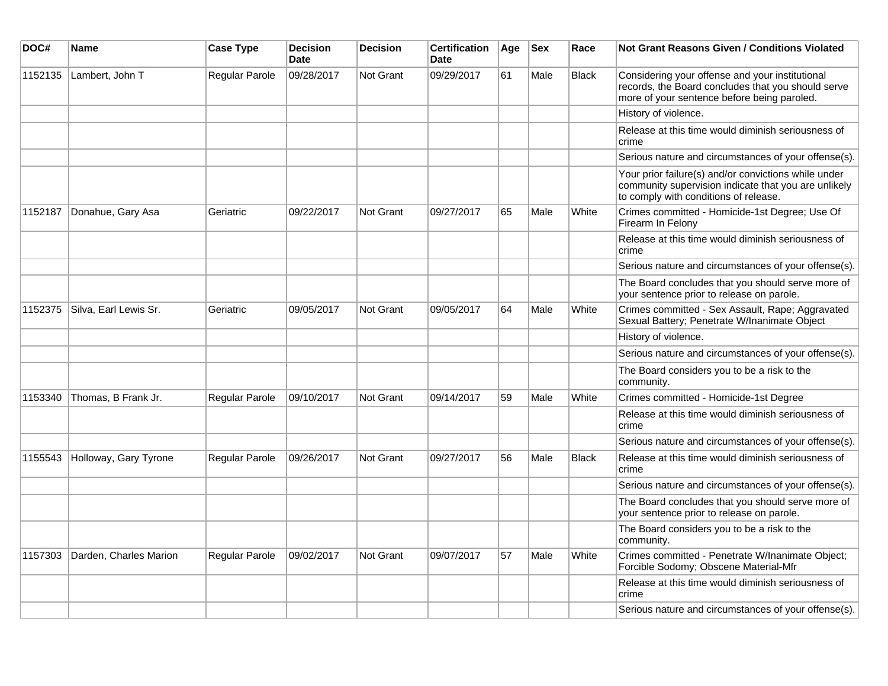| DOC# | Name | Case Type | Decision Date | Decision | Certification Date | Age | Sex | Race | Not Grant Reasons Given / Conditions Violated |
|---|---|---|---|---|---|---|---|---|---|
| 1152135 | Lambert, John T | Regular Parole | 09/28/2017 | Not Grant | 09/29/2017 | 61 | Male | Black | Considering your offense and your institutional records, the Board concludes that you should serve more of your sentence before being paroled. |
| | | | | | | | | | History of violence. |
| | | | | | | | | | Release at this time would diminish seriousness of crime |
| | | | | | | | | | Serious nature and circumstances of your offense(s). |
| | | | | | | | | | Your prior failure(s) and/or convictions while under community supervision indicate that you are unlikely to comply with conditions of release. |
| 1152187 | Donahue, Gary Asa | Geriatric | 09/22/2017 | Not Grant | 09/27/2017 | 65 | Male | White | Crimes committed - Homicide-1st Degree; Use Of Firearm In Felony |
| | | | | | | | | | Release at this time would diminish seriousness of crime |
| | | | | | | | | | Serious nature and circumstances of your offense(s). |
| | | | | | | | | | The Board concludes that you should serve more of your sentence prior to release on parole. |
| 1152375 | Silva, Earl Lewis Sr. | Geriatric | 09/05/2017 | Not Grant | 09/05/2017 | 64 | Male | White | Crimes committed - Sex Assault, Rape; Aggravated Sexual Battery; Penetrate W/Inanimate Object |
| | | | | | | | | | History of violence. |
| | | | | | | | | | Serious nature and circumstances of your offense(s). |
| | | | | | | | | | The Board considers you to be a risk to the community. |
| 1153340 | Thomas, B Frank Jr. | Regular Parole | 09/10/2017 | Not Grant | 09/14/2017 | 59 | Male | White | Crimes committed - Homicide-1st Degree |
| | | | | | | | | | Release at this time would diminish seriousness of crime |
| | | | | | | | | | Serious nature and circumstances of your offense(s). |
| 1155543 | Holloway, Gary Tyrone | Regular Parole | 09/26/2017 | Not Grant | 09/27/2017 | 56 | Male | Black | Release at this time would diminish seriousness of crime |
| | | | | | | | | | Serious nature and circumstances of your offense(s). |
| | | | | | | | | | The Board concludes that you should serve more of your sentence prior to release on parole. |
| | | | | | | | | | The Board considers you to be a risk to the community. |
| 1157303 | Darden, Charles Marion | Regular Parole | 09/02/2017 | Not Grant | 09/07/2017 | 57 | Male | White | Crimes committed - Penetrate W/Inanimate Object; Forcible Sodomy; Obscene Material-Mfr |
| | | | | | | | | | Release at this time would diminish seriousness of crime |
| | | | | | | | | | Serious nature and circumstances of your offense(s). |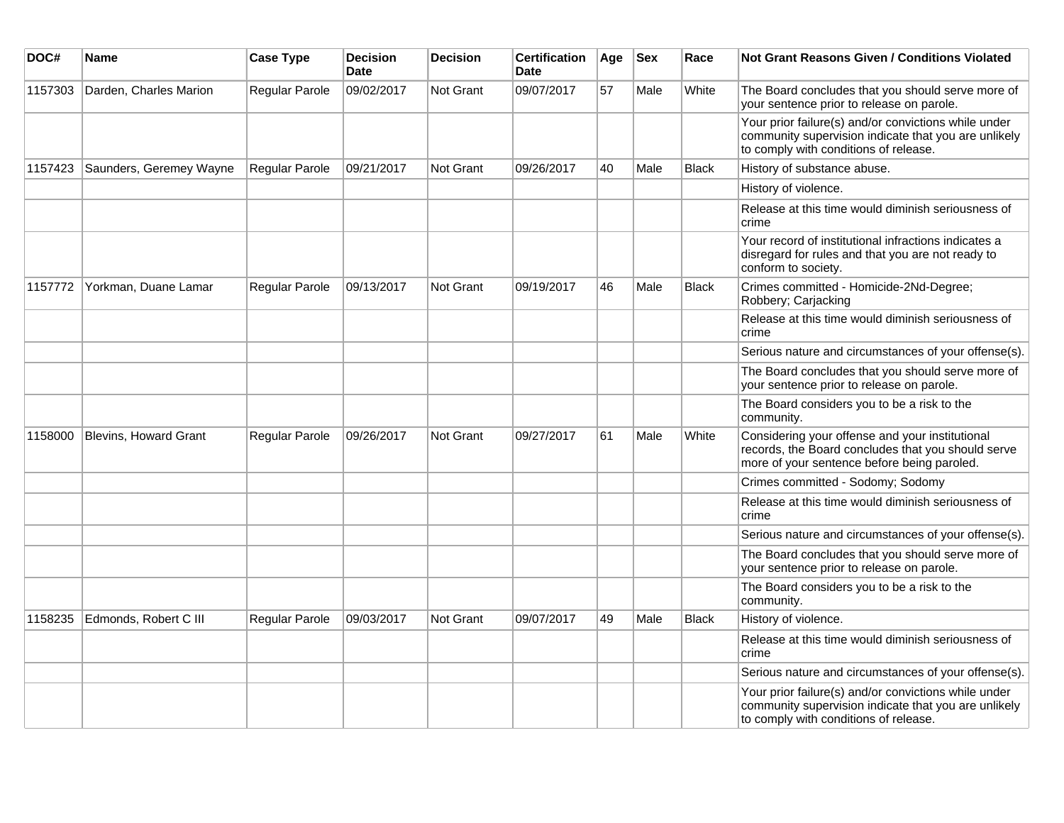| DOC# | Name | Case Type | Decision Date | Decision | Certification Date | Age | Sex | Race | Not Grant Reasons Given / Conditions Violated |
|---|---|---|---|---|---|---|---|---|---|
| 1157303 | Darden, Charles Marion | Regular Parole | 09/02/2017 | Not Grant | 09/07/2017 | 57 | Male | White | The Board concludes that you should serve more of your sentence prior to release on parole. |
| | | | | | | | | | Your prior failure(s) and/or convictions while under community supervision indicate that you are unlikely to comply with conditions of release. |
| 1157423 | Saunders, Geremey Wayne | Regular Parole | 09/21/2017 | Not Grant | 09/26/2017 | 40 | Male | Black | History of substance abuse. |
| | | | | | | | | | History of violence. |
| | | | | | | | | | Release at this time would diminish seriousness of crime |
| | | | | | | | | | Your record of institutional infractions indicates a disregard for rules and that you are not ready to conform to society. |
| 1157772 | Yorkman, Duane Lamar | Regular Parole | 09/13/2017 | Not Grant | 09/19/2017 | 46 | Male | Black | Crimes committed - Homicide-2Nd-Degree; Robbery; Carjacking |
| | | | | | | | | | Release at this time would diminish seriousness of crime |
| | | | | | | | | | Serious nature and circumstances of your offense(s). |
| | | | | | | | | | The Board concludes that you should serve more of your sentence prior to release on parole. |
| | | | | | | | | | The Board considers you to be a risk to the community. |
| 1158000 | Blevins, Howard Grant | Regular Parole | 09/26/2017 | Not Grant | 09/27/2017 | 61 | Male | White | Considering your offense and your institutional records, the Board concludes that you should serve more of your sentence before being paroled. |
| | | | | | | | | | Crimes committed - Sodomy; Sodomy |
| | | | | | | | | | Release at this time would diminish seriousness of crime |
| | | | | | | | | | Serious nature and circumstances of your offense(s). |
| | | | | | | | | | The Board concludes that you should serve more of your sentence prior to release on parole. |
| | | | | | | | | | The Board considers you to be a risk to the community. |
| 1158235 | Edmonds, Robert C III | Regular Parole | 09/03/2017 | Not Grant | 09/07/2017 | 49 | Male | Black | History of violence. |
| | | | | | | | | | Release at this time would diminish seriousness of crime |
| | | | | | | | | | Serious nature and circumstances of your offense(s). |
| | | | | | | | | | Your prior failure(s) and/or convictions while under community supervision indicate that you are unlikely to comply with conditions of release. |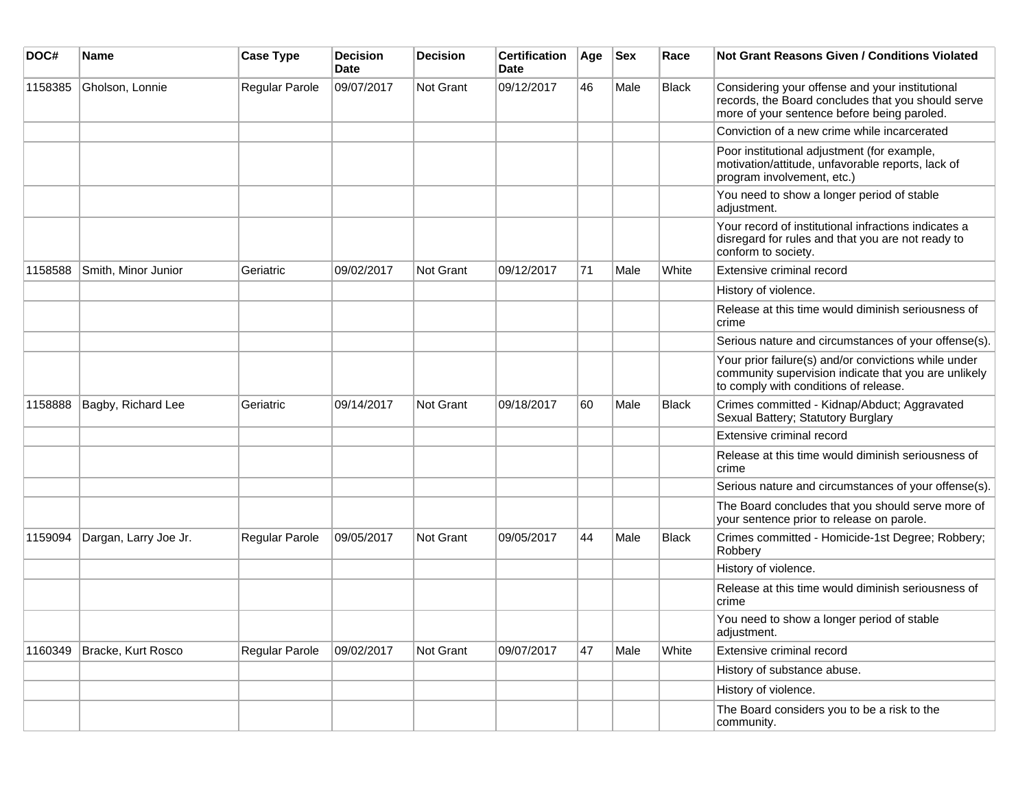| DOC# | Name | Case Type | Decision Date | Decision | Certification Date | Age | Sex | Race | Not Grant Reasons Given / Conditions Violated |
| --- | --- | --- | --- | --- | --- | --- | --- | --- | --- |
| 1158385 | Gholson, Lonnie | Regular Parole | 09/07/2017 | Not Grant | 09/12/2017 | 46 | Male | Black | Considering your offense and your institutional records, the Board concludes that you should serve more of your sentence before being paroled. |
| | | | | | | | | | Conviction of a new crime while incarcerated |
| | | | | | | | | | Poor institutional adjustment (for example, motivation/attitude, unfavorable reports, lack of program involvement, etc.) |
| | | | | | | | | | You need to show a longer period of stable adjustment. |
| | | | | | | | | | Your record of institutional infractions indicates a disregard for rules and that you are not ready to conform to society. |
| 1158588 | Smith, Minor Junior | Geriatric | 09/02/2017 | Not Grant | 09/12/2017 | 71 | Male | White | Extensive criminal record |
| | | | | | | | | | History of violence. |
| | | | | | | | | | Release at this time would diminish seriousness of crime |
| | | | | | | | | | Serious nature and circumstances of your offense(s). |
| | | | | | | | | | Your prior failure(s) and/or convictions while under community supervision indicate that you are unlikely to comply with conditions of release. |
| 1158888 | Bagby, Richard Lee | Geriatric | 09/14/2017 | Not Grant | 09/18/2017 | 60 | Male | Black | Crimes committed - Kidnap/Abduct; Aggravated Sexual Battery; Statutory Burglary |
| | | | | | | | | | Extensive criminal record |
| | | | | | | | | | Release at this time would diminish seriousness of crime |
| | | | | | | | | | Serious nature and circumstances of your offense(s). |
| | | | | | | | | | The Board concludes that you should serve more of your sentence prior to release on parole. |
| 1159094 | Dargan, Larry Joe Jr. | Regular Parole | 09/05/2017 | Not Grant | 09/05/2017 | 44 | Male | Black | Crimes committed - Homicide-1st Degree; Robbery; Robbery |
| | | | | | | | | | History of violence. |
| | | | | | | | | | Release at this time would diminish seriousness of crime |
| | | | | | | | | | You need to show a longer period of stable adjustment. |
| 1160349 | Bracke, Kurt Rosco | Regular Parole | 09/02/2017 | Not Grant | 09/07/2017 | 47 | Male | White | Extensive criminal record |
| | | | | | | | | | History of substance abuse. |
| | | | | | | | | | History of violence. |
| | | | | | | | | | The Board considers you to be a risk to the community. |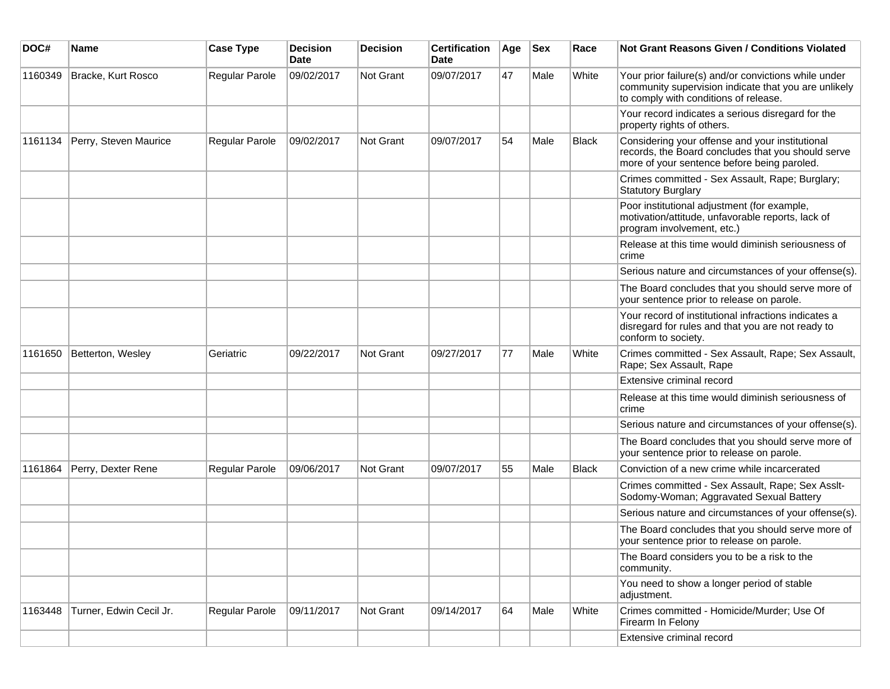| DOC# | Name | Case Type | Decision Date | Decision | Certification Date | Age | Sex | Race | Not Grant Reasons Given / Conditions Violated |
| --- | --- | --- | --- | --- | --- | --- | --- | --- | --- |
| 1160349 | Bracke, Kurt Rosco | Regular Parole | 09/02/2017 | Not Grant | 09/07/2017 | 47 | Male | White | Your prior failure(s) and/or convictions while under community supervision indicate that you are unlikely to comply with conditions of release. |
| | | | | | | | | | Your record indicates a serious disregard for the property rights of others. |
| 1161134 | Perry, Steven Maurice | Regular Parole | 09/02/2017 | Not Grant | 09/07/2017 | 54 | Male | Black | Considering your offense and your institutional records, the Board concludes that you should serve more of your sentence before being paroled. |
| | | | | | | | | | Crimes committed - Sex Assault, Rape; Burglary; Statutory Burglary |
| | | | | | | | | | Poor institutional adjustment (for example, motivation/attitude, unfavorable reports, lack of program involvement, etc.) |
| | | | | | | | | | Release at this time would diminish seriousness of crime |
| | | | | | | | | | Serious nature and circumstances of your offense(s). |
| | | | | | | | | | The Board concludes that you should serve more of your sentence prior to release on parole. |
| | | | | | | | | | Your record of institutional infractions indicates a disregard for rules and that you are not ready to conform to society. |
| 1161650 | Betterton, Wesley | Geriatric | 09/22/2017 | Not Grant | 09/27/2017 | 77 | Male | White | Crimes committed - Sex Assault, Rape; Sex Assault, Rape; Sex Assault, Rape |
| | | | | | | | | | Extensive criminal record |
| | | | | | | | | | Release at this time would diminish seriousness of crime |
| | | | | | | | | | Serious nature and circumstances of your offense(s). |
| | | | | | | | | | The Board concludes that you should serve more of your sentence prior to release on parole. |
| 1161864 | Perry, Dexter Rene | Regular Parole | 09/06/2017 | Not Grant | 09/07/2017 | 55 | Male | Black | Conviction of a new crime while incarcerated |
| | | | | | | | | | Crimes committed - Sex Assault, Rape; Sex Asslt-Sodomy-Woman; Aggravated Sexual Battery |
| | | | | | | | | | Serious nature and circumstances of your offense(s). |
| | | | | | | | | | The Board concludes that you should serve more of your sentence prior to release on parole. |
| | | | | | | | | | The Board considers you to be a risk to the community. |
| | | | | | | | | | You need to show a longer period of stable adjustment. |
| 1163448 | Turner, Edwin Cecil Jr. | Regular Parole | 09/11/2017 | Not Grant | 09/14/2017 | 64 | Male | White | Crimes committed - Homicide/Murder; Use Of Firearm In Felony |
| | | | | | | | | | Extensive criminal record |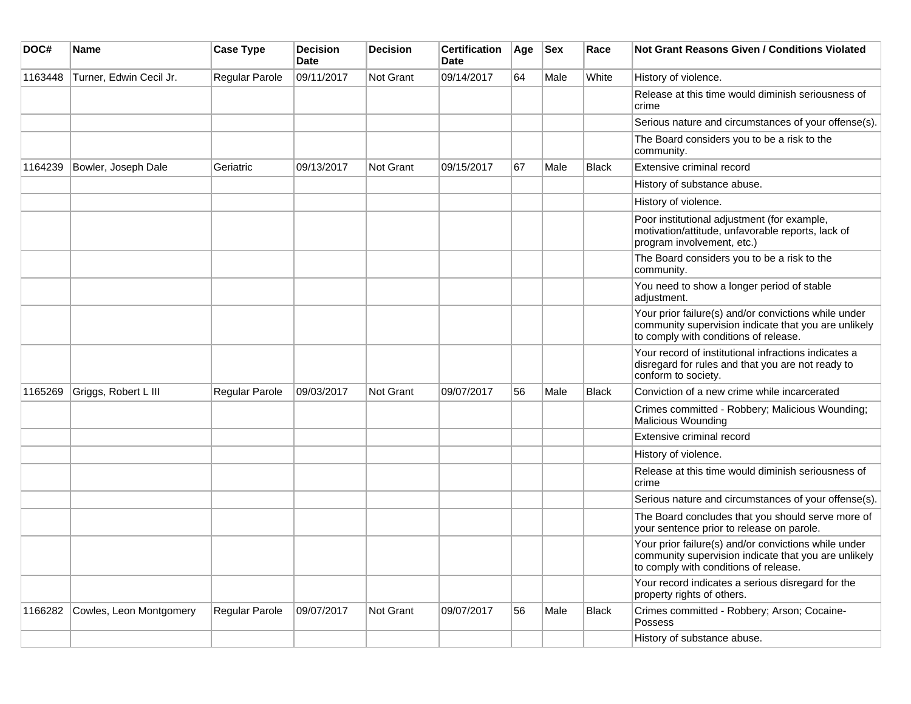| DOC# | Name | Case Type | Decision Date | Decision | Certification Date | Age | Sex | Race | Not Grant Reasons Given / Conditions Violated |
|---|---|---|---|---|---|---|---|---|---|
| 1163448 | Turner, Edwin Cecil Jr. | Regular Parole | 09/11/2017 | Not Grant | 09/14/2017 | 64 | Male | White | History of violence. |
| | | | | | | | | | Release at this time would diminish seriousness of crime |
| | | | | | | | | | Serious nature and circumstances of your offense(s). |
| | | | | | | | | | The Board considers you to be a risk to the community. |
| 1164239 | Bowler, Joseph Dale | Geriatric | 09/13/2017 | Not Grant | 09/15/2017 | 67 | Male | Black | Extensive criminal record |
| | | | | | | | | | History of substance abuse. |
| | | | | | | | | | History of violence. |
| | | | | | | | | | Poor institutional adjustment (for example, motivation/attitude, unfavorable reports, lack of program involvement, etc.) |
| | | | | | | | | | The Board considers you to be a risk to the community. |
| | | | | | | | | | You need to show a longer period of stable adjustment. |
| | | | | | | | | | Your prior failure(s) and/or convictions while under community supervision indicate that you are unlikely to comply with conditions of release. |
| | | | | | | | | | Your record of institutional infractions indicates a disregard for rules and that you are not ready to conform to society. |
| 1165269 | Griggs, Robert L III | Regular Parole | 09/03/2017 | Not Grant | 09/07/2017 | 56 | Male | Black | Conviction of a new crime while incarcerated |
| | | | | | | | | | Crimes committed - Robbery; Malicious Wounding; Malicious Wounding |
| | | | | | | | | | Extensive criminal record |
| | | | | | | | | | History of violence. |
| | | | | | | | | | Release at this time would diminish seriousness of crime |
| | | | | | | | | | Serious nature and circumstances of your offense(s). |
| | | | | | | | | | The Board concludes that you should serve more of your sentence prior to release on parole. |
| | | | | | | | | | Your prior failure(s) and/or convictions while under community supervision indicate that you are unlikely to comply with conditions of release. |
| | | | | | | | | | Your record indicates a serious disregard for the property rights of others. |
| 1166282 | Cowles, Leon Montgomery | Regular Parole | 09/07/2017 | Not Grant | 09/07/2017 | 56 | Male | Black | Crimes committed - Robbery; Arson; Cocaine-Possess |
| | | | | | | | | | History of substance abuse. |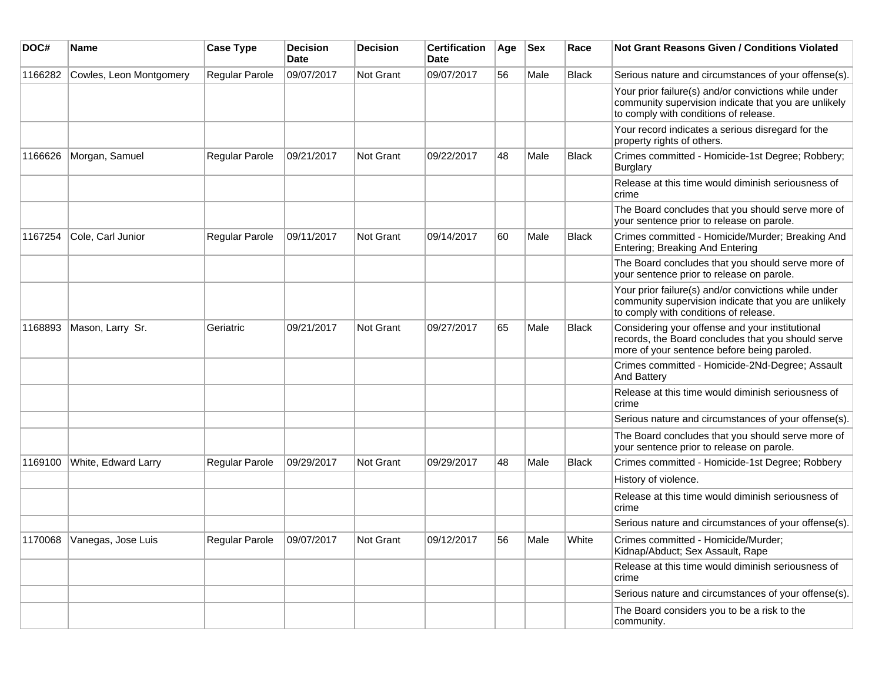| DOC# | Name | Case Type | Decision Date | Decision | Certification Date | Age | Sex | Race | Not Grant Reasons Given / Conditions Violated |
|---|---|---|---|---|---|---|---|---|---|
| 1166282 | Cowles, Leon Montgomery | Regular Parole | 09/07/2017 | Not Grant | 09/07/2017 | 56 | Male | Black | Serious nature and circumstances of your offense(s). |
| | | | | | | | | | Your prior failure(s) and/or convictions while under community supervision indicate that you are unlikely to comply with conditions of release. |
| | | | | | | | | | Your record indicates a serious disregard for the property rights of others. |
| 1166626 | Morgan, Samuel | Regular Parole | 09/21/2017 | Not Grant | 09/22/2017 | 48 | Male | Black | Crimes committed - Homicide-1st Degree; Robbery; Burglary |
| | | | | | | | | | Release at this time would diminish seriousness of crime |
| | | | | | | | | | The Board concludes that you should serve more of your sentence prior to release on parole. |
| 1167254 | Cole, Carl Junior | Regular Parole | 09/11/2017 | Not Grant | 09/14/2017 | 60 | Male | Black | Crimes committed - Homicide/Murder; Breaking And Entering; Breaking And Entering |
| | | | | | | | | | The Board concludes that you should serve more of your sentence prior to release on parole. |
| | | | | | | | | | Your prior failure(s) and/or convictions while under community supervision indicate that you are unlikely to comply with conditions of release. |
| 1168893 | Mason, Larry Sr. | Geriatric | 09/21/2017 | Not Grant | 09/27/2017 | 65 | Male | Black | Considering your offense and your institutional records, the Board concludes that you should serve more of your sentence before being paroled. |
| | | | | | | | | | Crimes committed - Homicide-2Nd-Degree; Assault And Battery |
| | | | | | | | | | Release at this time would diminish seriousness of crime |
| | | | | | | | | | Serious nature and circumstances of your offense(s). |
| | | | | | | | | | The Board concludes that you should serve more of your sentence prior to release on parole. |
| 1169100 | White, Edward Larry | Regular Parole | 09/29/2017 | Not Grant | 09/29/2017 | 48 | Male | Black | Crimes committed - Homicide-1st Degree; Robbery |
| | | | | | | | | | History of violence. |
| | | | | | | | | | Release at this time would diminish seriousness of crime |
| | | | | | | | | | Serious nature and circumstances of your offense(s). |
| 1170068 | Vanegas, Jose Luis | Regular Parole | 09/07/2017 | Not Grant | 09/12/2017 | 56 | Male | White | Crimes committed - Homicide/Murder; Kidnap/Abduct; Sex Assault, Rape |
| | | | | | | | | | Release at this time would diminish seriousness of crime |
| | | | | | | | | | Serious nature and circumstances of your offense(s). |
| | | | | | | | | | The Board considers you to be a risk to the community. |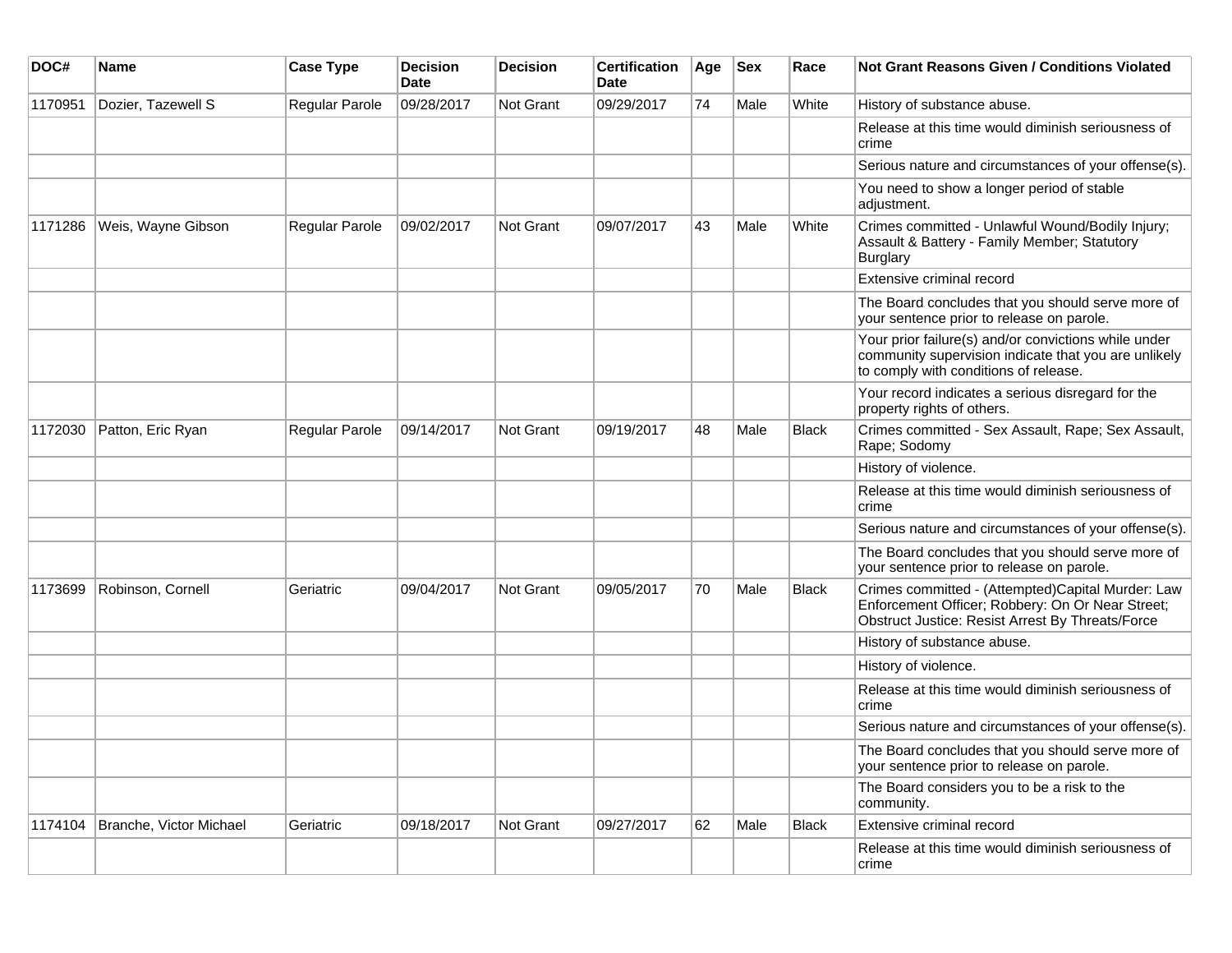| DOC# | Name | Case Type | Decision Date | Decision | Certification Date | Age | Sex | Race | Not Grant Reasons Given / Conditions Violated |
|---|---|---|---|---|---|---|---|---|---|
| 1170951 | Dozier, Tazewell S | Regular Parole | 09/28/2017 | Not Grant | 09/29/2017 | 74 | Male | White | History of substance abuse. |
| | | | | | | | | | Release at this time would diminish seriousness of crime |
| | | | | | | | | | Serious nature and circumstances of your offense(s). |
| | | | | | | | | | You need to show a longer period of stable adjustment. |
| 1171286 | Weis, Wayne Gibson | Regular Parole | 09/02/2017 | Not Grant | 09/07/2017 | 43 | Male | White | Crimes committed - Unlawful Wound/Bodily Injury; Assault & Battery - Family Member; Statutory Burglary |
| | | | | | | | | | Extensive criminal record |
| | | | | | | | | | The Board concludes that you should serve more of your sentence prior to release on parole. |
| | | | | | | | | | Your prior failure(s) and/or convictions while under community supervision indicate that you are unlikely to comply with conditions of release. |
| | | | | | | | | | Your record indicates a serious disregard for the property rights of others. |
| 1172030 | Patton, Eric Ryan | Regular Parole | 09/14/2017 | Not Grant | 09/19/2017 | 48 | Male | Black | Crimes committed - Sex Assault, Rape; Sex Assault, Rape; Sodomy |
| | | | | | | | | | History of violence. |
| | | | | | | | | | Release at this time would diminish seriousness of crime |
| | | | | | | | | | Serious nature and circumstances of your offense(s). |
| | | | | | | | | | The Board concludes that you should serve more of your sentence prior to release on parole. |
| 1173699 | Robinson, Cornell | Geriatric | 09/04/2017 | Not Grant | 09/05/2017 | 70 | Male | Black | Crimes committed - (Attempted)Capital Murder: Law Enforcement Officer; Robbery: On Or Near Street; Obstruct Justice: Resist Arrest By Threats/Force |
| | | | | | | | | | History of substance abuse. |
| | | | | | | | | | History of violence. |
| | | | | | | | | | Release at this time would diminish seriousness of crime |
| | | | | | | | | | Serious nature and circumstances of your offense(s). |
| | | | | | | | | | The Board concludes that you should serve more of your sentence prior to release on parole. |
| | | | | | | | | | The Board considers you to be a risk to the community. |
| 1174104 | Branche, Victor Michael | Geriatric | 09/18/2017 | Not Grant | 09/27/2017 | 62 | Male | Black | Extensive criminal record |
| | | | | | | | | | Release at this time would diminish seriousness of crime |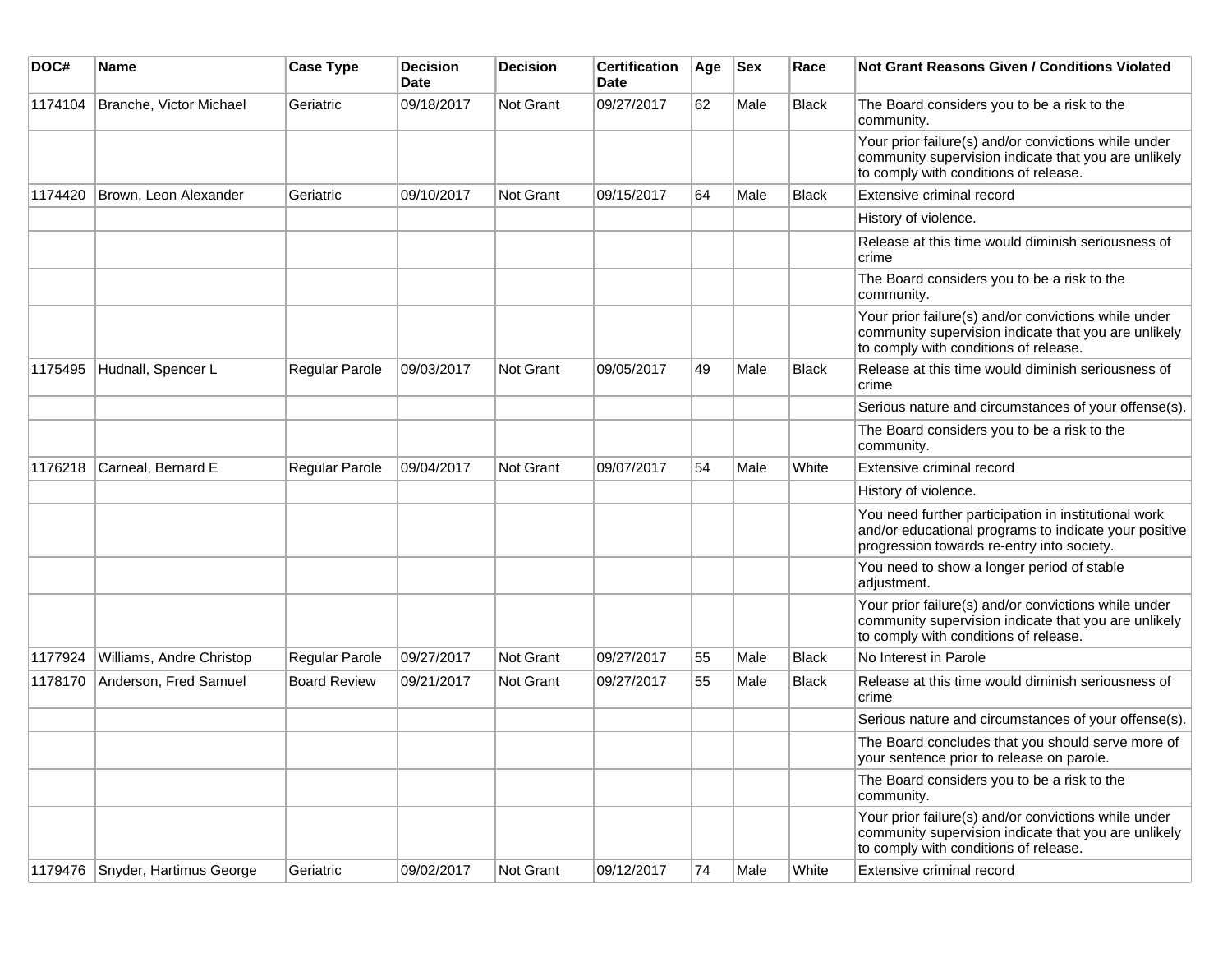| DOC# | Name | Case Type | Decision Date | Decision | Certification Date | Age | Sex | Race | Not Grant Reasons Given / Conditions Violated |
|---|---|---|---|---|---|---|---|---|---|
| 1174104 | Branche, Victor Michael | Geriatric | 09/18/2017 | Not Grant | 09/27/2017 | 62 | Male | Black | The Board considers you to be a risk to the community. |
| | | | | | | | | | Your prior failure(s) and/or convictions while under community supervision indicate that you are unlikely to comply with conditions of release. |
| 1174420 | Brown, Leon Alexander | Geriatric | 09/10/2017 | Not Grant | 09/15/2017 | 64 | Male | Black | Extensive criminal record |
| | | | | | | | | | History of violence. |
| | | | | | | | | | Release at this time would diminish seriousness of crime |
| | | | | | | | | | The Board considers you to be a risk to the community. |
| | | | | | | | | | Your prior failure(s) and/or convictions while under community supervision indicate that you are unlikely to comply with conditions of release. |
| 1175495 | Hudnall, Spencer L | Regular Parole | 09/03/2017 | Not Grant | 09/05/2017 | 49 | Male | Black | Release at this time would diminish seriousness of crime |
| | | | | | | | | | Serious nature and circumstances of your offense(s). |
| | | | | | | | | | The Board considers you to be a risk to the community. |
| 1176218 | Carneal, Bernard E | Regular Parole | 09/04/2017 | Not Grant | 09/07/2017 | 54 | Male | White | Extensive criminal record |
| | | | | | | | | | History of violence. |
| | | | | | | | | | You need further participation in institutional work and/or educational programs to indicate your positive progression towards re-entry into society. |
| | | | | | | | | | You need to show a longer period of stable adjustment. |
| | | | | | | | | | Your prior failure(s) and/or convictions while under community supervision indicate that you are unlikely to comply with conditions of release. |
| 1177924 | Williams, Andre Christop | Regular Parole | 09/27/2017 | Not Grant | 09/27/2017 | 55 | Male | Black | No Interest in Parole |
| 1178170 | Anderson, Fred Samuel | Board Review | 09/21/2017 | Not Grant | 09/27/2017 | 55 | Male | Black | Release at this time would diminish seriousness of crime |
| | | | | | | | | | Serious nature and circumstances of your offense(s). |
| | | | | | | | | | The Board concludes that you should serve more of your sentence prior to release on parole. |
| | | | | | | | | | The Board considers you to be a risk to the community. |
| | | | | | | | | | Your prior failure(s) and/or convictions while under community supervision indicate that you are unlikely to comply with conditions of release. |
| 1179476 | Snyder, Hartimus George | Geriatric | 09/02/2017 | Not Grant | 09/12/2017 | 74 | Male | White | Extensive criminal record |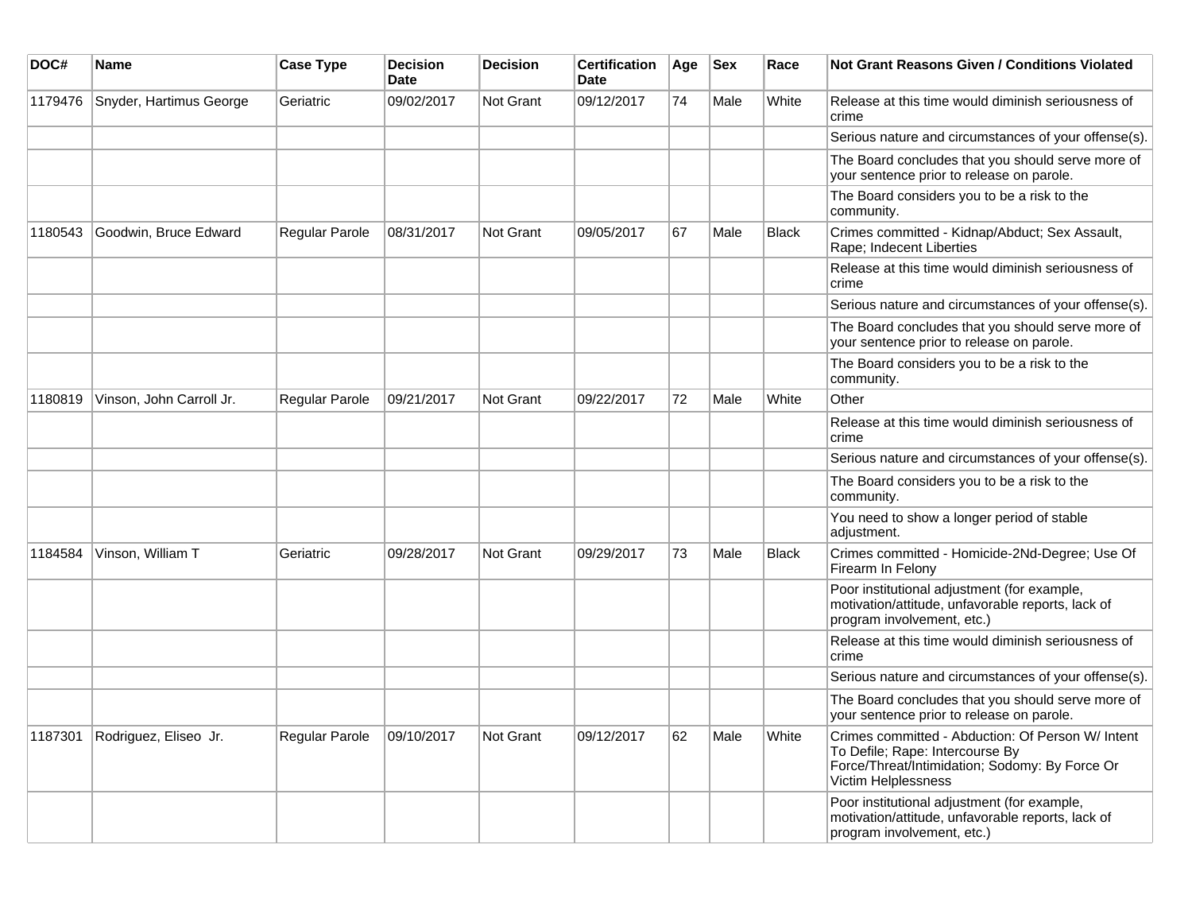| DOC# | Name | Case Type | Decision Date | Decision | Certification Date | Age | Sex | Race | Not Grant Reasons Given / Conditions Violated |
|---|---|---|---|---|---|---|---|---|---|
| 1179476 | Snyder, Hartimus George | Geriatric | 09/02/2017 | Not Grant | 09/12/2017 | 74 | Male | White | Release at this time would diminish seriousness of crime |
| | | | | | | | | | Serious nature and circumstances of your offense(s). |
| | | | | | | | | | The Board concludes that you should serve more of your sentence prior to release on parole. |
| | | | | | | | | | The Board considers you to be a risk to the community. |
| 1180543 | Goodwin, Bruce Edward | Regular Parole | 08/31/2017 | Not Grant | 09/05/2017 | 67 | Male | Black | Crimes committed - Kidnap/Abduct; Sex Assault, Rape; Indecent Liberties |
| | | | | | | | | | Release at this time would diminish seriousness of crime |
| | | | | | | | | | Serious nature and circumstances of your offense(s). |
| | | | | | | | | | The Board concludes that you should serve more of your sentence prior to release on parole. |
| | | | | | | | | | The Board considers you to be a risk to the community. |
| 1180819 | Vinson, John Carroll Jr. | Regular Parole | 09/21/2017 | Not Grant | 09/22/2017 | 72 | Male | White | Other |
| | | | | | | | | | Release at this time would diminish seriousness of crime |
| | | | | | | | | | Serious nature and circumstances of your offense(s). |
| | | | | | | | | | The Board considers you to be a risk to the community. |
| | | | | | | | | | You need to show a longer period of stable adjustment. |
| 1184584 | Vinson, William T | Geriatric | 09/28/2017 | Not Grant | 09/29/2017 | 73 | Male | Black | Crimes committed - Homicide-2Nd-Degree; Use Of Firearm In Felony |
| | | | | | | | | | Poor institutional adjustment (for example, motivation/attitude, unfavorable reports, lack of program involvement, etc.) |
| | | | | | | | | | Release at this time would diminish seriousness of crime |
| | | | | | | | | | Serious nature and circumstances of your offense(s). |
| | | | | | | | | | The Board concludes that you should serve more of your sentence prior to release on parole. |
| 1187301 | Rodriguez, Eliseo Jr. | Regular Parole | 09/10/2017 | Not Grant | 09/12/2017 | 62 | Male | White | Crimes committed - Abduction: Of Person W/ Intent To Defile; Rape: Intercourse By Force/Threat/Intimidation; Sodomy: By Force Or Victim Helplessness |
| | | | | | | | | | Poor institutional adjustment (for example, motivation/attitude, unfavorable reports, lack of program involvement, etc.) |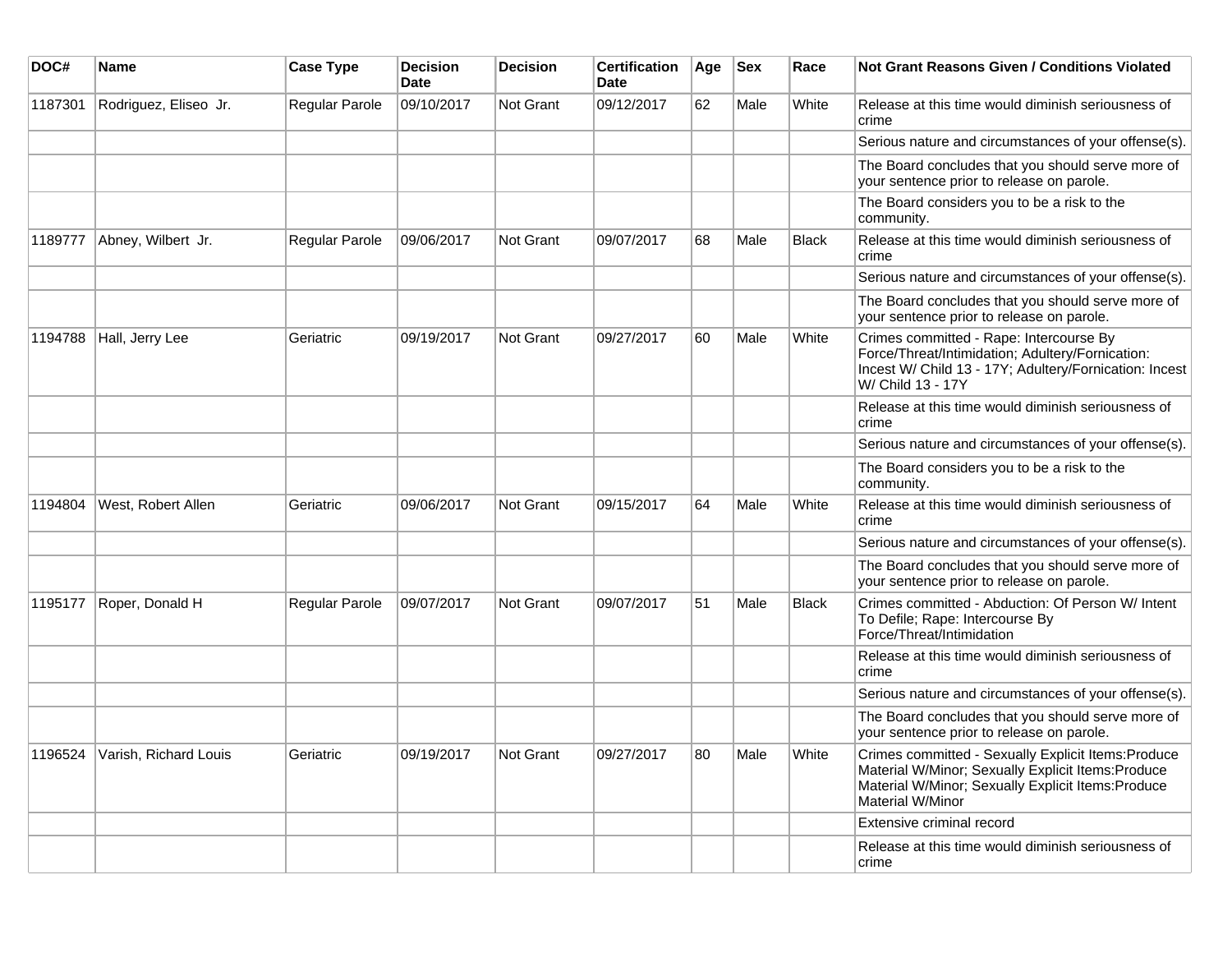| DOC# | Name | Case Type | Decision Date | Decision | Certification Date | Age | Sex | Race | Not Grant Reasons Given / Conditions Violated |
|---|---|---|---|---|---|---|---|---|---|
| 1187301 | Rodriguez, Eliseo Jr. | Regular Parole | 09/10/2017 | Not Grant | 09/12/2017 | 62 | Male | White | Release at this time would diminish seriousness of crime |
| | | | | | | | | | Serious nature and circumstances of your offense(s). |
| | | | | | | | | | The Board concludes that you should serve more of your sentence prior to release on parole. |
| | | | | | | | | | The Board considers you to be a risk to the community. |
| 1189777 | Abney, Wilbert Jr. | Regular Parole | 09/06/2017 | Not Grant | 09/07/2017 | 68 | Male | Black | Release at this time would diminish seriousness of crime |
| | | | | | | | | | Serious nature and circumstances of your offense(s). |
| | | | | | | | | | The Board concludes that you should serve more of your sentence prior to release on parole. |
| 1194788 | Hall, Jerry Lee | Geriatric | 09/19/2017 | Not Grant | 09/27/2017 | 60 | Male | White | Crimes committed - Rape: Intercourse By Force/Threat/Intimidation; Adultery/Fornication: Incest W/ Child 13 - 17Y; Adultery/Fornication: Incest W/ Child 13 - 17Y |
| | | | | | | | | | Release at this time would diminish seriousness of crime |
| | | | | | | | | | Serious nature and circumstances of your offense(s). |
| | | | | | | | | | The Board considers you to be a risk to the community. |
| 1194804 | West, Robert Allen | Geriatric | 09/06/2017 | Not Grant | 09/15/2017 | 64 | Male | White | Release at this time would diminish seriousness of crime |
| | | | | | | | | | Serious nature and circumstances of your offense(s). |
| | | | | | | | | | The Board concludes that you should serve more of your sentence prior to release on parole. |
| 1195177 | Roper, Donald H | Regular Parole | 09/07/2017 | Not Grant | 09/07/2017 | 51 | Male | Black | Crimes committed - Abduction: Of Person W/ Intent To Defile; Rape: Intercourse By Force/Threat/Intimidation |
| | | | | | | | | | Release at this time would diminish seriousness of crime |
| | | | | | | | | | Serious nature and circumstances of your offense(s). |
| | | | | | | | | | The Board concludes that you should serve more of your sentence prior to release on parole. |
| 1196524 | Varish, Richard Louis | Geriatric | 09/19/2017 | Not Grant | 09/27/2017 | 80 | Male | White | Crimes committed - Sexually Explicit Items:Produce Material W/Minor; Sexually Explicit Items:Produce Material W/Minor; Sexually Explicit Items:Produce Material W/Minor |
| | | | | | | | | | Extensive criminal record |
| | | | | | | | | | Release at this time would diminish seriousness of crime |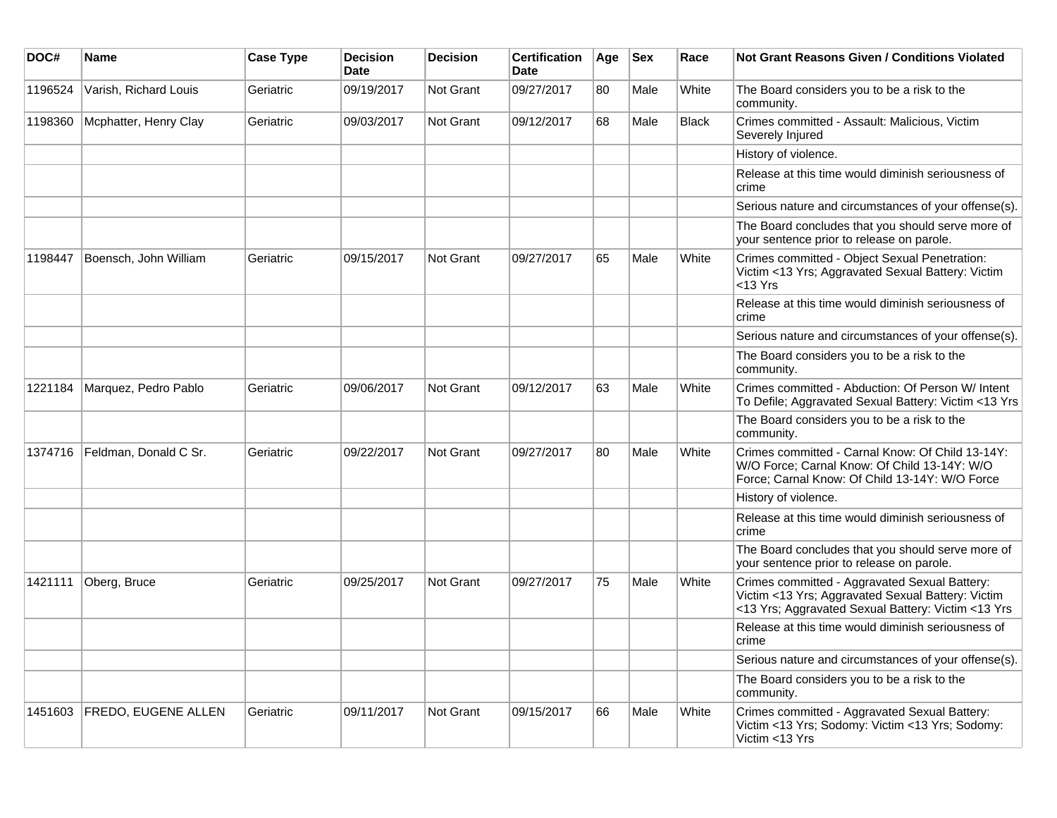| DOC# | Name | Case Type | Decision Date | Decision | Certification Date | Age | Sex | Race | Not Grant Reasons Given / Conditions Violated |
|---|---|---|---|---|---|---|---|---|---|
| 1196524 | Varish, Richard Louis | Geriatric | 09/19/2017 | Not Grant | 09/27/2017 | 80 | Male | White | The Board considers you to be a risk to the community. |
| 1198360 | Mcphatter, Henry Clay | Geriatric | 09/03/2017 | Not Grant | 09/12/2017 | 68 | Male | Black | Crimes committed - Assault: Malicious, Victim Severely Injured |
| | | | | | | | | | History of violence. |
| | | | | | | | | | Release at this time would diminish seriousness of crime |
| | | | | | | | | | Serious nature and circumstances of your offense(s). |
| | | | | | | | | | The Board concludes that you should serve more of your sentence prior to release on parole. |
| 1198447 | Boensch, John William | Geriatric | 09/15/2017 | Not Grant | 09/27/2017 | 65 | Male | White | Crimes committed - Object Sexual Penetration: Victim <13 Yrs; Aggravated Sexual Battery: Victim <13 Yrs |
| | | | | | | | | | Release at this time would diminish seriousness of crime |
| | | | | | | | | | Serious nature and circumstances of your offense(s). |
| | | | | | | | | | The Board considers you to be a risk to the community. |
| 1221184 | Marquez, Pedro Pablo | Geriatric | 09/06/2017 | Not Grant | 09/12/2017 | 63 | Male | White | Crimes committed - Abduction: Of Person W/ Intent To Defile; Aggravated Sexual Battery: Victim <13 Yrs |
| | | | | | | | | | The Board considers you to be a risk to the community. |
| 1374716 | Feldman, Donald C Sr. | Geriatric | 09/22/2017 | Not Grant | 09/27/2017 | 80 | Male | White | Crimes committed - Carnal Know: Of Child 13-14Y: W/O Force; Carnal Know: Of Child 13-14Y: W/O Force; Carnal Know: Of Child 13-14Y: W/O Force |
| | | | | | | | | | History of violence. |
| | | | | | | | | | Release at this time would diminish seriousness of crime |
| | | | | | | | | | The Board concludes that you should serve more of your sentence prior to release on parole. |
| 1421111 | Oberg, Bruce | Geriatric | 09/25/2017 | Not Grant | 09/27/2017 | 75 | Male | White | Crimes committed - Aggravated Sexual Battery: Victim <13 Yrs; Aggravated Sexual Battery: Victim <13 Yrs; Aggravated Sexual Battery: Victim <13 Yrs |
| | | | | | | | | | Release at this time would diminish seriousness of crime |
| | | | | | | | | | Serious nature and circumstances of your offense(s). |
| | | | | | | | | | The Board considers you to be a risk to the community. |
| 1451603 | FREDO, EUGENE ALLEN | Geriatric | 09/11/2017 | Not Grant | 09/15/2017 | 66 | Male | White | Crimes committed - Aggravated Sexual Battery: Victim <13 Yrs; Sodomy: Victim <13 Yrs; Sodomy: Victim <13 Yrs |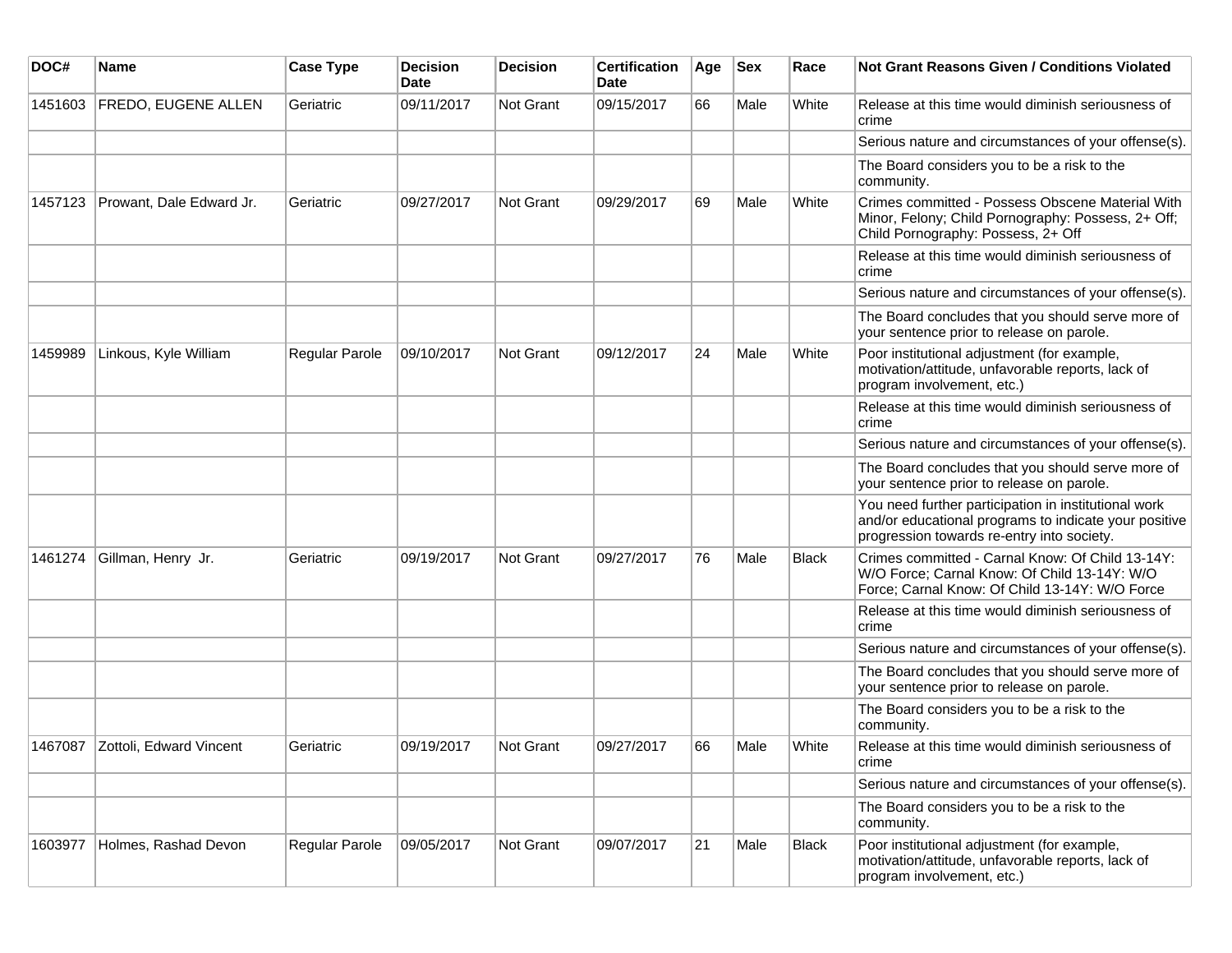| DOC# | Name | Case Type | Decision Date | Decision | Certification Date | Age | Sex | Race | Not Grant Reasons Given / Conditions Violated |
|---|---|---|---|---|---|---|---|---|---|
| 1451603 | FREDO, EUGENE ALLEN | Geriatric | 09/11/2017 | Not Grant | 09/15/2017 | 66 | Male | White | Release at this time would diminish seriousness of crime |
| | | | | | | | | | Serious nature and circumstances of your offense(s). |
| | | | | | | | | | The Board considers you to be a risk to the community. |
| 1457123 | Prowant, Dale Edward Jr. | Geriatric | 09/27/2017 | Not Grant | 09/29/2017 | 69 | Male | White | Crimes committed - Possess Obscene Material With Minor, Felony; Child Pornography: Possess, 2+ Off; Child Pornography: Possess, 2+ Off |
| | | | | | | | | | Release at this time would diminish seriousness of crime |
| | | | | | | | | | Serious nature and circumstances of your offense(s). |
| | | | | | | | | | The Board concludes that you should serve more of your sentence prior to release on parole. |
| 1459989 | Linkous, Kyle William | Regular Parole | 09/10/2017 | Not Grant | 09/12/2017 | 24 | Male | White | Poor institutional adjustment (for example, motivation/attitude, unfavorable reports, lack of program involvement, etc.) |
| | | | | | | | | | Release at this time would diminish seriousness of crime |
| | | | | | | | | | Serious nature and circumstances of your offense(s). |
| | | | | | | | | | The Board concludes that you should serve more of your sentence prior to release on parole. |
| | | | | | | | | | You need further participation in institutional work and/or educational programs to indicate your positive progression towards re-entry into society. |
| 1461274 | Gillman, Henry Jr. | Geriatric | 09/19/2017 | Not Grant | 09/27/2017 | 76 | Male | Black | Crimes committed - Carnal Know: Of Child 13-14Y: W/O Force; Carnal Know: Of Child 13-14Y: W/O Force; Carnal Know: Of Child 13-14Y: W/O Force |
| | | | | | | | | | Release at this time would diminish seriousness of crime |
| | | | | | | | | | Serious nature and circumstances of your offense(s). |
| | | | | | | | | | The Board concludes that you should serve more of your sentence prior to release on parole. |
| | | | | | | | | | The Board considers you to be a risk to the community. |
| 1467087 | Zottoli, Edward Vincent | Geriatric | 09/19/2017 | Not Grant | 09/27/2017 | 66 | Male | White | Release at this time would diminish seriousness of crime |
| | | | | | | | | | Serious nature and circumstances of your offense(s). |
| | | | | | | | | | The Board considers you to be a risk to the community. |
| 1603977 | Holmes, Rashad Devon | Regular Parole | 09/05/2017 | Not Grant | 09/07/2017 | 21 | Male | Black | Poor institutional adjustment (for example, motivation/attitude, unfavorable reports, lack of program involvement, etc.) |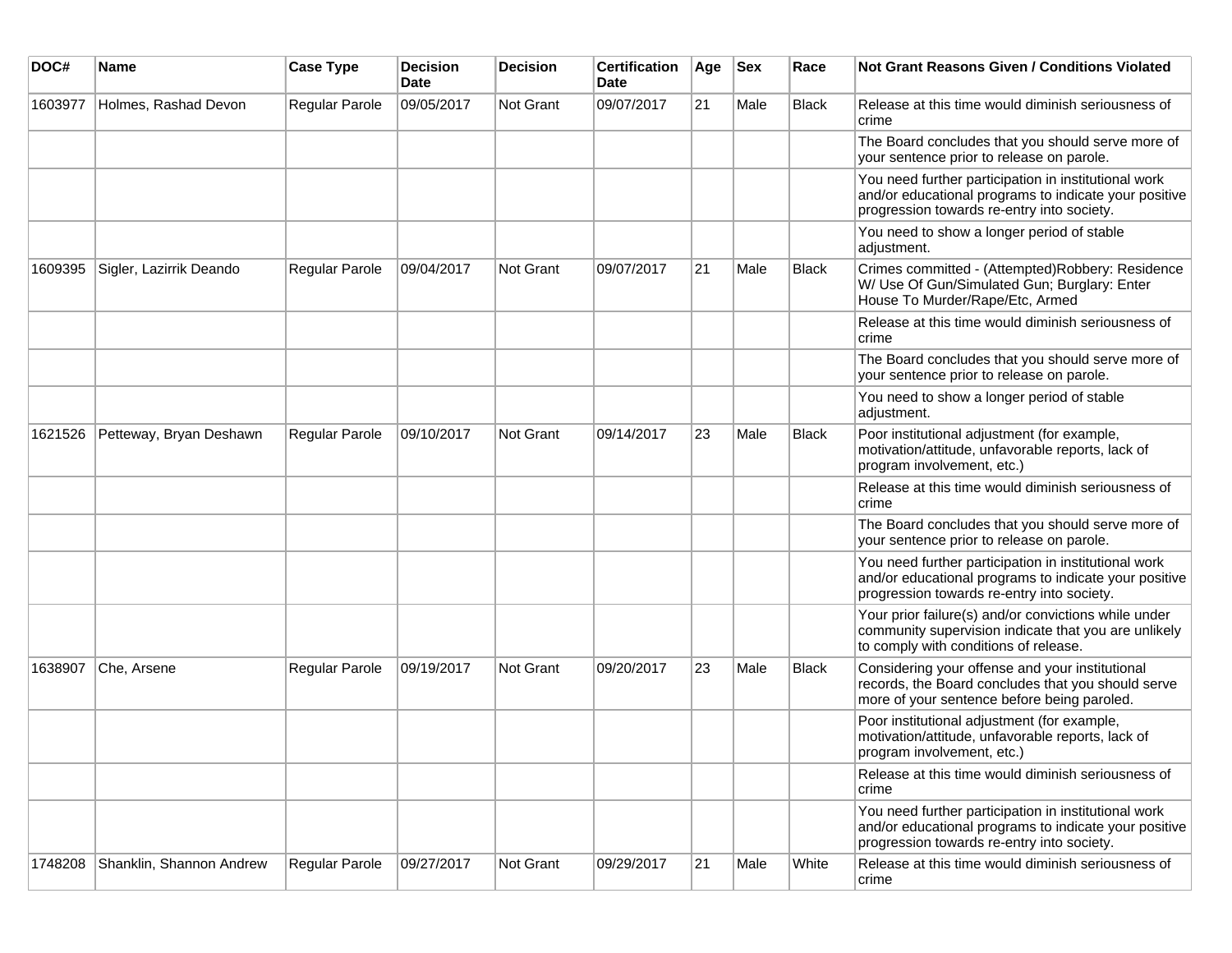| DOC# | Name | Case Type | Decision Date | Decision | Certification Date | Age | Sex | Race | Not Grant Reasons Given / Conditions Violated |
|---|---|---|---|---|---|---|---|---|---|
| 1603977 | Holmes, Rashad Devon | Regular Parole | 09/05/2017 | Not Grant | 09/07/2017 | 21 | Male | Black | Release at this time would diminish seriousness of crime |
| | | | | | | | | | The Board concludes that you should serve more of your sentence prior to release on parole. |
| | | | | | | | | | You need further participation in institutional work and/or educational programs to indicate your positive progression towards re-entry into society. |
| | | | | | | | | | You need to show a longer period of stable adjustment. |
| 1609395 | Sigler, Lazirrik Deando | Regular Parole | 09/04/2017 | Not Grant | 09/07/2017 | 21 | Male | Black | Crimes committed - (Attempted)Robbery: Residence W/ Use Of Gun/Simulated Gun; Burglary: Enter House To Murder/Rape/Etc, Armed |
| | | | | | | | | | Release at this time would diminish seriousness of crime |
| | | | | | | | | | The Board concludes that you should serve more of your sentence prior to release on parole. |
| | | | | | | | | | You need to show a longer period of stable adjustment. |
| 1621526 | Petteway, Bryan Deshawn | Regular Parole | 09/10/2017 | Not Grant | 09/14/2017 | 23 | Male | Black | Poor institutional adjustment (for example, motivation/attitude, unfavorable reports, lack of program involvement, etc.) |
| | | | | | | | | | Release at this time would diminish seriousness of crime |
| | | | | | | | | | The Board concludes that you should serve more of your sentence prior to release on parole. |
| | | | | | | | | | You need further participation in institutional work and/or educational programs to indicate your positive progression towards re-entry into society. |
| | | | | | | | | | Your prior failure(s) and/or convictions while under community supervision indicate that you are unlikely to comply with conditions of release. |
| 1638907 | Che, Arsene | Regular Parole | 09/19/2017 | Not Grant | 09/20/2017 | 23 | Male | Black | Considering your offense and your institutional records, the Board concludes that you should serve more of your sentence before being paroled. |
| | | | | | | | | | Poor institutional adjustment (for example, motivation/attitude, unfavorable reports, lack of program involvement, etc.) |
| | | | | | | | | | Release at this time would diminish seriousness of crime |
| | | | | | | | | | You need further participation in institutional work and/or educational programs to indicate your positive progression towards re-entry into society. |
| 1748208 | Shanklin, Shannon Andrew | Regular Parole | 09/27/2017 | Not Grant | 09/29/2017 | 21 | Male | White | Release at this time would diminish seriousness of crime |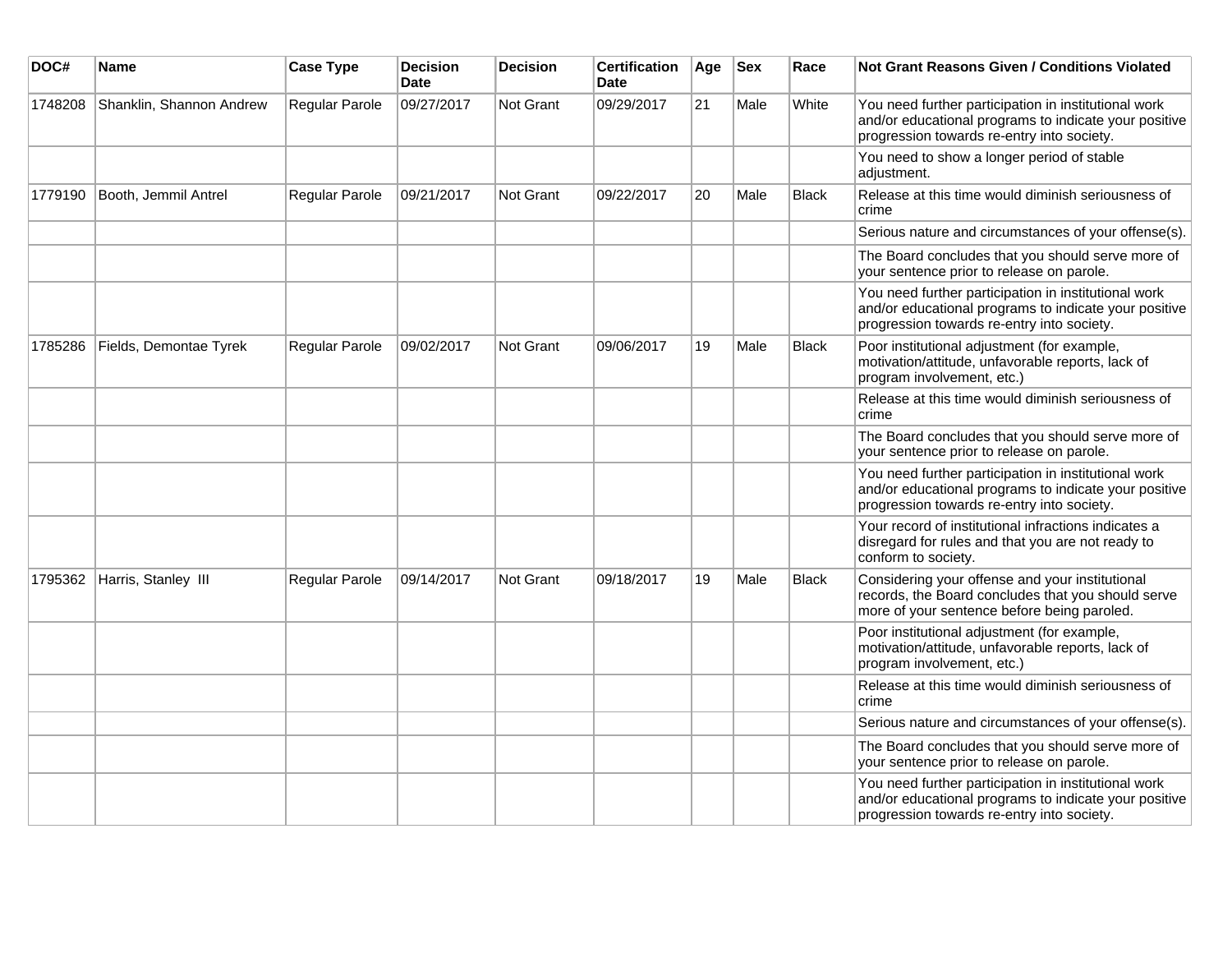| DOC# | Name | Case Type | Decision Date | Decision | Certification Date | Age | Sex | Race | Not Grant Reasons Given / Conditions Violated |
|---|---|---|---|---|---|---|---|---|---|
| 1748208 | Shanklin, Shannon Andrew | Regular Parole | 09/27/2017 | Not Grant | 09/29/2017 | 21 | Male | White | You need further participation in institutional work and/or educational programs to indicate your positive progression towards re-entry into society. |
| | | | | | | | | | You need to show a longer period of stable adjustment. |
| 1779190 | Booth, Jemmil Antrel | Regular Parole | 09/21/2017 | Not Grant | 09/22/2017 | 20 | Male | Black | Release at this time would diminish seriousness of crime |
| | | | | | | | | | Serious nature and circumstances of your offense(s). |
| | | | | | | | | | The Board concludes that you should serve more of your sentence prior to release on parole. |
| | | | | | | | | | You need further participation in institutional work and/or educational programs to indicate your positive progression towards re-entry into society. |
| 1785286 | Fields, Demontae Tyrek | Regular Parole | 09/02/2017 | Not Grant | 09/06/2017 | 19 | Male | Black | Poor institutional adjustment (for example, motivation/attitude, unfavorable reports, lack of program involvement, etc.) |
| | | | | | | | | | Release at this time would diminish seriousness of crime |
| | | | | | | | | | The Board concludes that you should serve more of your sentence prior to release on parole. |
| | | | | | | | | | You need further participation in institutional work and/or educational programs to indicate your positive progression towards re-entry into society. |
| | | | | | | | | | Your record of institutional infractions indicates a disregard for rules and that you are not ready to conform to society. |
| 1795362 | Harris, Stanley III | Regular Parole | 09/14/2017 | Not Grant | 09/18/2017 | 19 | Male | Black | Considering your offense and your institutional records, the Board concludes that you should serve more of your sentence before being paroled. |
| | | | | | | | | | Poor institutional adjustment (for example, motivation/attitude, unfavorable reports, lack of program involvement, etc.) |
| | | | | | | | | | Release at this time would diminish seriousness of crime |
| | | | | | | | | | Serious nature and circumstances of your offense(s). |
| | | | | | | | | | The Board concludes that you should serve more of your sentence prior to release on parole. |
| | | | | | | | | | You need further participation in institutional work and/or educational programs to indicate your positive progression towards re-entry into society. |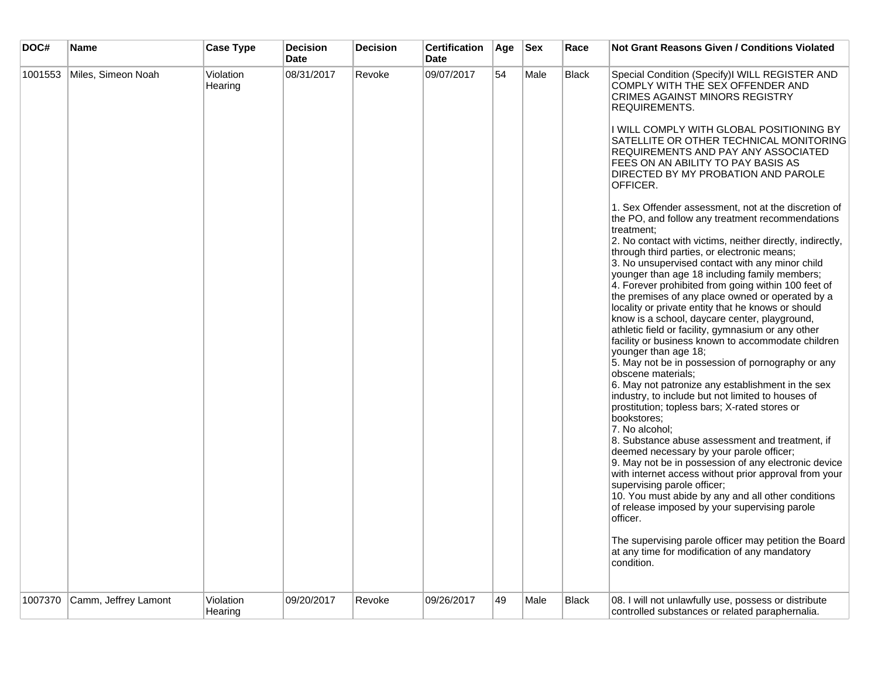| DOC# | Name | Case Type | Decision Date | Decision | Certification Date | Age | Sex | Race | Not Grant Reasons Given / Conditions Violated |
|---|---|---|---|---|---|---|---|---|---|
| 1001553 | Miles, Simeon Noah | Violation Hearing | 08/31/2017 | Revoke | 09/07/2017 | 54 | Male | Black | Special Condition (Specify)I WILL REGISTER AND COMPLY WITH THE SEX OFFENDER AND CRIMES AGAINST MINORS REGISTRY REQUIREMENTS.<br><br>I WILL COMPLY WITH GLOBAL POSITIONING BY SATELLITE OR OTHER TECHNICAL MONITORING REQUIREMENTS AND PAY ANY ASSOCIATED FEES ON AN ABILITY TO PAY BASIS AS DIRECTED BY MY PROBATION AND PAROLE OFFICER.<br><br>1. Sex Offender assessment, not at the discretion of the PO, and follow any treatment recommendations treatment;<br>2. No contact with victims, neither directly, indirectly, through third parties, or electronic means;<br>3. No unsupervised contact with any minor child younger than age 18 including family members;<br>4. Forever prohibited from going within 100 feet of the premises of any place owned or operated by a locality or private entity that he knows or should know is a school, daycare center, playground, athletic field or facility, gymnasium or any other facility or business known to accommodate children younger than age 18;<br>5. May not be in possession of pornography or any obscene materials;<br>6. May not patronize any establishment in the sex industry, to include but not limited to houses of prostitution; topless bars; X-rated stores or bookstores;<br>7. No alcohol;<br>8. Substance abuse assessment and treatment, if deemed necessary by your parole officer;<br>9. May not be in possession of any electronic device with internet access without prior approval from your supervising parole officer;<br>10. You must abide by any and all other conditions of release imposed by your supervising parole officer.<br><br>The supervising parole officer may petition the Board at any time for modification of any mandatory condition. |
| 1007370 | Camm, Jeffrey Lamont | Violation Hearing | 09/20/2017 | Revoke | 09/26/2017 | 49 | Male | Black | 08. I will not unlawfully use, possess or distribute controlled substances or related paraphernalia. |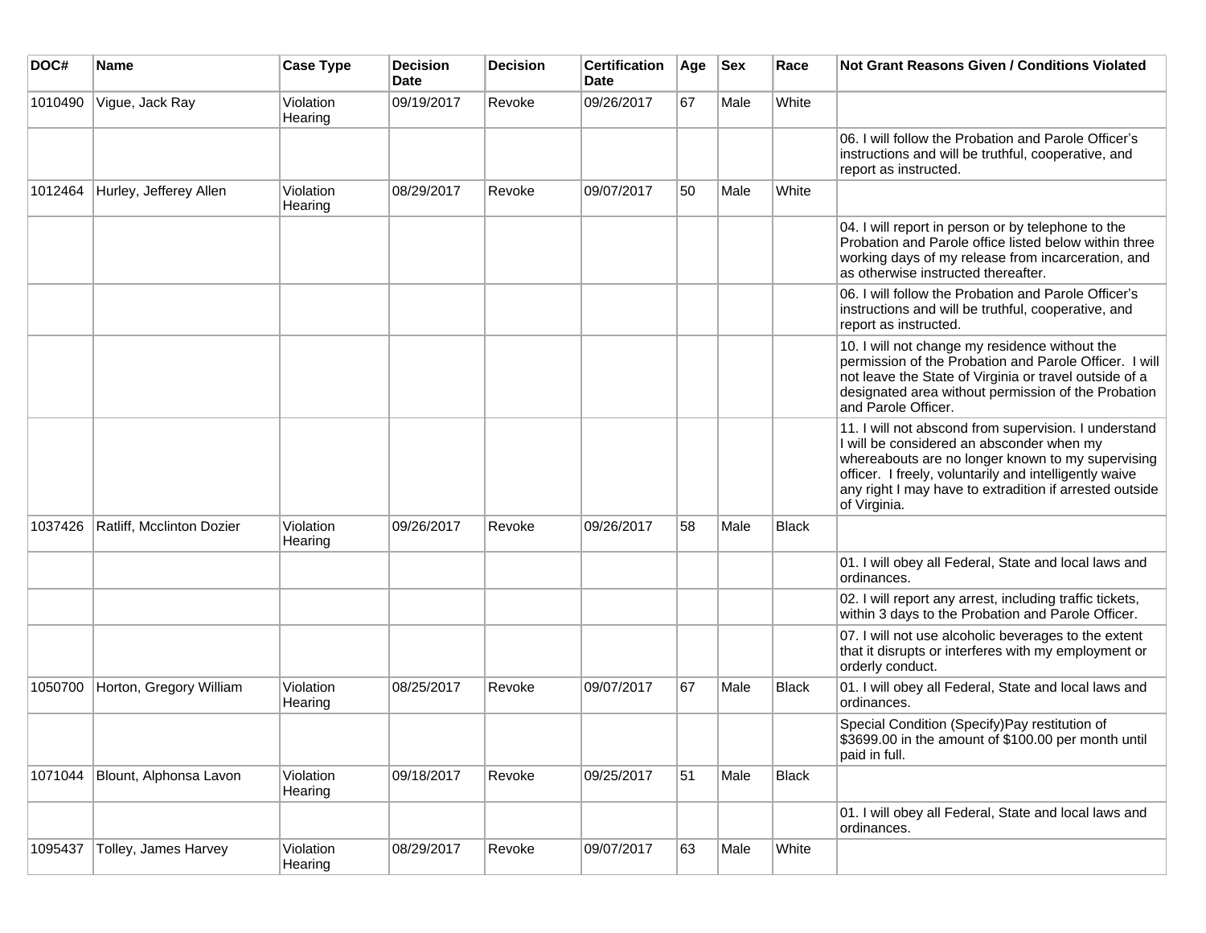| DOC# | Name | Case Type | Decision Date | Decision | Certification Date | Age | Sex | Race | Not Grant Reasons Given / Conditions Violated |
| --- | --- | --- | --- | --- | --- | --- | --- | --- | --- |
| 1010490 | Vigue, Jack Ray | Violation Hearing | 09/19/2017 | Revoke | 09/26/2017 | 67 | Male | White | |
| | | | | | | | | | 06. I will follow the Probation and Parole Officer's instructions and will be truthful, cooperative, and report as instructed. |
| 1012464 | Hurley, Jefferey Allen | Violation Hearing | 08/29/2017 | Revoke | 09/07/2017 | 50 | Male | White | |
| | | | | | | | | | 04. I will report in person or by telephone to the Probation and Parole office listed below within three working days of my release from incarceration, and as otherwise instructed thereafter. |
| | | | | | | | | | 06. I will follow the Probation and Parole Officer's instructions and will be truthful, cooperative, and report as instructed. |
| | | | | | | | | | 10. I will not change my residence without the permission of the Probation and Parole Officer. I will not leave the State of Virginia or travel outside of a designated area without permission of the Probation and Parole Officer. |
| | | | | | | | | | 11. I will not abscond from supervision. I understand I will be considered an absconder when my whereabouts are no longer known to my supervising officer. I freely, voluntarily and intelligently waive any right I may have to extradition if arrested outside of Virginia. |
| 1037426 | Ratliff, Mcclinton Dozier | Violation Hearing | 09/26/2017 | Revoke | 09/26/2017 | 58 | Male | Black | |
| | | | | | | | | | 01. I will obey all Federal, State and local laws and ordinances. |
| | | | | | | | | | 02. I will report any arrest, including traffic tickets, within 3 days to the Probation and Parole Officer. |
| | | | | | | | | | 07. I will not use alcoholic beverages to the extent that it disrupts or interferes with my employment or orderly conduct. |
| 1050700 | Horton, Gregory William | Violation Hearing | 08/25/2017 | Revoke | 09/07/2017 | 67 | Male | Black | 01. I will obey all Federal, State and local laws and ordinances. |
| | | | | | | | | | Special Condition (Specify)Pay restitution of $3699.00 in the amount of $100.00 per month until paid in full. |
| 1071044 | Blount, Alphonsa Lavon | Violation Hearing | 09/18/2017 | Revoke | 09/25/2017 | 51 | Male | Black | |
| | | | | | | | | | 01. I will obey all Federal, State and local laws and ordinances. |
| 1095437 | Tolley, James Harvey | Violation Hearing | 08/29/2017 | Revoke | 09/07/2017 | 63 | Male | White | |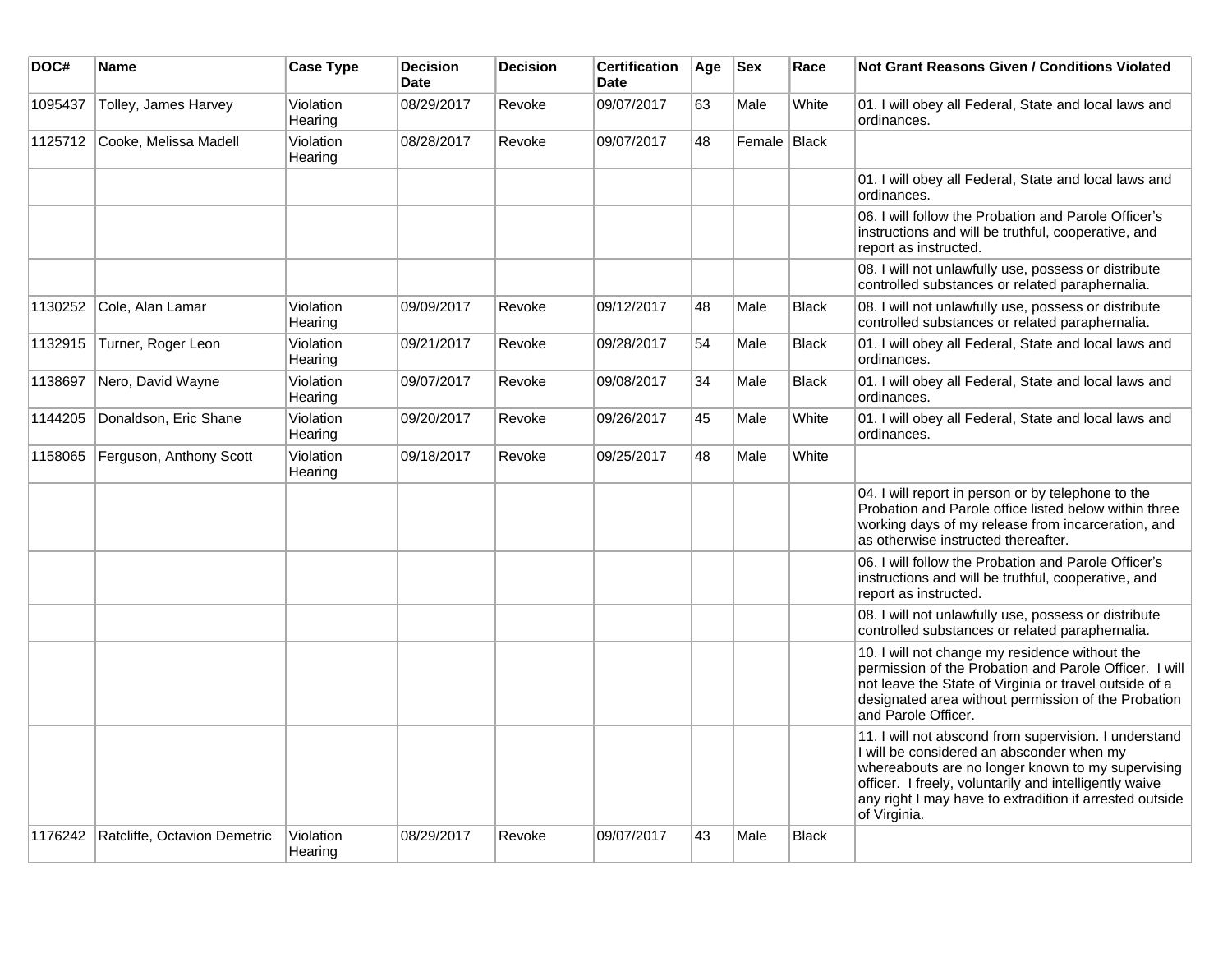| DOC# | Name | Case Type | Decision Date | Decision | Certification Date | Age | Sex | Race | Not Grant Reasons Given / Conditions Violated |
|---|---|---|---|---|---|---|---|---|---|
| 1095437 | Tolley, James Harvey | Violation Hearing | 08/29/2017 | Revoke | 09/07/2017 | 63 | Male | White | 01. I will obey all Federal, State and local laws and ordinances. |
| 1125712 | Cooke, Melissa Madell | Violation Hearing | 08/28/2017 | Revoke | 09/07/2017 | 48 | Female | Black | |
| | | | | | | | | | 01. I will obey all Federal, State and local laws and ordinances. |
| | | | | | | | | | 06. I will follow the Probation and Parole Officer's instructions and will be truthful, cooperative, and report as instructed. |
| | | | | | | | | | 08. I will not unlawfully use, possess or distribute controlled substances or related paraphernalia. |
| 1130252 | Cole, Alan Lamar | Violation Hearing | 09/09/2017 | Revoke | 09/12/2017 | 48 | Male | Black | 08. I will not unlawfully use, possess or distribute controlled substances or related paraphernalia. |
| 1132915 | Turner, Roger Leon | Violation Hearing | 09/21/2017 | Revoke | 09/28/2017 | 54 | Male | Black | 01. I will obey all Federal, State and local laws and ordinances. |
| 1138697 | Nero, David Wayne | Violation Hearing | 09/07/2017 | Revoke | 09/08/2017 | 34 | Male | Black | 01. I will obey all Federal, State and local laws and ordinances. |
| 1144205 | Donaldson, Eric Shane | Violation Hearing | 09/20/2017 | Revoke | 09/26/2017 | 45 | Male | White | 01. I will obey all Federal, State and local laws and ordinances. |
| 1158065 | Ferguson, Anthony Scott | Violation Hearing | 09/18/2017 | Revoke | 09/25/2017 | 48 | Male | White | |
| | | | | | | | | | 04. I will report in person or by telephone to the Probation and Parole office listed below within three working days of my release from incarceration, and as otherwise instructed thereafter. |
| | | | | | | | | | 06. I will follow the Probation and Parole Officer's instructions and will be truthful, cooperative, and report as instructed. |
| | | | | | | | | | 08. I will not unlawfully use, possess or distribute controlled substances or related paraphernalia. |
| | | | | | | | | | 10. I will not change my residence without the permission of the Probation and Parole Officer. I will not leave the State of Virginia or travel outside of a designated area without permission of the Probation and Parole Officer. |
| | | | | | | | | | 11. I will not abscond from supervision. I understand I will be considered an absconder when my whereabouts are no longer known to my supervising officer. I freely, voluntarily and intelligently waive any right I may have to extradition if arrested outside of Virginia. |
| 1176242 | Ratcliffe, Octavion Demetric | Violation Hearing | 08/29/2017 | Revoke | 09/07/2017 | 43 | Male | Black | |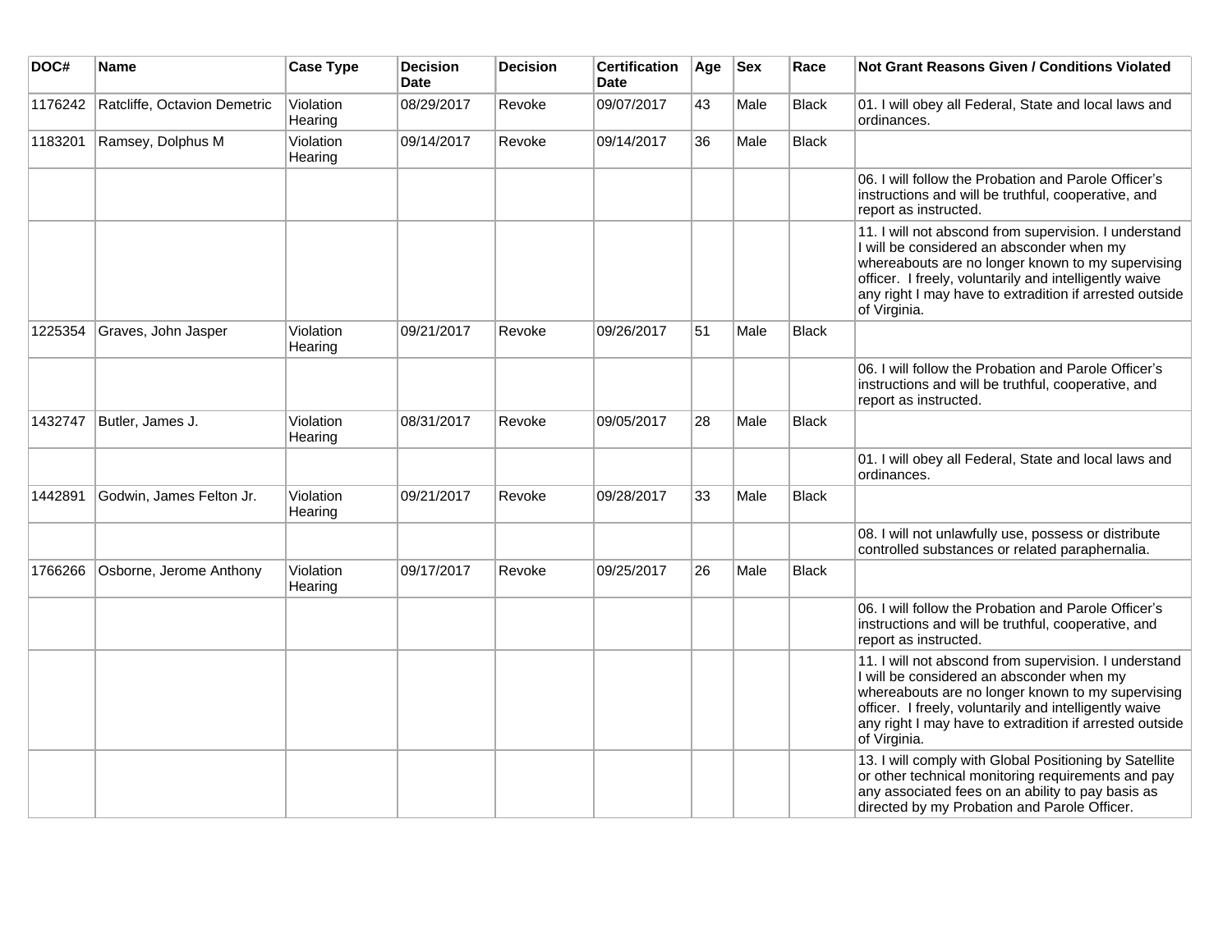| DOC# | Name | Case Type | Decision Date | Decision | Certification Date | Age | Sex | Race | Not Grant Reasons Given / Conditions Violated |
|---|---|---|---|---|---|---|---|---|---|
| 1176242 | Ratcliffe, Octavion Demetric | Violation Hearing | 08/29/2017 | Revoke | 09/07/2017 | 43 | Male | Black | 01. I will obey all Federal, State and local laws and ordinances. |
| 1183201 | Ramsey, Dolphus M | Violation Hearing | 09/14/2017 | Revoke | 09/14/2017 | 36 | Male | Black | |
| | | | | | | | | | 06. I will follow the Probation and Parole Officer's instructions and will be truthful, cooperative, and report as instructed. |
| | | | | | | | | | 11. I will not abscond from supervision. I understand I will be considered an absconder when my whereabouts are no longer known to my supervising officer. I freely, voluntarily and intelligently waive any right I may have to extradition if arrested outside of Virginia. |
| 1225354 | Graves, John Jasper | Violation Hearing | 09/21/2017 | Revoke | 09/26/2017 | 51 | Male | Black | |
| | | | | | | | | | 06. I will follow the Probation and Parole Officer's instructions and will be truthful, cooperative, and report as instructed. |
| 1432747 | Butler, James J. | Violation Hearing | 08/31/2017 | Revoke | 09/05/2017 | 28 | Male | Black | |
| | | | | | | | | | 01. I will obey all Federal, State and local laws and ordinances. |
| 1442891 | Godwin, James Felton Jr. | Violation Hearing | 09/21/2017 | Revoke | 09/28/2017 | 33 | Male | Black | |
| | | | | | | | | | 08. I will not unlawfully use, possess or distribute controlled substances or related paraphernalia. |
| 1766266 | Osborne, Jerome Anthony | Violation Hearing | 09/17/2017 | Revoke | 09/25/2017 | 26 | Male | Black | |
| | | | | | | | | | 06. I will follow the Probation and Parole Officer's instructions and will be truthful, cooperative, and report as instructed. |
| | | | | | | | | | 11. I will not abscond from supervision. I understand I will be considered an absconder when my whereabouts are no longer known to my supervising officer. I freely, voluntarily and intelligently waive any right I may have to extradition if arrested outside of Virginia. |
| | | | | | | | | | 13. I will comply with Global Positioning by Satellite or other technical monitoring requirements and pay any associated fees on an ability to pay basis as directed by my Probation and Parole Officer. |